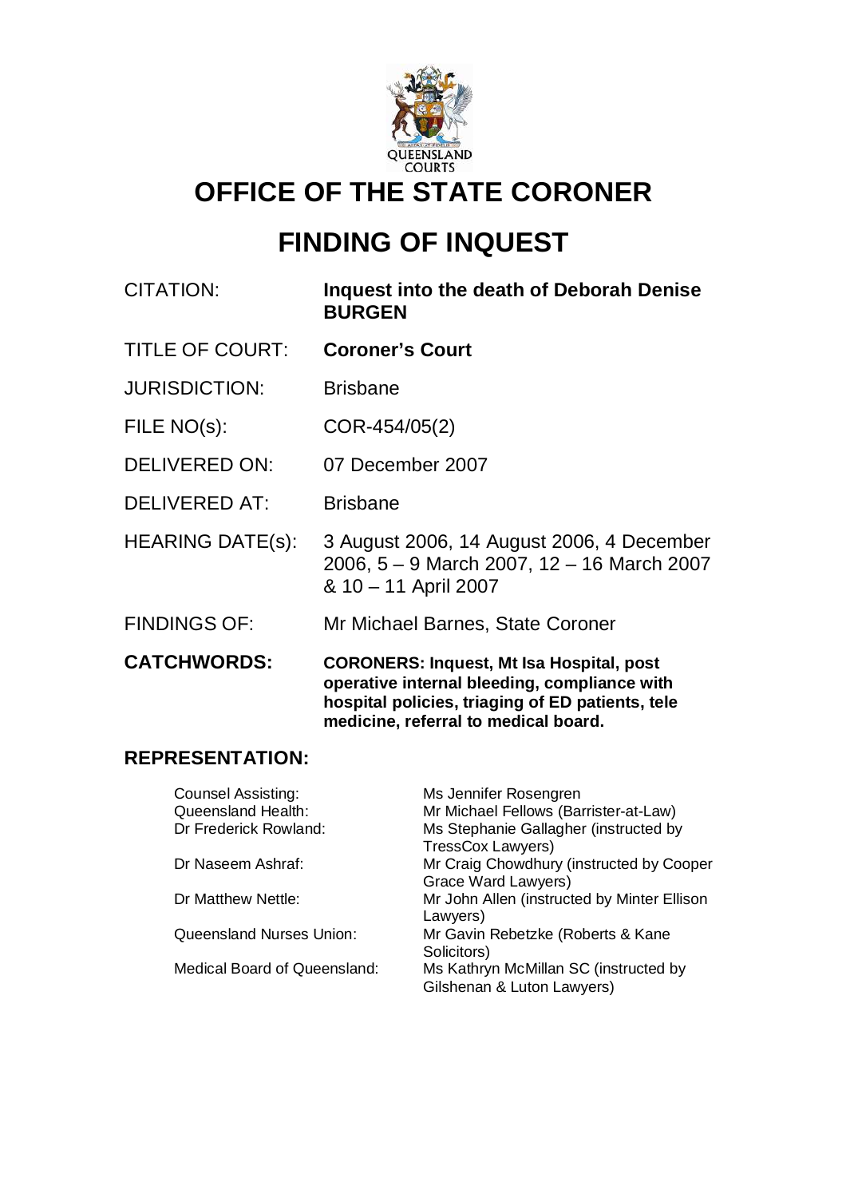QUEENSLAND COURTS

# OFFICE OF THE STATE CORONER

# FINDING OF INQUEST

| | |
|---|---|
| CITATION: | **Inquest into the death of Deborah Denise BURGEN** |
| TITLE OF COURT: | **Coroner's Court** |
| JURISDICTION: | Brisbane |
| FILE NO(s): | COR-454/05(2) |
| DELIVERED ON: | 07 December 2007 |
| DELIVERED AT: | Brisbane |
| HEARING DATE(s): | 3 August 2006, 14 August 2006, 4 December 2006, 5 – 9 March 2007, 12 – 16 March 2007 & 10 – 11 April 2007 |
| FINDINGS OF: | Mr Michael Barnes, State Coroner |
| **CATCHWORDS:** | **CORONERS: Inquest, Mt Isa Hospital, post operative internal bleeding, compliance with hospital policies, triaging of ED patients, tele medicine, referral to medical board.** |

## REPRESENTATION:

| | |
|---|---|
| Counsel Assisting: | Ms Jennifer Rosengren |
| Queensland Health: | Mr Michael Fellows (Barrister-at-Law) |
| Dr Frederick Rowland: | Ms Stephanie Gallagher (instructed by TressCox Lawyers) |
| Dr Naseem Ashraf: | Mr Craig Chowdhury (instructed by Cooper Grace Ward Lawyers) |
| Dr Matthew Nettle: | Mr John Allen (instructed by Minter Ellison Lawyers) |
| Queensland Nurses Union: | Mr Gavin Rebetzke (Roberts & Kane Solicitors) |
| Medical Board of Queensland: | Ms Kathryn McMillan SC (instructed by Gilshenan & Luton Lawyers) |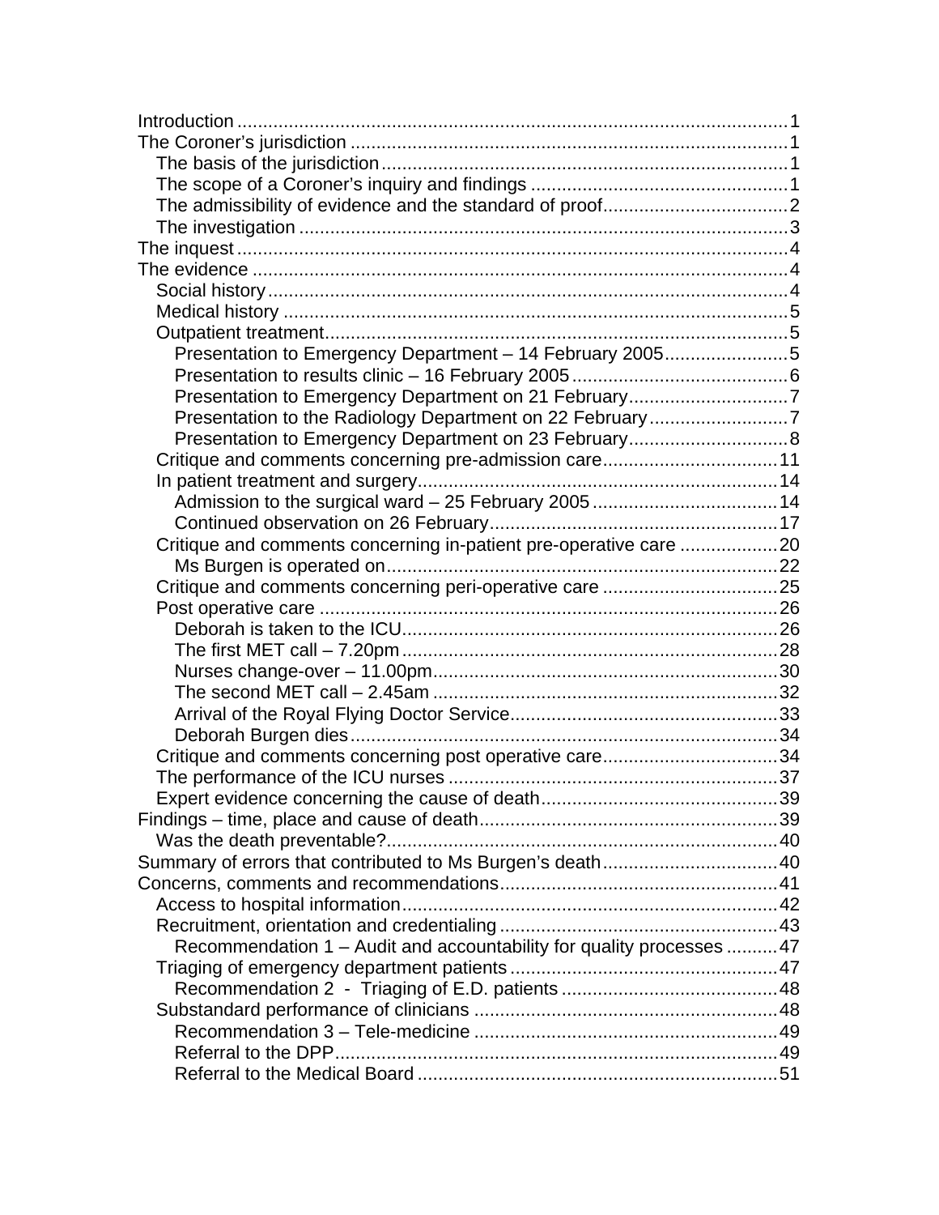- Introduction ............................................................................................ 1
- The Coroner's jurisdiction ..................................................................... 1
  - The basis of the jurisdiction ............................................................... 1
  - The scope of a Coroner's inquiry and findings .................................. 1
  - The admissibility of evidence and the standard of proof .................... 2
  - The investigation .............................................................................. 3
- The inquest ............................................................................................ 4
- The evidence ......................................................................................... 4
  - Social history ..................................................................................... 4
  - Medical history .................................................................................. 5
  - Outpatient treatment .......................................................................... 5
    - Presentation to Emergency Department – 14 February 2005 ........ 5
    - Presentation to results clinic – 16 February 2005 .......................... 6
    - Presentation to Emergency Department on 21 February ............... 7
    - Presentation to the Radiology Department on 22 February ........... 7
    - Presentation to Emergency Department on 23 February ............... 8
  - Critique and comments concerning pre-admission care .................. 11
  - In patient treatment and surgery ....................................................... 14
    - Admission to the surgical ward – 25 February 2005 .................... 14
    - Continued observation on 26 February ........................................ 17
  - Critique and comments concerning in-patient pre-operative care ... 20
    - Ms Burgen is operated on ............................................................ 22
  - Critique and comments concerning peri-operative care .................. 25
  - Post operative care ......................................................................... 26
    - Deborah is taken to the ICU ......................................................... 26
    - The first MET call – 7.20pm ......................................................... 28
    - Nurses change-over – 11.00pm ................................................... 30
    - The second MET call – 2.45am .................................................... 32
    - Arrival of the Royal Flying Doctor Service .................................... 33
    - Deborah Burgen dies ................................................................... 34
  - Critique and comments concerning post operative care .................. 34
  - The performance of the ICU nurses ................................................ 37
  - Expert evidence concerning the cause of death .............................. 39
- Findings – time, place and cause of death ........................................... 39
  - Was the death preventable? ............................................................ 40
- Summary of errors that contributed to Ms Burgen's death .................. 40
- Concerns, comments and recommendations ...................................... 41
  - Access to hospital information ......................................................... 42
  - Recruitment, orientation and credentialing ...................................... 43
    - Recommendation 1 – Audit and accountability for quality processes .......... 47
  - Triaging of emergency department patients .................................... 47
    - Recommendation 2 - Triaging of E.D. patients ........................... 48
  - Substandard performance of clinicians ........................................... 48
    - Recommendation 3 – Tele-medicine ........................................... 49
    - Referral to the DPP ...................................................................... 49
    - Referral to the Medical Board ...................................................... 51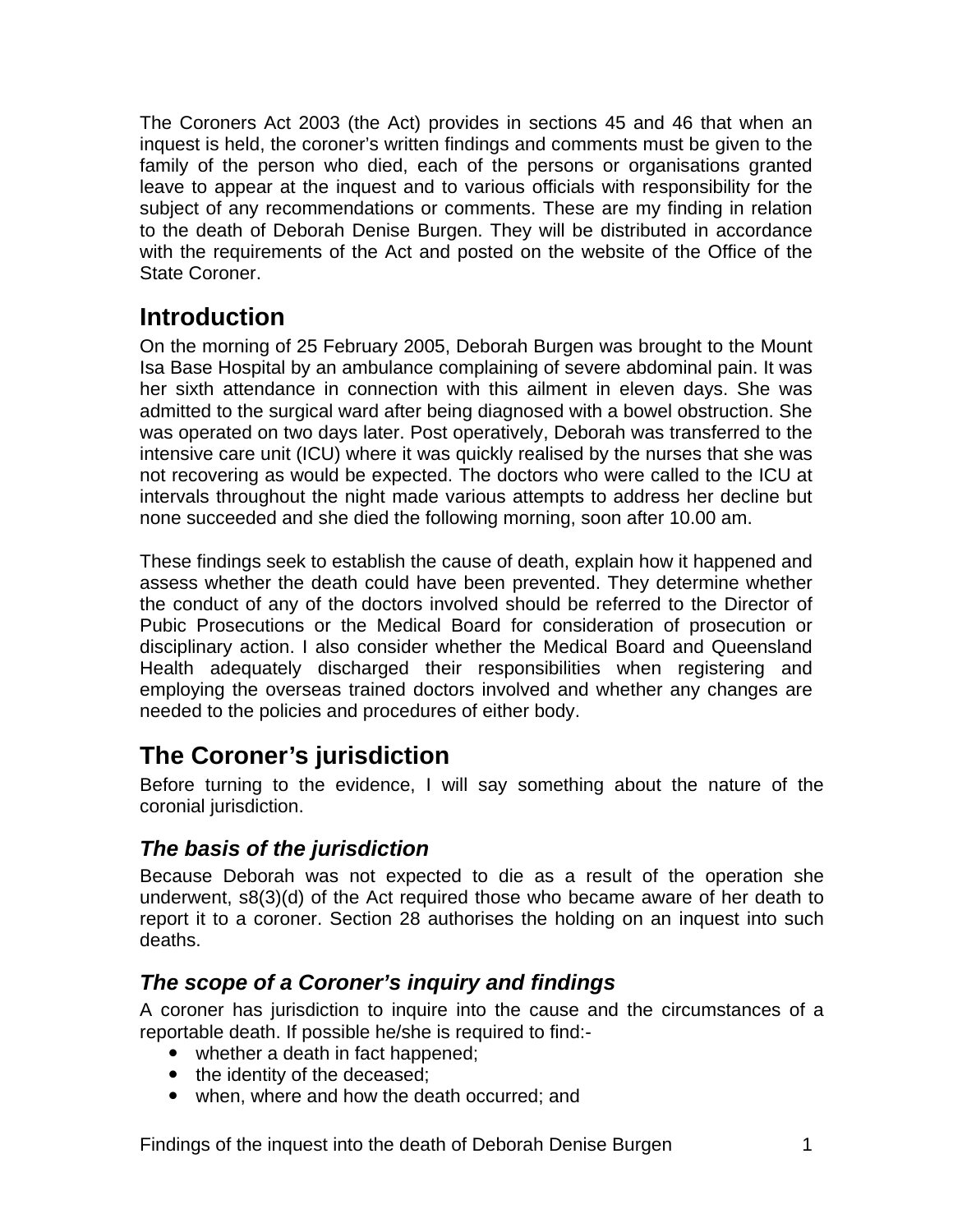The Coroners Act 2003 (the Act) provides in sections 45 and 46 that when an inquest is held, the coroner's written findings and comments must be given to the family of the person who died, each of the persons or organisations granted leave to appear at the inquest and to various officials with responsibility for the subject of any recommendations or comments. These are my finding in relation to the death of Deborah Denise Burgen. They will be distributed in accordance with the requirements of the Act and posted on the website of the Office of the State Coroner.

## Introduction

On the morning of 25 February 2005, Deborah Burgen was brought to the Mount Isa Base Hospital by an ambulance complaining of severe abdominal pain. It was her sixth attendance in connection with this ailment in eleven days. She was admitted to the surgical ward after being diagnosed with a bowel obstruction. She was operated on two days later. Post operatively, Deborah was transferred to the intensive care unit (ICU) where it was quickly realised by the nurses that she was not recovering as would be expected. The doctors who were called to the ICU at intervals throughout the night made various attempts to address her decline but none succeeded and she died the following morning, soon after 10.00 am.

These findings seek to establish the cause of death, explain how it happened and assess whether the death could have been prevented. They determine whether the conduct of any of the doctors involved should be referred to the Director of Pubic Prosecutions or the Medical Board for consideration of prosecution or disciplinary action. I also consider whether the Medical Board and Queensland Health adequately discharged their responsibilities when registering and employing the overseas trained doctors involved and whether any changes are needed to the policies and procedures of either body.

## The Coroner's jurisdiction

Before turning to the evidence, I will say something about the nature of the coronial jurisdiction.

### *The basis of the jurisdiction*

Because Deborah was not expected to die as a result of the operation she underwent, s8(3)(d) of the Act required those who became aware of her death to report it to a coroner. Section 28 authorises the holding on an inquest into such deaths.

### *The scope of a Coroner's inquiry and findings*

A coroner has jurisdiction to inquire into the cause and the circumstances of a reportable death. If possible he/she is required to find:-

- whether a death in fact happened;
- the identity of the deceased;
- when, where and how the death occurred; and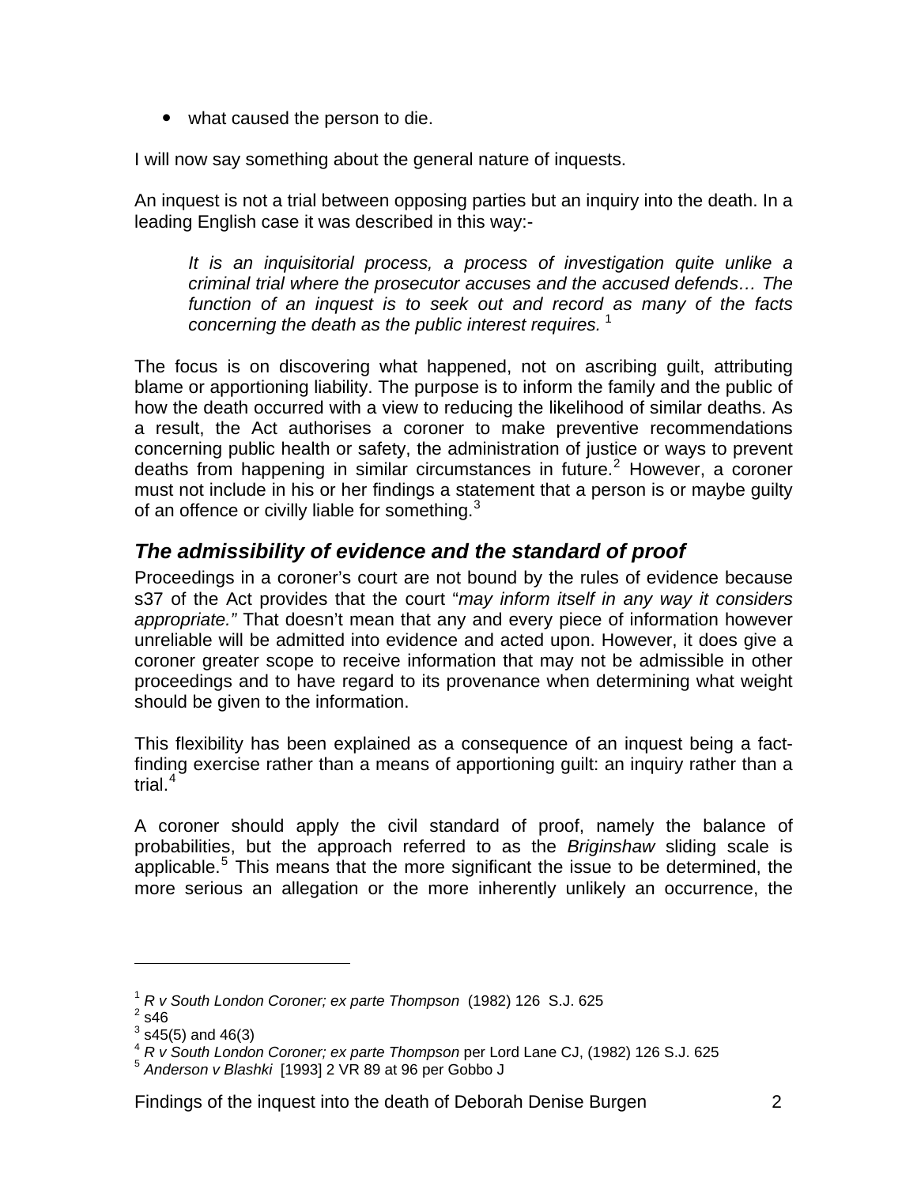- what caused the person to die.

I will now say something about the general nature of inquests.

An inquest is not a trial between opposing parties but an inquiry into the death. In a leading English case it was described in this way:-

> *It is an inquisitorial process, a process of investigation quite unlike a criminal trial where the prosecutor accuses and the accused defends… The function of an inquest is to seek out and record as many of the facts concerning the death as the public interest requires.* [1]

The focus is on discovering what happened, not on ascribing guilt, attributing blame or apportioning liability. The purpose is to inform the family and the public of how the death occurred with a view to reducing the likelihood of similar deaths. As a result, the Act authorises a coroner to make preventive recommendations concerning public health or safety, the administration of justice or ways to prevent deaths from happening in similar circumstances in future.[2] However, a coroner must not include in his or her findings a statement that a person is or maybe guilty of an offence or civilly liable for something.[3]

## *The admissibility of evidence and the standard of proof*

Proceedings in a coroner's court are not bound by the rules of evidence because s37 of the Act provides that the court "*may inform itself in any way it considers appropriate."* That doesn't mean that any and every piece of information however unreliable will be admitted into evidence and acted upon. However, it does give a coroner greater scope to receive information that may not be admissible in other proceedings and to have regard to its provenance when determining what weight should be given to the information.

This flexibility has been explained as a consequence of an inquest being a fact-finding exercise rather than a means of apportioning guilt: an inquiry rather than a trial.[4]

A coroner should apply the civil standard of proof, namely the balance of probabilities, but the approach referred to as the *Briginshaw* sliding scale is applicable.[5] This means that the more significant the issue to be determined, the more serious an allegation or the more inherently unlikely an occurrence, the

---

[1] *R v South London Coroner; ex parte Thompson* (1982) 126 S.J. 625
[2] s46
[3] s45(5) and 46(3)
[4] *R v South London Coroner; ex parte Thompson* per Lord Lane CJ, (1982) 126 S.J. 625
[5] *Anderson v Blashki* [1993] 2 VR 89 at 96 per Gobbo J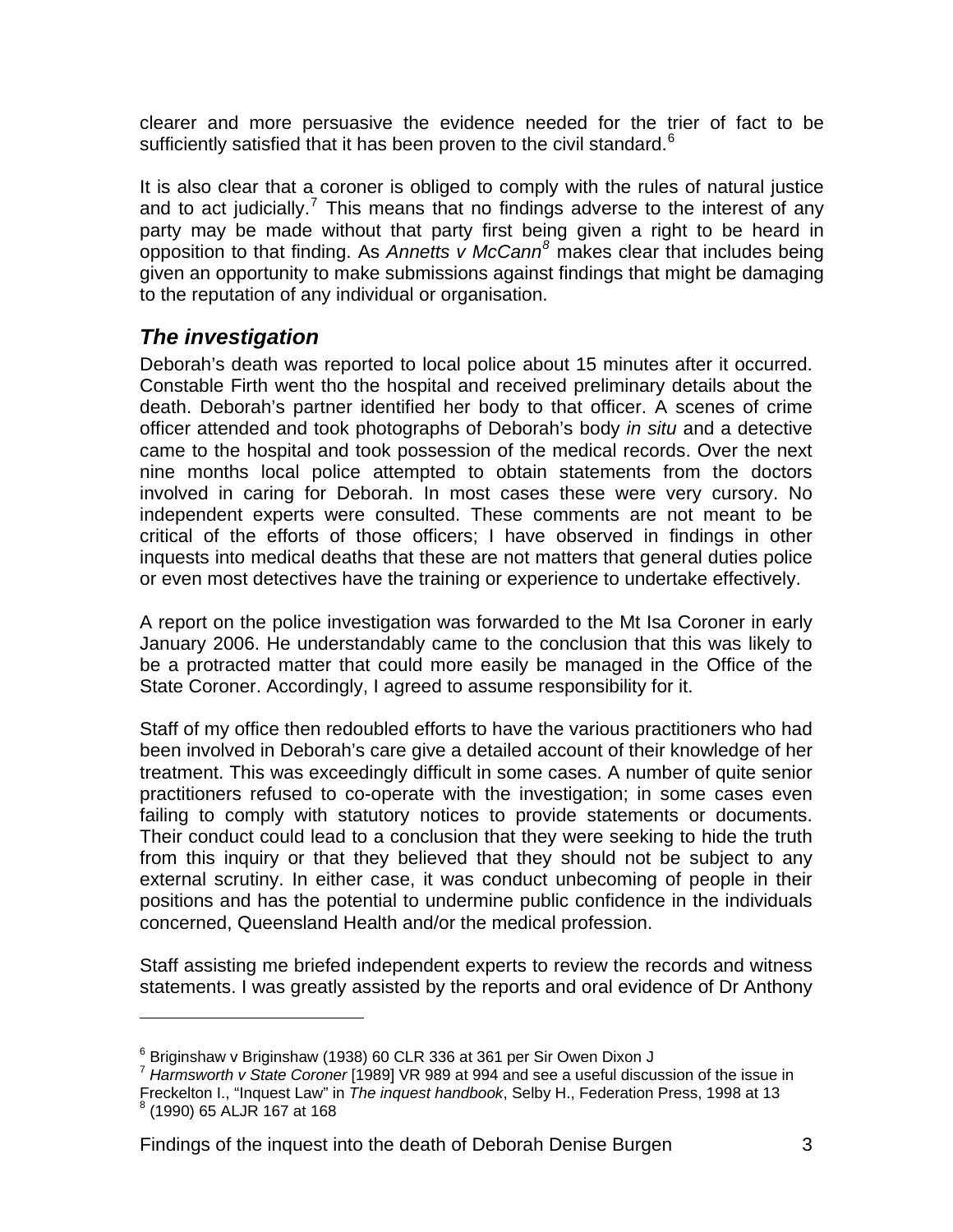clearer and more persuasive the evidence needed for the trier of fact to be sufficiently satisfied that it has been proven to the civil standard.[6]

It is also clear that a coroner is obliged to comply with the rules of natural justice and to act judicially.[7] This means that no findings adverse to the interest of any party may be made without that party first being given a right to be heard in opposition to that finding. As *Annetts v McCann*[8] makes clear that includes being given an opportunity to make submissions against findings that might be damaging to the reputation of any individual or organisation.

## *The investigation*

Deborah's death was reported to local police about 15 minutes after it occurred. Constable Firth went tho the hospital and received preliminary details about the death. Deborah's partner identified her body to that officer. A scenes of crime officer attended and took photographs of Deborah's body *in situ* and a detective came to the hospital and took possession of the medical records. Over the next nine months local police attempted to obtain statements from the doctors involved in caring for Deborah. In most cases these were very cursory. No independent experts were consulted. These comments are not meant to be critical of the efforts of those officers; I have observed in findings in other inquests into medical deaths that these are not matters that general duties police or even most detectives have the training or experience to undertake effectively.

A report on the police investigation was forwarded to the Mt Isa Coroner in early January 2006. He understandably came to the conclusion that this was likely to be a protracted matter that could more easily be managed in the Office of the State Coroner. Accordingly, I agreed to assume responsibility for it.

Staff of my office then redoubled efforts to have the various practitioners who had been involved in Deborah's care give a detailed account of their knowledge of her treatment. This was exceedingly difficult in some cases. A number of quite senior practitioners refused to co-operate with the investigation; in some cases even failing to comply with statutory notices to provide statements or documents. Their conduct could lead to a conclusion that they were seeking to hide the truth from this inquiry or that they believed that they should not be subject to any external scrutiny. In either case, it was conduct unbecoming of people in their positions and has the potential to undermine public confidence in the individuals concerned, Queensland Health and/or the medical profession.

Staff assisting me briefed independent experts to review the records and witness statements. I was greatly assisted by the reports and oral evidence of Dr Anthony

---

[6] Briginshaw v Briginshaw (1938) 60 CLR 336 at 361 per Sir Owen Dixon J

[7] *Harmsworth v State Coroner* [1989] VR 989 at 994 and see a useful discussion of the issue in Freckelton I., "Inquest Law" in *The inquest handbook*, Selby H., Federation Press, 1998 at 13

[8] (1990) 65 ALJR 167 at 168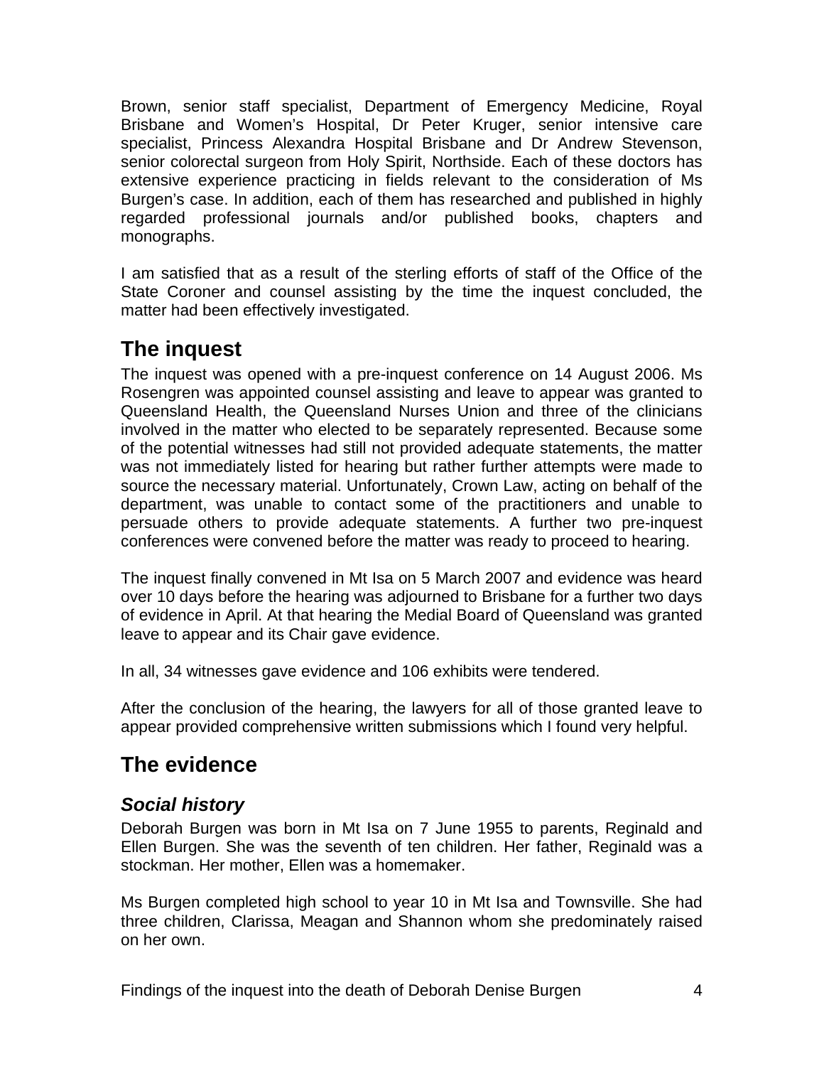Brown, senior staff specialist, Department of Emergency Medicine, Royal Brisbane and Women's Hospital, Dr Peter Kruger, senior intensive care specialist, Princess Alexandra Hospital Brisbane and Dr Andrew Stevenson, senior colorectal surgeon from Holy Spirit, Northside. Each of these doctors has extensive experience practicing in fields relevant to the consideration of Ms Burgen's case. In addition, each of them has researched and published in highly regarded professional journals and/or published books, chapters and monographs.

I am satisfied that as a result of the sterling efforts of staff of the Office of the State Coroner and counsel assisting by the time the inquest concluded, the matter had been effectively investigated.

## The inquest

The inquest was opened with a pre-inquest conference on 14 August 2006. Ms Rosengren was appointed counsel assisting and leave to appear was granted to Queensland Health, the Queensland Nurses Union and three of the clinicians involved in the matter who elected to be separately represented. Because some of the potential witnesses had still not provided adequate statements, the matter was not immediately listed for hearing but rather further attempts were made to source the necessary material. Unfortunately, Crown Law, acting on behalf of the department, was unable to contact some of the practitioners and unable to persuade others to provide adequate statements. A further two pre-inquest conferences were convened before the matter was ready to proceed to hearing.

The inquest finally convened in Mt Isa on 5 March 2007 and evidence was heard over 10 days before the hearing was adjourned to Brisbane for a further two days of evidence in April. At that hearing the Medial Board of Queensland was granted leave to appear and its Chair gave evidence.

In all, 34 witnesses gave evidence and 106 exhibits were tendered.

After the conclusion of the hearing, the lawyers for all of those granted leave to appear provided comprehensive written submissions which I found very helpful.

## The evidence

### *Social history*

Deborah Burgen was born in Mt Isa on 7 June 1955 to parents, Reginald and Ellen Burgen. She was the seventh of ten children. Her father, Reginald was a stockman. Her mother, Ellen was a homemaker.

Ms Burgen completed high school to year 10 in Mt Isa and Townsville. She had three children, Clarissa, Meagan and Shannon whom she predominately raised on her own.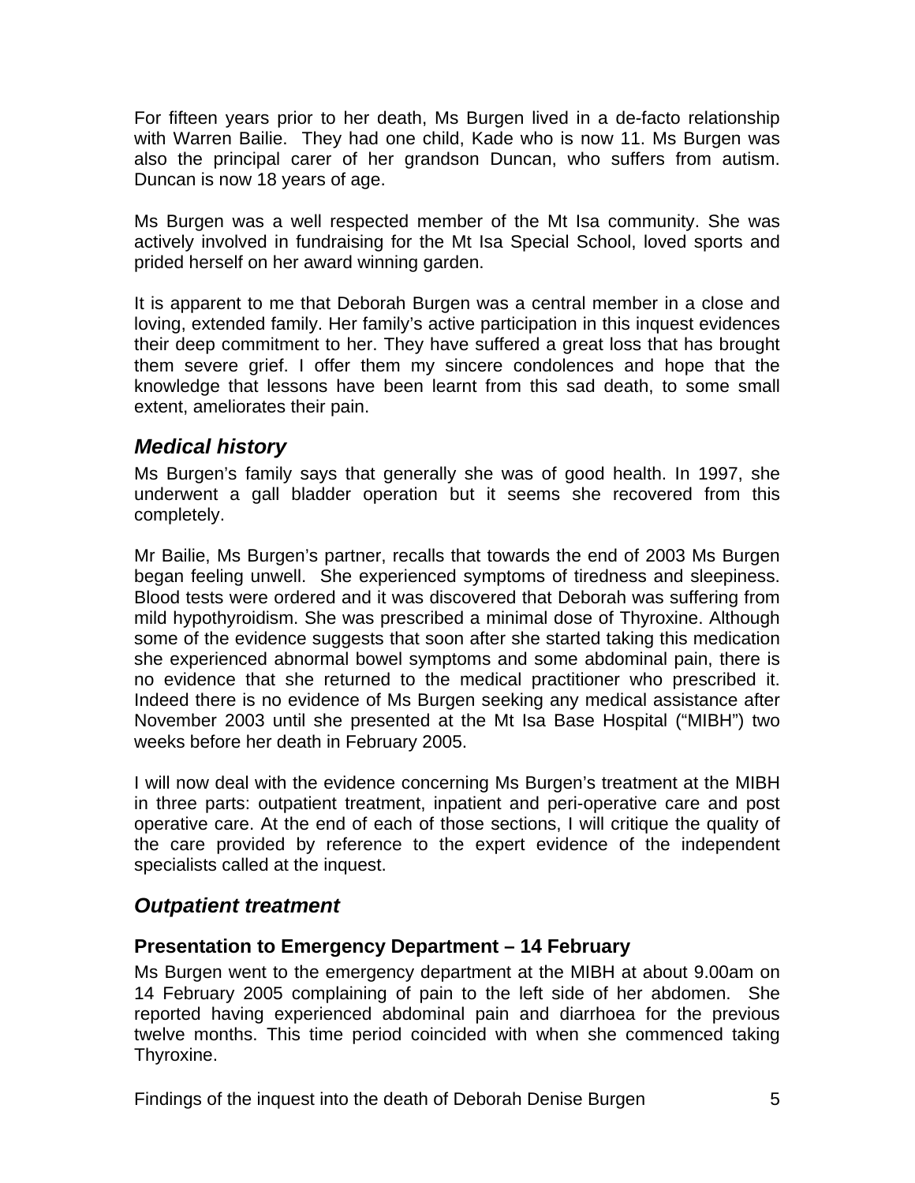For fifteen years prior to her death, Ms Burgen lived in a de-facto relationship with Warren Bailie. They had one child, Kade who is now 11. Ms Burgen was also the principal carer of her grandson Duncan, who suffers from autism. Duncan is now 18 years of age.

Ms Burgen was a well respected member of the Mt Isa community. She was actively involved in fundraising for the Mt Isa Special School, loved sports and prided herself on her award winning garden.

It is apparent to me that Deborah Burgen was a central member in a close and loving, extended family. Her family's active participation in this inquest evidences their deep commitment to her. They have suffered a great loss that has brought them severe grief. I offer them my sincere condolences and hope that the knowledge that lessons have been learnt from this sad death, to some small extent, ameliorates their pain.

## *Medical history*

Ms Burgen's family says that generally she was of good health. In 1997, she underwent a gall bladder operation but it seems she recovered from this completely.

Mr Bailie, Ms Burgen's partner, recalls that towards the end of 2003 Ms Burgen began feeling unwell. She experienced symptoms of tiredness and sleepiness. Blood tests were ordered and it was discovered that Deborah was suffering from mild hypothyroidism. She was prescribed a minimal dose of Thyroxine. Although some of the evidence suggests that soon after she started taking this medication she experienced abnormal bowel symptoms and some abdominal pain, there is no evidence that she returned to the medical practitioner who prescribed it. Indeed there is no evidence of Ms Burgen seeking any medical assistance after November 2003 until she presented at the Mt Isa Base Hospital ("MIBH") two weeks before her death in February 2005.

I will now deal with the evidence concerning Ms Burgen's treatment at the MIBH in three parts: outpatient treatment, inpatient and peri-operative care and post operative care. At the end of each of those sections, I will critique the quality of the care provided by reference to the expert evidence of the independent specialists called at the inquest.

## *Outpatient treatment*

### Presentation to Emergency Department – 14 February

Ms Burgen went to the emergency department at the MIBH at about 9.00am on 14 February 2005 complaining of pain to the left side of her abdomen. She reported having experienced abdominal pain and diarrhoea for the previous twelve months. This time period coincided with when she commenced taking Thyroxine.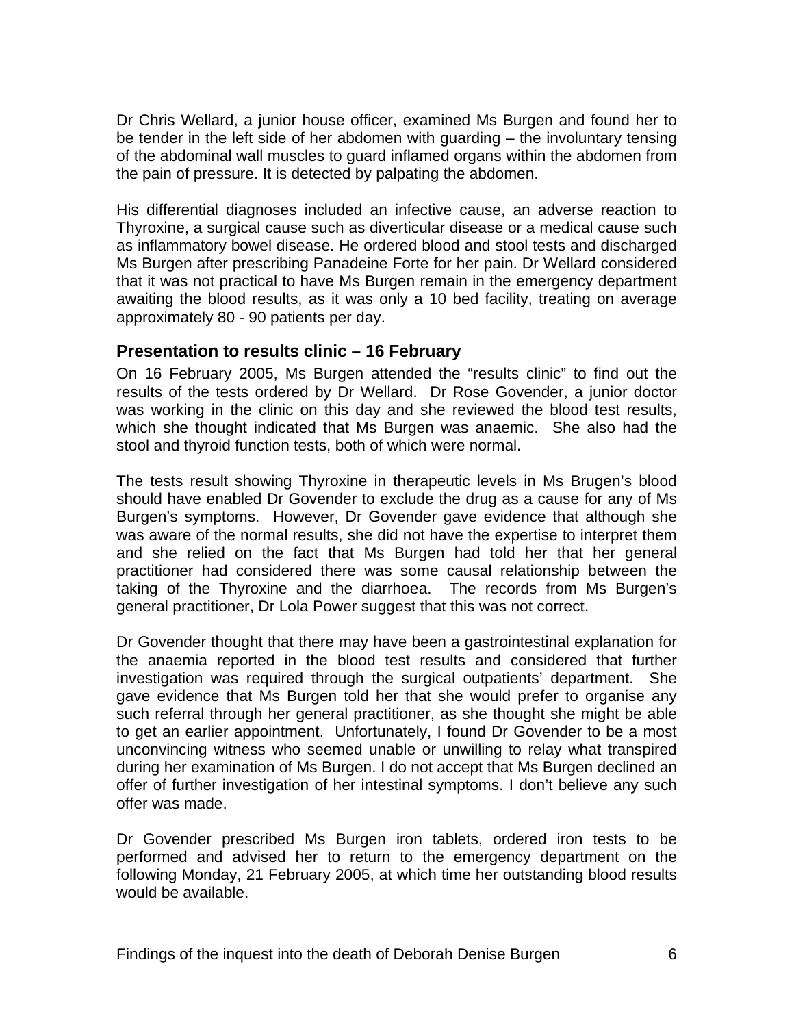Dr Chris Wellard, a junior house officer, examined Ms Burgen and found her to be tender in the left side of her abdomen with guarding – the involuntary tensing of the abdominal wall muscles to guard inflamed organs within the abdomen from the pain of pressure. It is detected by palpating the abdomen.

His differential diagnoses included an infective cause, an adverse reaction to Thyroxine, a surgical cause such as diverticular disease or a medical cause such as inflammatory bowel disease. He ordered blood and stool tests and discharged Ms Burgen after prescribing Panadeine Forte for her pain. Dr Wellard considered that it was not practical to have Ms Burgen remain in the emergency department awaiting the blood results, as it was only a 10 bed facility, treating on average approximately 80 - 90 patients per day.

### Presentation to results clinic – 16 February

On 16 February 2005, Ms Burgen attended the "results clinic" to find out the results of the tests ordered by Dr Wellard. Dr Rose Govender, a junior doctor was working in the clinic on this day and she reviewed the blood test results, which she thought indicated that Ms Burgen was anaemic. She also had the stool and thyroid function tests, both of which were normal.

The tests result showing Thyroxine in therapeutic levels in Ms Brugen's blood should have enabled Dr Govender to exclude the drug as a cause for any of Ms Burgen's symptoms. However, Dr Govender gave evidence that although she was aware of the normal results, she did not have the expertise to interpret them and she relied on the fact that Ms Burgen had told her that her general practitioner had considered there was some causal relationship between the taking of the Thyroxine and the diarrhoea. The records from Ms Burgen's general practitioner, Dr Lola Power suggest that this was not correct.

Dr Govender thought that there may have been a gastrointestinal explanation for the anaemia reported in the blood test results and considered that further investigation was required through the surgical outpatients' department. She gave evidence that Ms Burgen told her that she would prefer to organise any such referral through her general practitioner, as she thought she might be able to get an earlier appointment. Unfortunately, I found Dr Govender to be a most unconvincing witness who seemed unable or unwilling to relay what transpired during her examination of Ms Burgen. I do not accept that Ms Burgen declined an offer of further investigation of her intestinal symptoms. I don't believe any such offer was made.

Dr Govender prescribed Ms Burgen iron tablets, ordered iron tests to be performed and advised her to return to the emergency department on the following Monday, 21 February 2005, at which time her outstanding blood results would be available.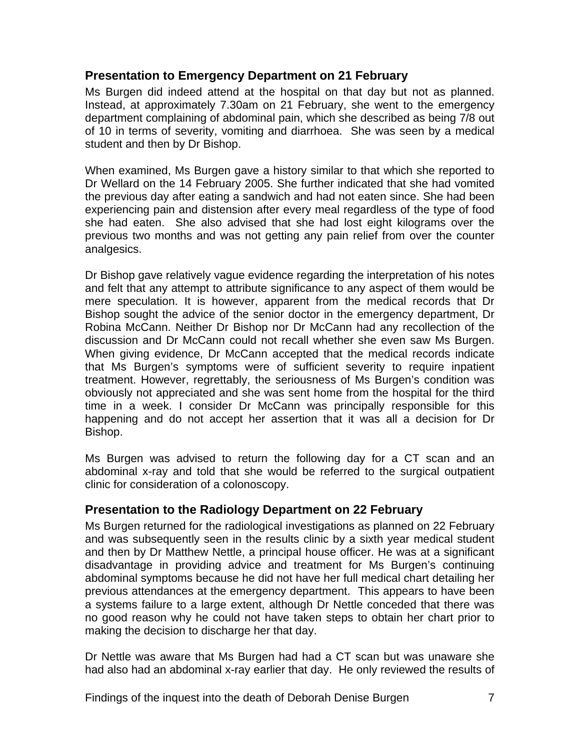## Presentation to Emergency Department on 21 February

Ms Burgen did indeed attend at the hospital on that day but not as planned. Instead, at approximately 7.30am on 21 February, she went to the emergency department complaining of abdominal pain, which she described as being 7/8 out of 10 in terms of severity, vomiting and diarrhoea. She was seen by a medical student and then by Dr Bishop.

When examined, Ms Burgen gave a history similar to that which she reported to Dr Wellard on the 14 February 2005. She further indicated that she had vomited the previous day after eating a sandwich and had not eaten since. She had been experiencing pain and distension after every meal regardless of the type of food she had eaten. She also advised that she had lost eight kilograms over the previous two months and was not getting any pain relief from over the counter analgesics.

Dr Bishop gave relatively vague evidence regarding the interpretation of his notes and felt that any attempt to attribute significance to any aspect of them would be mere speculation. It is however, apparent from the medical records that Dr Bishop sought the advice of the senior doctor in the emergency department, Dr Robina McCann. Neither Dr Bishop nor Dr McCann had any recollection of the discussion and Dr McCann could not recall whether she even saw Ms Burgen. When giving evidence, Dr McCann accepted that the medical records indicate that Ms Burgen's symptoms were of sufficient severity to require inpatient treatment. However, regrettably, the seriousness of Ms Burgen's condition was obviously not appreciated and she was sent home from the hospital for the third time in a week. I consider Dr McCann was principally responsible for this happening and do not accept her assertion that it was all a decision for Dr Bishop.

Ms Burgen was advised to return the following day for a CT scan and an abdominal x-ray and told that she would be referred to the surgical outpatient clinic for consideration of a colonoscopy.

## Presentation to the Radiology Department on 22 February

Ms Burgen returned for the radiological investigations as planned on 22 February and was subsequently seen in the results clinic by a sixth year medical student and then by Dr Matthew Nettle, a principal house officer. He was at a significant disadvantage in providing advice and treatment for Ms Burgen's continuing abdominal symptoms because he did not have her full medical chart detailing her previous attendances at the emergency department. This appears to have been a systems failure to a large extent, although Dr Nettle conceded that there was no good reason why he could not have taken steps to obtain her chart prior to making the decision to discharge her that day.

Dr Nettle was aware that Ms Burgen had had a CT scan but was unaware she had also had an abdominal x-ray earlier that day. He only reviewed the results of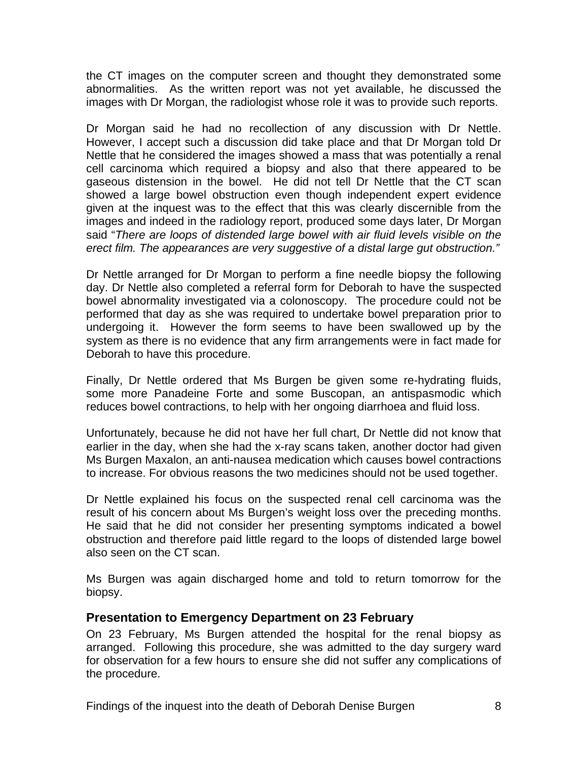the CT images on the computer screen and thought they demonstrated some abnormalities. As the written report was not yet available, he discussed the images with Dr Morgan, the radiologist whose role it was to provide such reports.

Dr Morgan said he had no recollection of any discussion with Dr Nettle. However, I accept such a discussion did take place and that Dr Morgan told Dr Nettle that he considered the images showed a mass that was potentially a renal cell carcinoma which required a biopsy and also that there appeared to be gaseous distension in the bowel. He did not tell Dr Nettle that the CT scan showed a large bowel obstruction even though independent expert evidence given at the inquest was to the effect that this was clearly discernible from the images and indeed in the radiology report, produced some days later, Dr Morgan said "*There are loops of distended large bowel with air fluid levels visible on the erect film. The appearances are very suggestive of a distal large gut obstruction."*

Dr Nettle arranged for Dr Morgan to perform a fine needle biopsy the following day. Dr Nettle also completed a referral form for Deborah to have the suspected bowel abnormality investigated via a colonoscopy. The procedure could not be performed that day as she was required to undertake bowel preparation prior to undergoing it. However the form seems to have been swallowed up by the system as there is no evidence that any firm arrangements were in fact made for Deborah to have this procedure.

Finally, Dr Nettle ordered that Ms Burgen be given some re-hydrating fluids, some more Panadeine Forte and some Buscopan, an antispasmodic which reduces bowel contractions, to help with her ongoing diarrhoea and fluid loss.

Unfortunately, because he did not have her full chart, Dr Nettle did not know that earlier in the day, when she had the x-ray scans taken, another doctor had given Ms Burgen Maxalon, an anti-nausea medication which causes bowel contractions to increase. For obvious reasons the two medicines should not be used together.

Dr Nettle explained his focus on the suspected renal cell carcinoma was the result of his concern about Ms Burgen's weight loss over the preceding months. He said that he did not consider her presenting symptoms indicated a bowel obstruction and therefore paid little regard to the loops of distended large bowel also seen on the CT scan.

Ms Burgen was again discharged home and told to return tomorrow for the biopsy.

## Presentation to Emergency Department on 23 February

On 23 February, Ms Burgen attended the hospital for the renal biopsy as arranged. Following this procedure, she was admitted to the day surgery ward for observation for a few hours to ensure she did not suffer any complications of the procedure.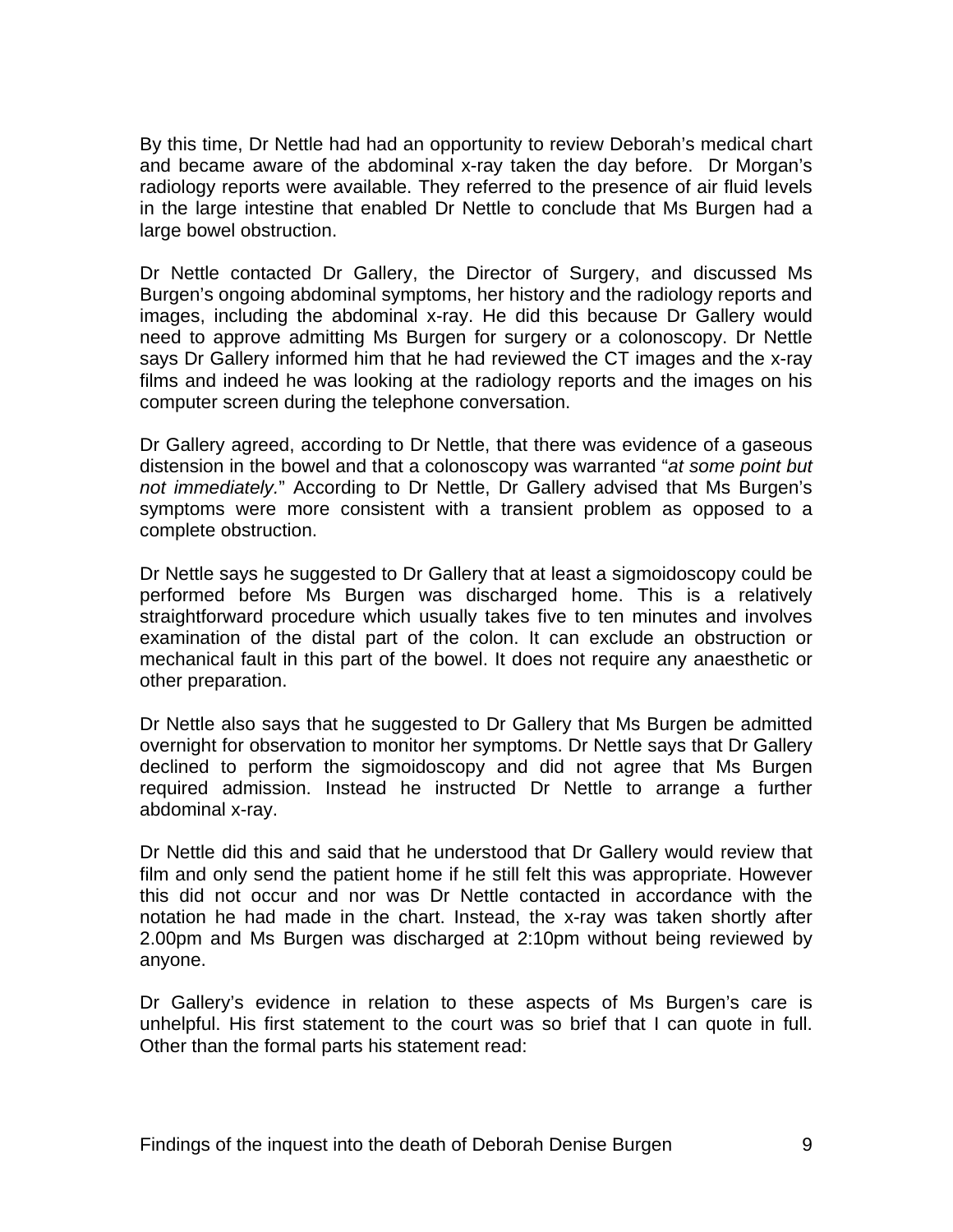By this time, Dr Nettle had had an opportunity to review Deborah's medical chart and became aware of the abdominal x-ray taken the day before. Dr Morgan's radiology reports were available. They referred to the presence of air fluid levels in the large intestine that enabled Dr Nettle to conclude that Ms Burgen had a large bowel obstruction.

Dr Nettle contacted Dr Gallery, the Director of Surgery, and discussed Ms Burgen's ongoing abdominal symptoms, her history and the radiology reports and images, including the abdominal x-ray. He did this because Dr Gallery would need to approve admitting Ms Burgen for surgery or a colonoscopy. Dr Nettle says Dr Gallery informed him that he had reviewed the CT images and the x-ray films and indeed he was looking at the radiology reports and the images on his computer screen during the telephone conversation.

Dr Gallery agreed, according to Dr Nettle, that there was evidence of a gaseous distension in the bowel and that a colonoscopy was warranted "*at some point but not immediately.*" According to Dr Nettle, Dr Gallery advised that Ms Burgen's symptoms were more consistent with a transient problem as opposed to a complete obstruction.

Dr Nettle says he suggested to Dr Gallery that at least a sigmoidoscopy could be performed before Ms Burgen was discharged home. This is a relatively straightforward procedure which usually takes five to ten minutes and involves examination of the distal part of the colon. It can exclude an obstruction or mechanical fault in this part of the bowel. It does not require any anaesthetic or other preparation.

Dr Nettle also says that he suggested to Dr Gallery that Ms Burgen be admitted overnight for observation to monitor her symptoms. Dr Nettle says that Dr Gallery declined to perform the sigmoidoscopy and did not agree that Ms Burgen required admission. Instead he instructed Dr Nettle to arrange a further abdominal x-ray.

Dr Nettle did this and said that he understood that Dr Gallery would review that film and only send the patient home if he still felt this was appropriate. However this did not occur and nor was Dr Nettle contacted in accordance with the notation he had made in the chart. Instead, the x-ray was taken shortly after 2.00pm and Ms Burgen was discharged at 2:10pm without being reviewed by anyone.

Dr Gallery's evidence in relation to these aspects of Ms Burgen's care is unhelpful. His first statement to the court was so brief that I can quote in full. Other than the formal parts his statement read: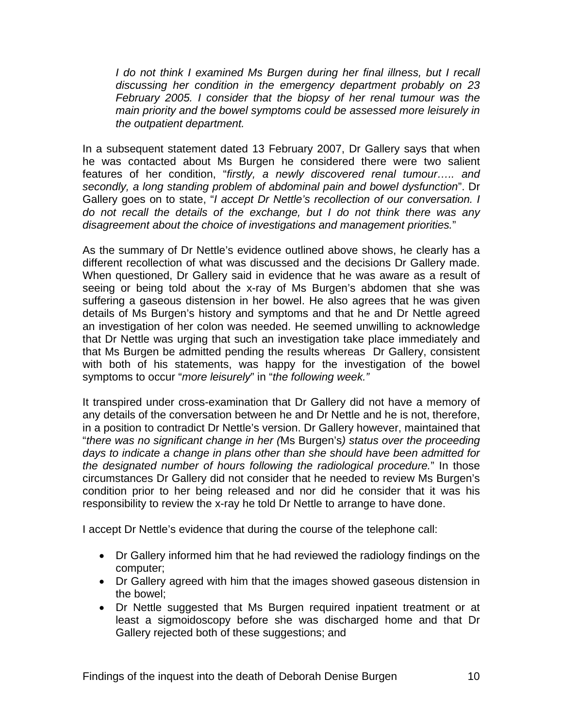> *I do not think I examined Ms Burgen during her final illness, but I recall discussing her condition in the emergency department probably on 23 February 2005. I consider that the biopsy of her renal tumour was the main priority and the bowel symptoms could be assessed more leisurely in the outpatient department.*

In a subsequent statement dated 13 February 2007, Dr Gallery says that when he was contacted about Ms Burgen he considered there were two salient features of her condition, "*firstly, a newly discovered renal tumour….. and secondly, a long standing problem of abdominal pain and bowel dysfunction*". Dr Gallery goes on to state, "*I accept Dr Nettle's recollection of our conversation. I do not recall the details of the exchange, but I do not think there was any disagreement about the choice of investigations and management priorities.*"

As the summary of Dr Nettle's evidence outlined above shows, he clearly has a different recollection of what was discussed and the decisions Dr Gallery made. When questioned, Dr Gallery said in evidence that he was aware as a result of seeing or being told about the x-ray of Ms Burgen's abdomen that she was suffering a gaseous distension in her bowel. He also agrees that he was given details of Ms Burgen's history and symptoms and that he and Dr Nettle agreed an investigation of her colon was needed. He seemed unwilling to acknowledge that Dr Nettle was urging that such an investigation take place immediately and that Ms Burgen be admitted pending the results whereas Dr Gallery, consistent with both of his statements, was happy for the investigation of the bowel symptoms to occur "*more leisurely*" in "*the following week.*"

It transpired under cross-examination that Dr Gallery did not have a memory of any details of the conversation between he and Dr Nettle and he is not, therefore, in a position to contradict Dr Nettle's version. Dr Gallery however, maintained that "*there was no significant change in her (*Ms Burgen's*) status over the proceeding days to indicate a change in plans other than she should have been admitted for the designated number of hours following the radiological procedure.*" In those circumstances Dr Gallery did not consider that he needed to review Ms Burgen's condition prior to her being released and nor did he consider that it was his responsibility to review the x-ray he told Dr Nettle to arrange to have done.

I accept Dr Nettle's evidence that during the course of the telephone call:

- Dr Gallery informed him that he had reviewed the radiology findings on the computer;
- Dr Gallery agreed with him that the images showed gaseous distension in the bowel;
- Dr Nettle suggested that Ms Burgen required inpatient treatment or at least a sigmoidoscopy before she was discharged home and that Dr Gallery rejected both of these suggestions; and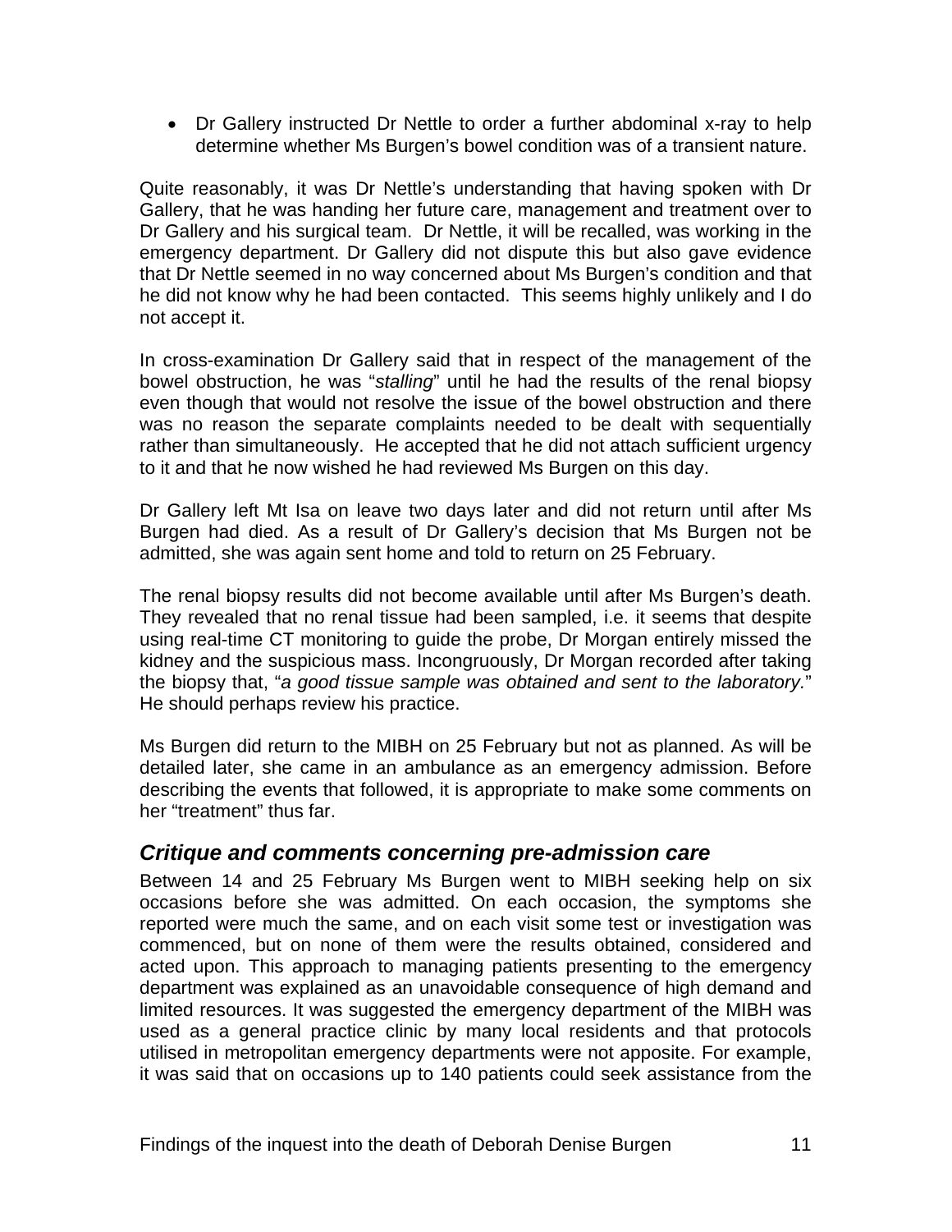- Dr Gallery instructed Dr Nettle to order a further abdominal x-ray to help determine whether Ms Burgen's bowel condition was of a transient nature.

Quite reasonably, it was Dr Nettle's understanding that having spoken with Dr Gallery, that he was handing her future care, management and treatment over to Dr Gallery and his surgical team. Dr Nettle, it will be recalled, was working in the emergency department. Dr Gallery did not dispute this but also gave evidence that Dr Nettle seemed in no way concerned about Ms Burgen's condition and that he did not know why he had been contacted. This seems highly unlikely and I do not accept it.

In cross-examination Dr Gallery said that in respect of the management of the bowel obstruction, he was "*stalling*" until he had the results of the renal biopsy even though that would not resolve the issue of the bowel obstruction and there was no reason the separate complaints needed to be dealt with sequentially rather than simultaneously. He accepted that he did not attach sufficient urgency to it and that he now wished he had reviewed Ms Burgen on this day.

Dr Gallery left Mt Isa on leave two days later and did not return until after Ms Burgen had died. As a result of Dr Gallery's decision that Ms Burgen not be admitted, she was again sent home and told to return on 25 February.

The renal biopsy results did not become available until after Ms Burgen's death. They revealed that no renal tissue had been sampled, i.e. it seems that despite using real-time CT monitoring to guide the probe, Dr Morgan entirely missed the kidney and the suspicious mass. Incongruously, Dr Morgan recorded after taking the biopsy that, "*a good tissue sample was obtained and sent to the laboratory.*" He should perhaps review his practice.

Ms Burgen did return to the MIBH on 25 February but not as planned. As will be detailed later, she came in an ambulance as an emergency admission. Before describing the events that followed, it is appropriate to make some comments on her "treatment" thus far.

## *Critique and comments concerning pre-admission care*

Between 14 and 25 February Ms Burgen went to MIBH seeking help on six occasions before she was admitted. On each occasion, the symptoms she reported were much the same, and on each visit some test or investigation was commenced, but on none of them were the results obtained, considered and acted upon. This approach to managing patients presenting to the emergency department was explained as an unavoidable consequence of high demand and limited resources. It was suggested the emergency department of the MIBH was used as a general practice clinic by many local residents and that protocols utilised in metropolitan emergency departments were not apposite. For example, it was said that on occasions up to 140 patients could seek assistance from the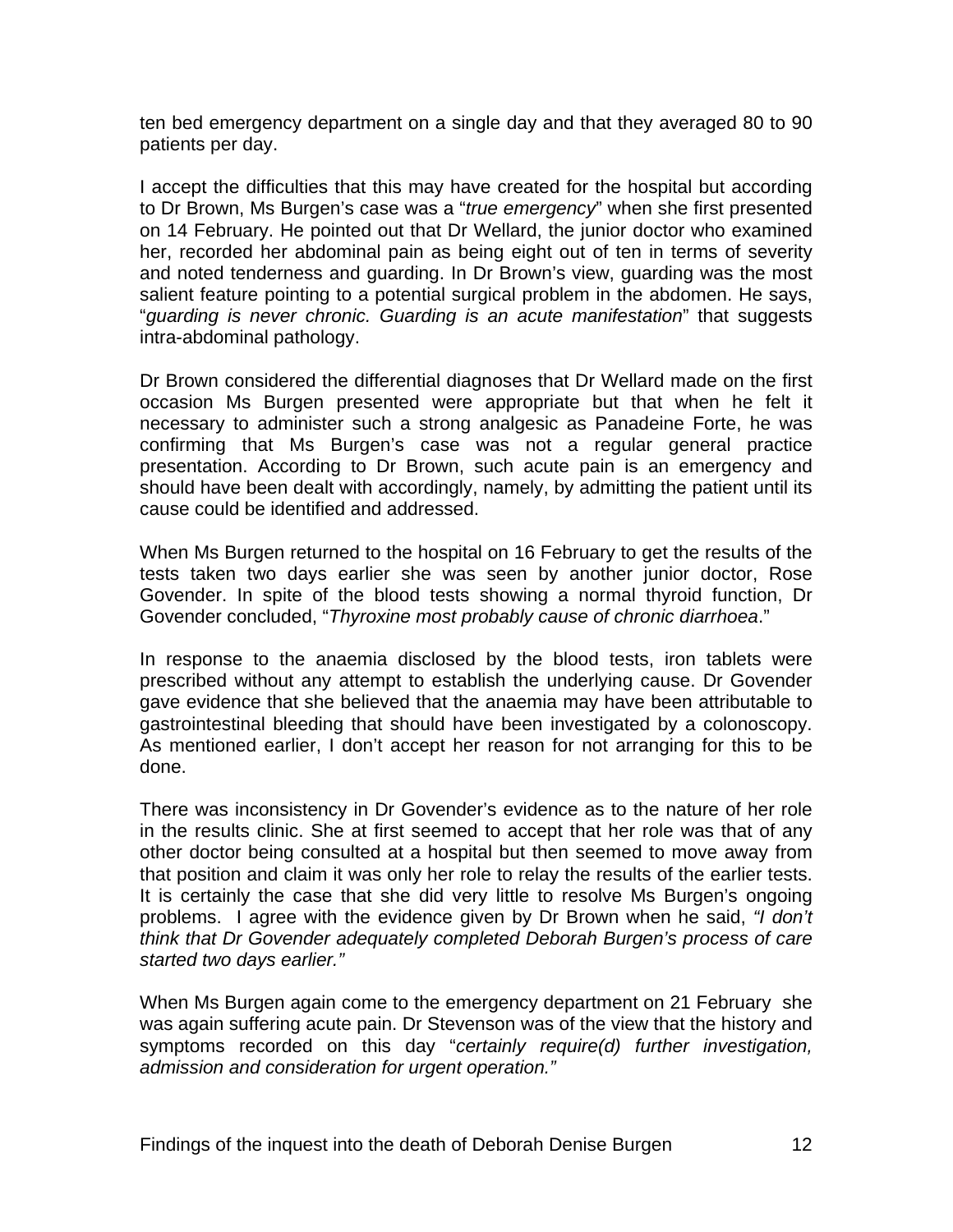ten bed emergency department on a single day and that they averaged 80 to 90 patients per day.

I accept the difficulties that this may have created for the hospital but according to Dr Brown, Ms Burgen's case was a "*true emergency*" when she first presented on 14 February. He pointed out that Dr Wellard, the junior doctor who examined her, recorded her abdominal pain as being eight out of ten in terms of severity and noted tenderness and guarding. In Dr Brown's view, guarding was the most salient feature pointing to a potential surgical problem in the abdomen. He says, "*guarding is never chronic. Guarding is an acute manifestation*" that suggests intra-abdominal pathology.

Dr Brown considered the differential diagnoses that Dr Wellard made on the first occasion Ms Burgen presented were appropriate but that when he felt it necessary to administer such a strong analgesic as Panadeine Forte, he was confirming that Ms Burgen's case was not a regular general practice presentation. According to Dr Brown, such acute pain is an emergency and should have been dealt with accordingly, namely, by admitting the patient until its cause could be identified and addressed.

When Ms Burgen returned to the hospital on 16 February to get the results of the tests taken two days earlier she was seen by another junior doctor, Rose Govender. In spite of the blood tests showing a normal thyroid function, Dr Govender concluded, "*Thyroxine most probably cause of chronic diarrhoea*."

In response to the anaemia disclosed by the blood tests, iron tablets were prescribed without any attempt to establish the underlying cause. Dr Govender gave evidence that she believed that the anaemia may have been attributable to gastrointestinal bleeding that should have been investigated by a colonoscopy. As mentioned earlier, I don't accept her reason for not arranging for this to be done.

There was inconsistency in Dr Govender's evidence as to the nature of her role in the results clinic. She at first seemed to accept that her role was that of any other doctor being consulted at a hospital but then seemed to move away from that position and claim it was only her role to relay the results of the earlier tests. It is certainly the case that she did very little to resolve Ms Burgen's ongoing problems. I agree with the evidence given by Dr Brown when he said, *"I don't think that Dr Govender adequately completed Deborah Burgen's process of care started two days earlier."*

When Ms Burgen again come to the emergency department on 21 February she was again suffering acute pain. Dr Stevenson was of the view that the history and symptoms recorded on this day "*certainly require(d) further investigation, admission and consideration for urgent operation."*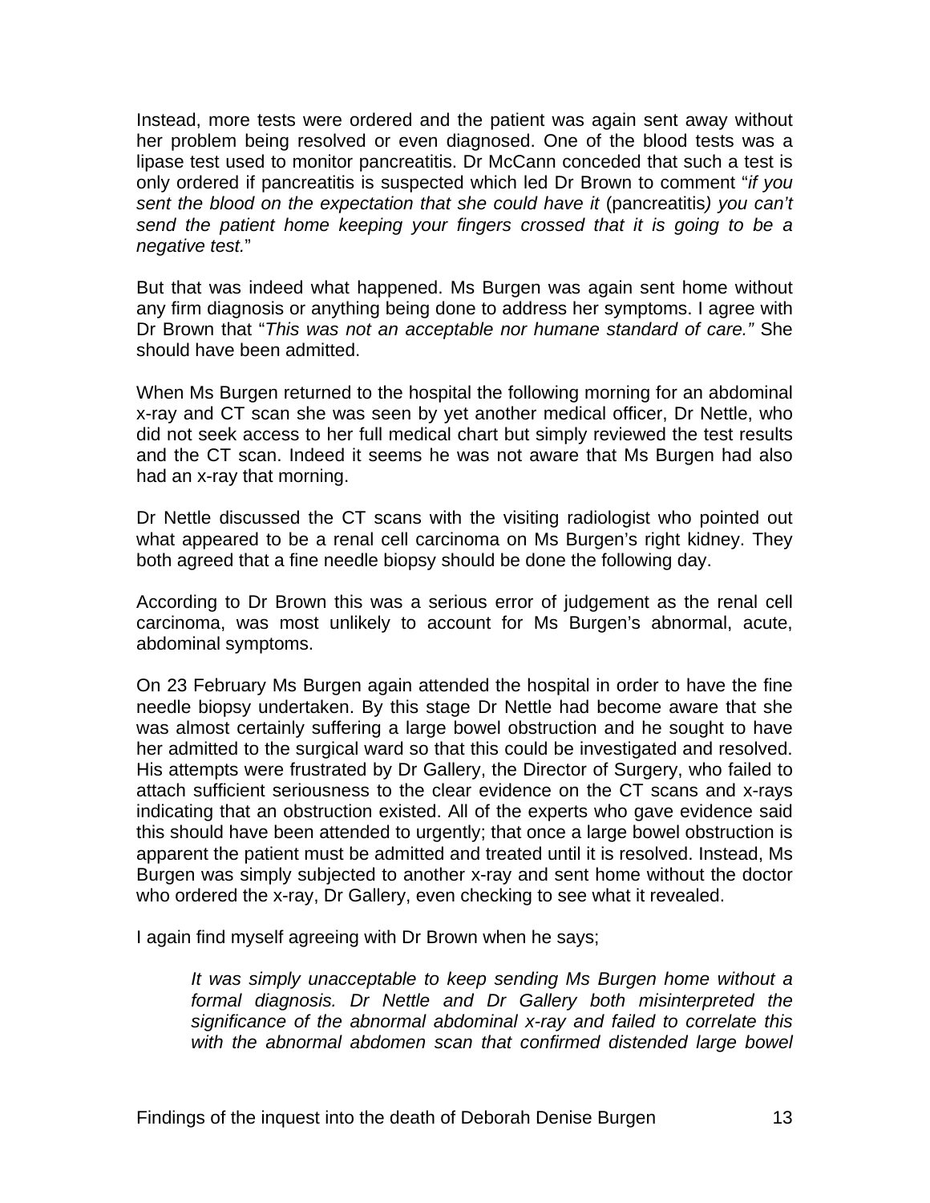Instead, more tests were ordered and the patient was again sent away without her problem being resolved or even diagnosed. One of the blood tests was a lipase test used to monitor pancreatitis. Dr McCann conceded that such a test is only ordered if pancreatitis is suspected which led Dr Brown to comment "*if you sent the blood on the expectation that she could have it* (pancreatitis*) you can't send the patient home keeping your fingers crossed that it is going to be a negative test.*"

But that was indeed what happened. Ms Burgen was again sent home without any firm diagnosis or anything being done to address her symptoms. I agree with Dr Brown that "*This was not an acceptable nor humane standard of care."* She should have been admitted.

When Ms Burgen returned to the hospital the following morning for an abdominal x-ray and CT scan she was seen by yet another medical officer, Dr Nettle, who did not seek access to her full medical chart but simply reviewed the test results and the CT scan. Indeed it seems he was not aware that Ms Burgen had also had an x-ray that morning.

Dr Nettle discussed the CT scans with the visiting radiologist who pointed out what appeared to be a renal cell carcinoma on Ms Burgen's right kidney. They both agreed that a fine needle biopsy should be done the following day.

According to Dr Brown this was a serious error of judgement as the renal cell carcinoma, was most unlikely to account for Ms Burgen's abnormal, acute, abdominal symptoms.

On 23 February Ms Burgen again attended the hospital in order to have the fine needle biopsy undertaken. By this stage Dr Nettle had become aware that she was almost certainly suffering a large bowel obstruction and he sought to have her admitted to the surgical ward so that this could be investigated and resolved. His attempts were frustrated by Dr Gallery, the Director of Surgery, who failed to attach sufficient seriousness to the clear evidence on the CT scans and x-rays indicating that an obstruction existed. All of the experts who gave evidence said this should have been attended to urgently; that once a large bowel obstruction is apparent the patient must be admitted and treated until it is resolved. Instead, Ms Burgen was simply subjected to another x-ray and sent home without the doctor who ordered the x-ray, Dr Gallery, even checking to see what it revealed.

I again find myself agreeing with Dr Brown when he says;

> *It was simply unacceptable to keep sending Ms Burgen home without a formal diagnosis. Dr Nettle and Dr Gallery both misinterpreted the significance of the abnormal abdominal x-ray and failed to correlate this with the abnormal abdomen scan that confirmed distended large bowel*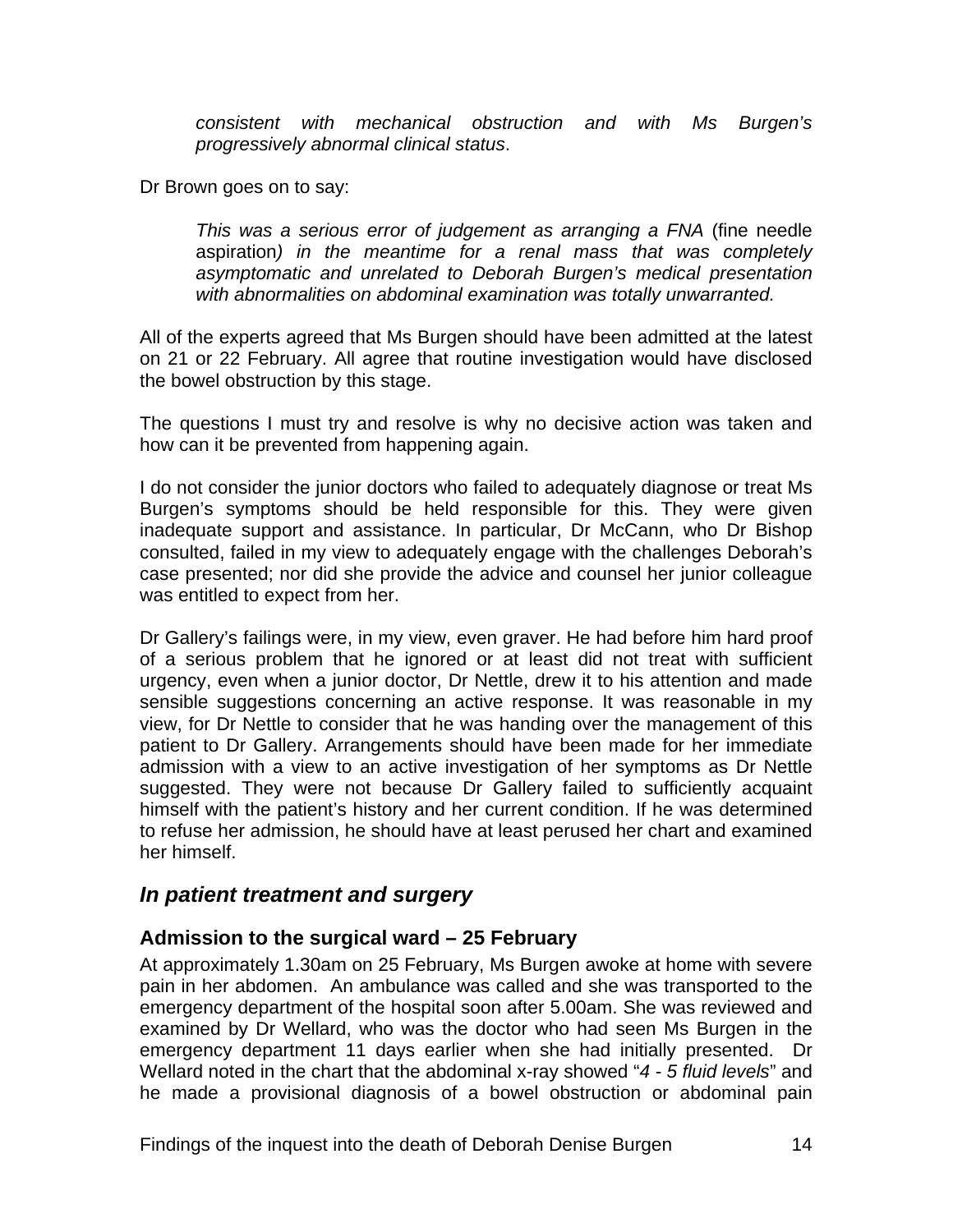*consistent with mechanical obstruction and with Ms Burgen's progressively abnormal clinical status*.

Dr Brown goes on to say:

> *This was a serious error of judgement as arranging a FNA* (fine needle aspiration*) in the meantime for a renal mass that was completely asymptomatic and unrelated to Deborah Burgen's medical presentation with abnormalities on abdominal examination was totally unwarranted.*

All of the experts agreed that Ms Burgen should have been admitted at the latest on 21 or 22 February. All agree that routine investigation would have disclosed the bowel obstruction by this stage.

The questions I must try and resolve is why no decisive action was taken and how can it be prevented from happening again.

I do not consider the junior doctors who failed to adequately diagnose or treat Ms Burgen's symptoms should be held responsible for this. They were given inadequate support and assistance. In particular, Dr McCann, who Dr Bishop consulted, failed in my view to adequately engage with the challenges Deborah's case presented; nor did she provide the advice and counsel her junior colleague was entitled to expect from her.

Dr Gallery's failings were, in my view, even graver. He had before him hard proof of a serious problem that he ignored or at least did not treat with sufficient urgency, even when a junior doctor, Dr Nettle, drew it to his attention and made sensible suggestions concerning an active response. It was reasonable in my view, for Dr Nettle to consider that he was handing over the management of this patient to Dr Gallery. Arrangements should have been made for her immediate admission with a view to an active investigation of her symptoms as Dr Nettle suggested. They were not because Dr Gallery failed to sufficiently acquaint himself with the patient's history and her current condition. If he was determined to refuse her admission, he should have at least perused her chart and examined her himself.

## *In patient treatment and surgery*

### Admission to the surgical ward – 25 February

At approximately 1.30am on 25 February, Ms Burgen awoke at home with severe pain in her abdomen. An ambulance was called and she was transported to the emergency department of the hospital soon after 5.00am. She was reviewed and examined by Dr Wellard, who was the doctor who had seen Ms Burgen in the emergency department 11 days earlier when she had initially presented. Dr Wellard noted in the chart that the abdominal x-ray showed "*4 - 5 fluid levels*" and he made a provisional diagnosis of a bowel obstruction or abdominal pain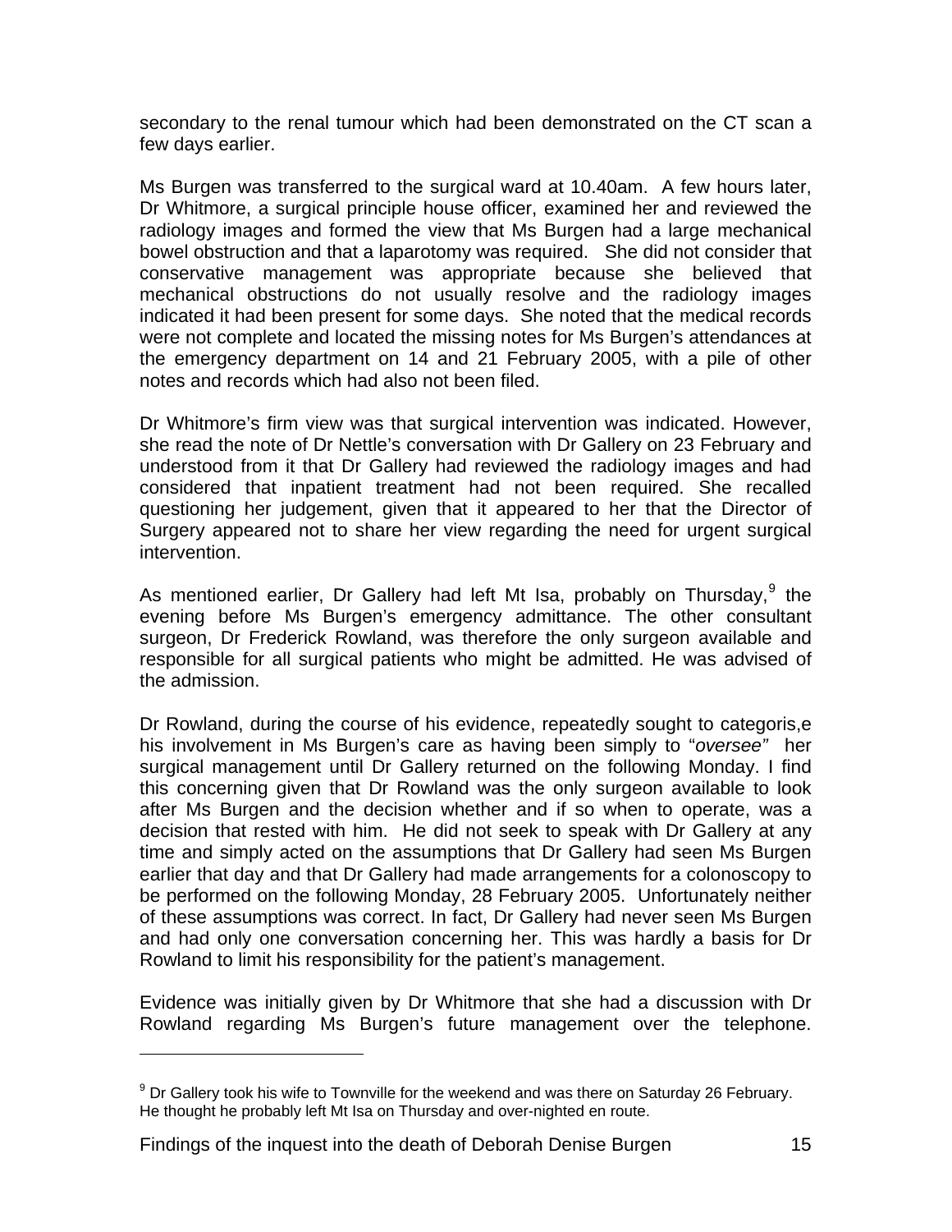secondary to the renal tumour which had been demonstrated on the CT scan a few days earlier.

Ms Burgen was transferred to the surgical ward at 10.40am. A few hours later, Dr Whitmore, a surgical principle house officer, examined her and reviewed the radiology images and formed the view that Ms Burgen had a large mechanical bowel obstruction and that a laparotomy was required. She did not consider that conservative management was appropriate because she believed that mechanical obstructions do not usually resolve and the radiology images indicated it had been present for some days. She noted that the medical records were not complete and located the missing notes for Ms Burgen's attendances at the emergency department on 14 and 21 February 2005, with a pile of other notes and records which had also not been filed.

Dr Whitmore's firm view was that surgical intervention was indicated. However, she read the note of Dr Nettle's conversation with Dr Gallery on 23 February and understood from it that Dr Gallery had reviewed the radiology images and had considered that inpatient treatment had not been required. She recalled questioning her judgement, given that it appeared to her that the Director of Surgery appeared not to share her view regarding the need for urgent surgical intervention.

As mentioned earlier, Dr Gallery had left Mt Isa, probably on Thursday,[9] the evening before Ms Burgen's emergency admittance. The other consultant surgeon, Dr Frederick Rowland, was therefore the only surgeon available and responsible for all surgical patients who might be admitted. He was advised of the admission.

Dr Rowland, during the course of his evidence, repeatedly sought to categoris,e his involvement in Ms Burgen's care as having been simply to "*oversee*" her surgical management until Dr Gallery returned on the following Monday. I find this concerning given that Dr Rowland was the only surgeon available to look after Ms Burgen and the decision whether and if so when to operate, was a decision that rested with him. He did not seek to speak with Dr Gallery at any time and simply acted on the assumptions that Dr Gallery had seen Ms Burgen earlier that day and that Dr Gallery had made arrangements for a colonoscopy to be performed on the following Monday, 28 February 2005. Unfortunately neither of these assumptions was correct. In fact, Dr Gallery had never seen Ms Burgen and had only one conversation concerning her. This was hardly a basis for Dr Rowland to limit his responsibility for the patient's management.

Evidence was initially given by Dr Whitmore that she had a discussion with Dr Rowland regarding Ms Burgen's future management over the telephone.

---

[9] Dr Gallery took his wife to Townville for the weekend and was there on Saturday 26 February. He thought he probably left Mt Isa on Thursday and over-nighted en route.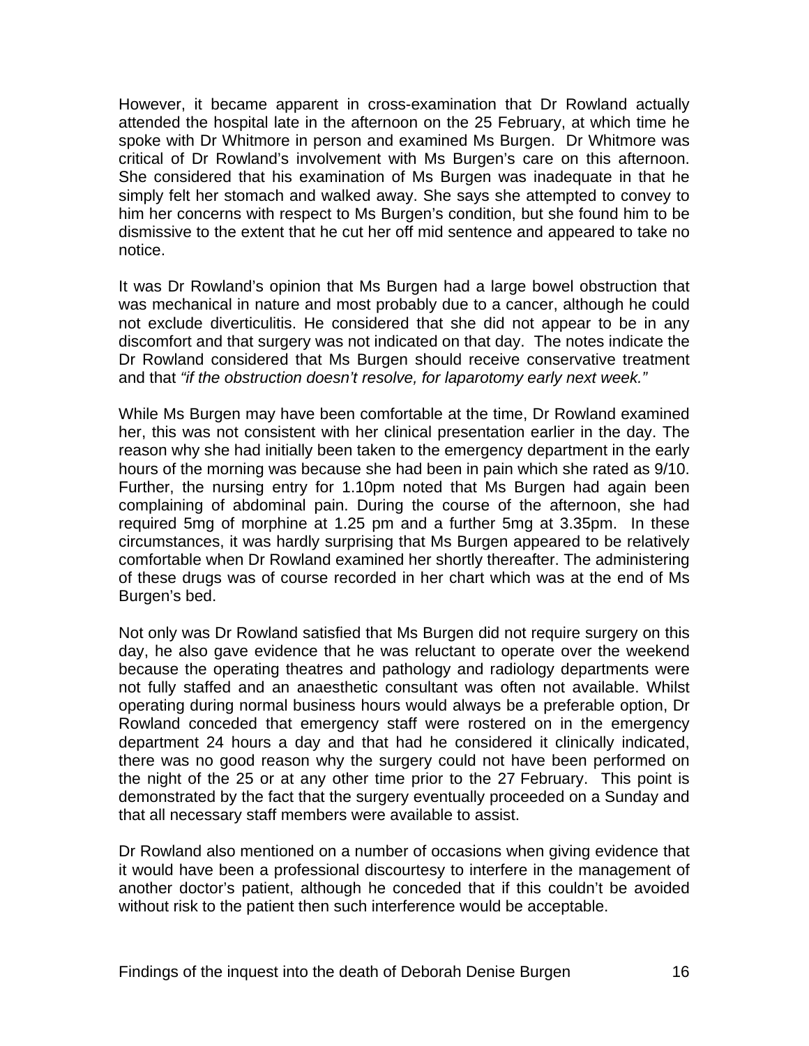However, it became apparent in cross-examination that Dr Rowland actually attended the hospital late in the afternoon on the 25 February, at which time he spoke with Dr Whitmore in person and examined Ms Burgen. Dr Whitmore was critical of Dr Rowland's involvement with Ms Burgen's care on this afternoon. She considered that his examination of Ms Burgen was inadequate in that he simply felt her stomach and walked away. She says she attempted to convey to him her concerns with respect to Ms Burgen's condition, but she found him to be dismissive to the extent that he cut her off mid sentence and appeared to take no notice.

It was Dr Rowland's opinion that Ms Burgen had a large bowel obstruction that was mechanical in nature and most probably due to a cancer, although he could not exclude diverticulitis. He considered that she did not appear to be in any discomfort and that surgery was not indicated on that day. The notes indicate the Dr Rowland considered that Ms Burgen should receive conservative treatment and that *"if the obstruction doesn't resolve, for laparotomy early next week."*

While Ms Burgen may have been comfortable at the time, Dr Rowland examined her, this was not consistent with her clinical presentation earlier in the day. The reason why she had initially been taken to the emergency department in the early hours of the morning was because she had been in pain which she rated as 9/10. Further, the nursing entry for 1.10pm noted that Ms Burgen had again been complaining of abdominal pain. During the course of the afternoon, she had required 5mg of morphine at 1.25 pm and a further 5mg at 3.35pm. In these circumstances, it was hardly surprising that Ms Burgen appeared to be relatively comfortable when Dr Rowland examined her shortly thereafter. The administering of these drugs was of course recorded in her chart which was at the end of Ms Burgen's bed.

Not only was Dr Rowland satisfied that Ms Burgen did not require surgery on this day, he also gave evidence that he was reluctant to operate over the weekend because the operating theatres and pathology and radiology departments were not fully staffed and an anaesthetic consultant was often not available. Whilst operating during normal business hours would always be a preferable option, Dr Rowland conceded that emergency staff were rostered on in the emergency department 24 hours a day and that had he considered it clinically indicated, there was no good reason why the surgery could not have been performed on the night of the 25 or at any other time prior to the 27 February. This point is demonstrated by the fact that the surgery eventually proceeded on a Sunday and that all necessary staff members were available to assist.

Dr Rowland also mentioned on a number of occasions when giving evidence that it would have been a professional discourtesy to interfere in the management of another doctor's patient, although he conceded that if this couldn't be avoided without risk to the patient then such interference would be acceptable.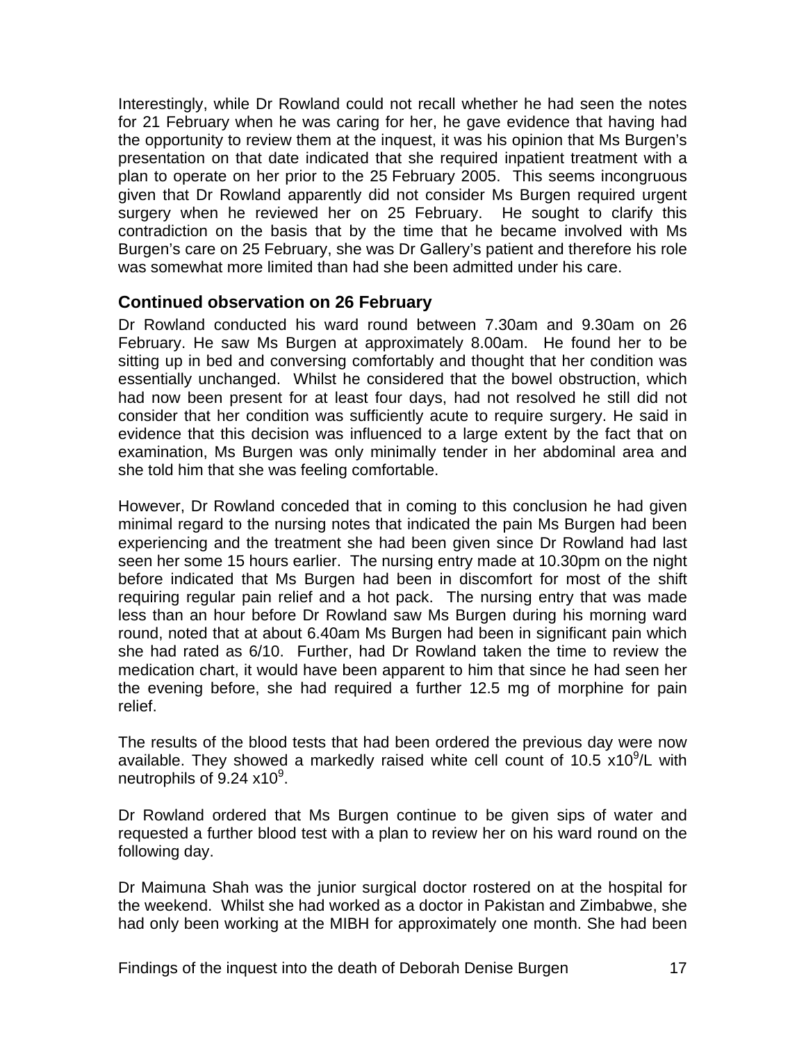Interestingly, while Dr Rowland could not recall whether he had seen the notes for 21 February when he was caring for her, he gave evidence that having had the opportunity to review them at the inquest, it was his opinion that Ms Burgen's presentation on that date indicated that she required inpatient treatment with a plan to operate on her prior to the 25 February 2005. This seems incongruous given that Dr Rowland apparently did not consider Ms Burgen required urgent surgery when he reviewed her on 25 February. He sought to clarify this contradiction on the basis that by the time that he became involved with Ms Burgen's care on 25 February, she was Dr Gallery's patient and therefore his role was somewhat more limited than had she been admitted under his care.

### Continued observation on 26 February

Dr Rowland conducted his ward round between 7.30am and 9.30am on 26 February. He saw Ms Burgen at approximately 8.00am. He found her to be sitting up in bed and conversing comfortably and thought that her condition was essentially unchanged. Whilst he considered that the bowel obstruction, which had now been present for at least four days, had not resolved he still did not consider that her condition was sufficiently acute to require surgery. He said in evidence that this decision was influenced to a large extent by the fact that on examination, Ms Burgen was only minimally tender in her abdominal area and she told him that she was feeling comfortable.

However, Dr Rowland conceded that in coming to this conclusion he had given minimal regard to the nursing notes that indicated the pain Ms Burgen had been experiencing and the treatment she had been given since Dr Rowland had last seen her some 15 hours earlier. The nursing entry made at 10.30pm on the night before indicated that Ms Burgen had been in discomfort for most of the shift requiring regular pain relief and a hot pack. The nursing entry that was made less than an hour before Dr Rowland saw Ms Burgen during his morning ward round, noted that at about 6.40am Ms Burgen had been in significant pain which she had rated as 6/10. Further, had Dr Rowland taken the time to review the medication chart, it would have been apparent to him that since he had seen her the evening before, she had required a further 12.5 mg of morphine for pain relief.

The results of the blood tests that had been ordered the previous day were now available. They showed a markedly raised white cell count of 10.5 $x10^9$/L with neutrophils of 9.24 $x10^9$.

Dr Rowland ordered that Ms Burgen continue to be given sips of water and requested a further blood test with a plan to review her on his ward round on the following day.

Dr Maimuna Shah was the junior surgical doctor rostered on at the hospital for the weekend. Whilst she had worked as a doctor in Pakistan and Zimbabwe, she had only been working at the MIBH for approximately one month. She had been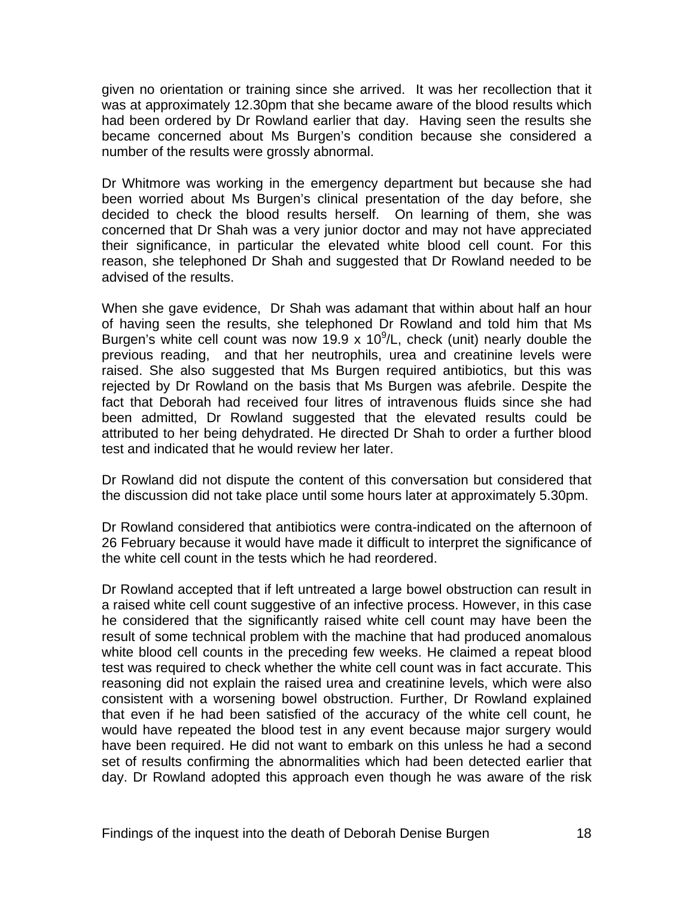given no orientation or training since she arrived. It was her recollection that it was at approximately 12.30pm that she became aware of the blood results which had been ordered by Dr Rowland earlier that day. Having seen the results she became concerned about Ms Burgen's condition because she considered a number of the results were grossly abnormal.

Dr Whitmore was working in the emergency department but because she had been worried about Ms Burgen's clinical presentation of the day before, she decided to check the blood results herself. On learning of them, she was concerned that Dr Shah was a very junior doctor and may not have appreciated their significance, in particular the elevated white blood cell count. For this reason, she telephoned Dr Shah and suggested that Dr Rowland needed to be advised of the results.

When she gave evidence, Dr Shah was adamant that within about half an hour of having seen the results, she telephoned Dr Rowland and told him that Ms Burgen's white cell count was now 19.9 x $10^9$/L, check (unit) nearly double the previous reading, and that her neutrophils, urea and creatinine levels were raised. She also suggested that Ms Burgen required antibiotics, but this was rejected by Dr Rowland on the basis that Ms Burgen was afebrile. Despite the fact that Deborah had received four litres of intravenous fluids since she had been admitted, Dr Rowland suggested that the elevated results could be attributed to her being dehydrated. He directed Dr Shah to order a further blood test and indicated that he would review her later.

Dr Rowland did not dispute the content of this conversation but considered that the discussion did not take place until some hours later at approximately 5.30pm.

Dr Rowland considered that antibiotics were contra-indicated on the afternoon of 26 February because it would have made it difficult to interpret the significance of the white cell count in the tests which he had reordered.

Dr Rowland accepted that if left untreated a large bowel obstruction can result in a raised white cell count suggestive of an infective process. However, in this case he considered that the significantly raised white cell count may have been the result of some technical problem with the machine that had produced anomalous white blood cell counts in the preceding few weeks. He claimed a repeat blood test was required to check whether the white cell count was in fact accurate. This reasoning did not explain the raised urea and creatinine levels, which were also consistent with a worsening bowel obstruction. Further, Dr Rowland explained that even if he had been satisfied of the accuracy of the white cell count, he would have repeated the blood test in any event because major surgery would have been required. He did not want to embark on this unless he had a second set of results confirming the abnormalities which had been detected earlier that day. Dr Rowland adopted this approach even though he was aware of the risk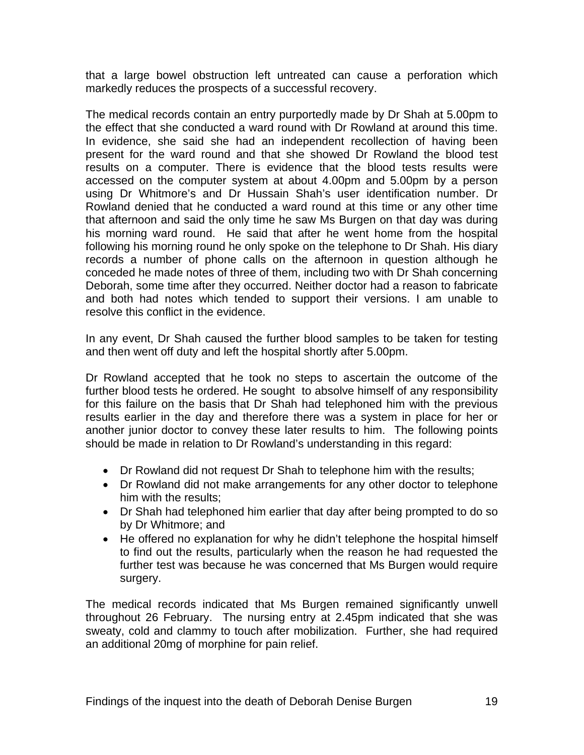that a large bowel obstruction left untreated can cause a perforation which markedly reduces the prospects of a successful recovery.

The medical records contain an entry purportedly made by Dr Shah at 5.00pm to the effect that she conducted a ward round with Dr Rowland at around this time. In evidence, she said she had an independent recollection of having been present for the ward round and that she showed Dr Rowland the blood test results on a computer. There is evidence that the blood tests results were accessed on the computer system at about 4.00pm and 5.00pm by a person using Dr Whitmore's and Dr Hussain Shah's user identification number. Dr Rowland denied that he conducted a ward round at this time or any other time that afternoon and said the only time he saw Ms Burgen on that day was during his morning ward round. He said that after he went home from the hospital following his morning round he only spoke on the telephone to Dr Shah. His diary records a number of phone calls on the afternoon in question although he conceded he made notes of three of them, including two with Dr Shah concerning Deborah, some time after they occurred. Neither doctor had a reason to fabricate and both had notes which tended to support their versions. I am unable to resolve this conflict in the evidence.

In any event, Dr Shah caused the further blood samples to be taken for testing and then went off duty and left the hospital shortly after 5.00pm.

Dr Rowland accepted that he took no steps to ascertain the outcome of the further blood tests he ordered. He sought to absolve himself of any responsibility for this failure on the basis that Dr Shah had telephoned him with the previous results earlier in the day and therefore there was a system in place for her or another junior doctor to convey these later results to him. The following points should be made in relation to Dr Rowland's understanding in this regard:

- Dr Rowland did not request Dr Shah to telephone him with the results;
- Dr Rowland did not make arrangements for any other doctor to telephone him with the results;
- Dr Shah had telephoned him earlier that day after being prompted to do so by Dr Whitmore; and
- He offered no explanation for why he didn't telephone the hospital himself to find out the results, particularly when the reason he had requested the further test was because he was concerned that Ms Burgen would require surgery.

The medical records indicated that Ms Burgen remained significantly unwell throughout 26 February. The nursing entry at 2.45pm indicated that she was sweaty, cold and clammy to touch after mobilization. Further, she had required an additional 20mg of morphine for pain relief.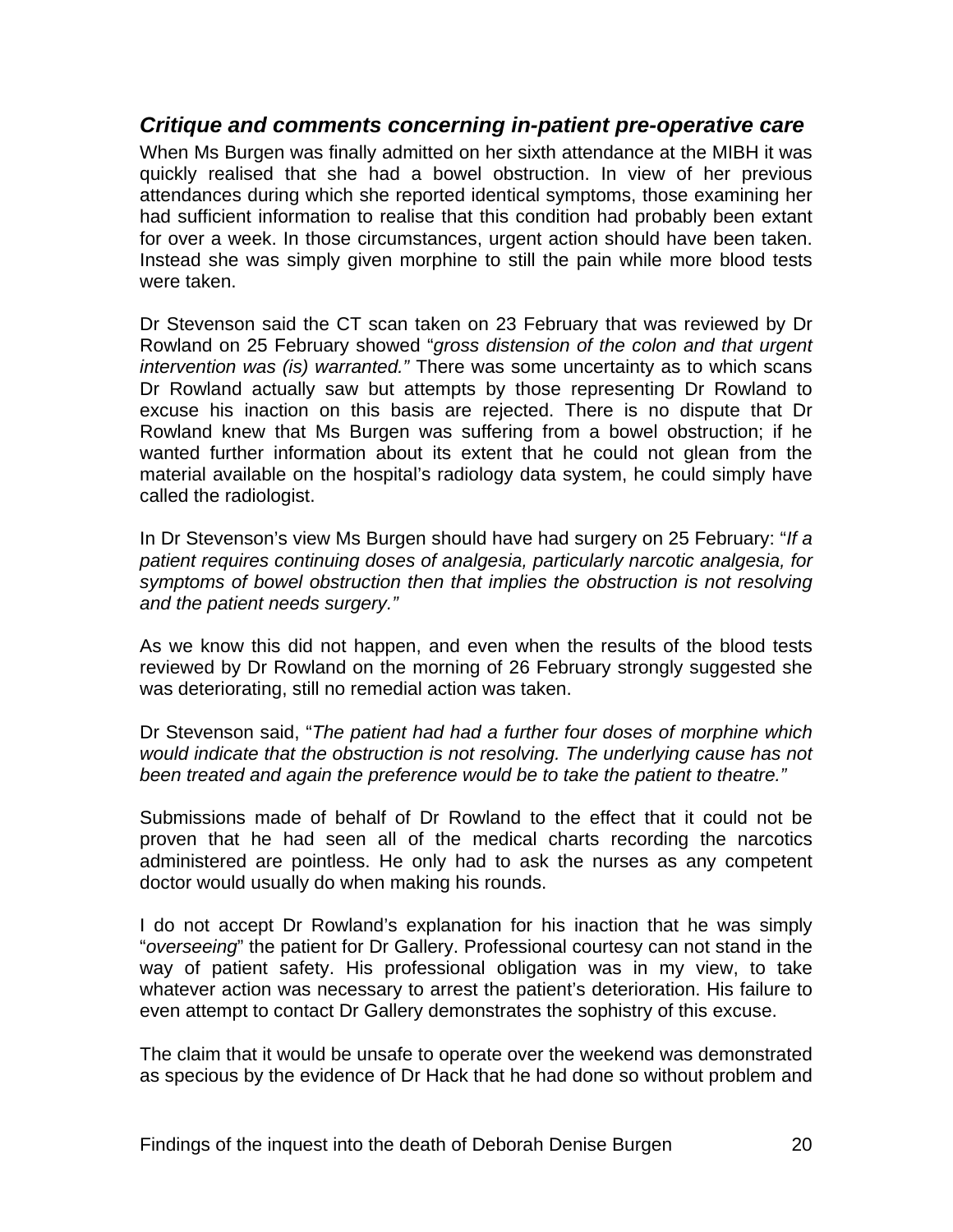### *Critique and comments concerning in-patient pre-operative care*

When Ms Burgen was finally admitted on her sixth attendance at the MIBH it was quickly realised that she had a bowel obstruction. In view of her previous attendances during which she reported identical symptoms, those examining her had sufficient information to realise that this condition had probably been extant for over a week. In those circumstances, urgent action should have been taken. Instead she was simply given morphine to still the pain while more blood tests were taken.

Dr Stevenson said the CT scan taken on 23 February that was reviewed by Dr Rowland on 25 February showed "*gross distension of the colon and that urgent intervention was (is) warranted."* There was some uncertainty as to which scans Dr Rowland actually saw but attempts by those representing Dr Rowland to excuse his inaction on this basis are rejected. There is no dispute that Dr Rowland knew that Ms Burgen was suffering from a bowel obstruction; if he wanted further information about its extent that he could not glean from the material available on the hospital's radiology data system, he could simply have called the radiologist.

In Dr Stevenson's view Ms Burgen should have had surgery on 25 February: "*If a patient requires continuing doses of analgesia, particularly narcotic analgesia, for symptoms of bowel obstruction then that implies the obstruction is not resolving and the patient needs surgery."*

As we know this did not happen, and even when the results of the blood tests reviewed by Dr Rowland on the morning of 26 February strongly suggested she was deteriorating, still no remedial action was taken.

Dr Stevenson said, "*The patient had had a further four doses of morphine which would indicate that the obstruction is not resolving. The underlying cause has not been treated and again the preference would be to take the patient to theatre."*

Submissions made of behalf of Dr Rowland to the effect that it could not be proven that he had seen all of the medical charts recording the narcotics administered are pointless. He only had to ask the nurses as any competent doctor would usually do when making his rounds.

I do not accept Dr Rowland's explanation for his inaction that he was simply "*overseeing*" the patient for Dr Gallery. Professional courtesy can not stand in the way of patient safety. His professional obligation was in my view, to take whatever action was necessary to arrest the patient's deterioration. His failure to even attempt to contact Dr Gallery demonstrates the sophistry of this excuse.

The claim that it would be unsafe to operate over the weekend was demonstrated as specious by the evidence of Dr Hack that he had done so without problem and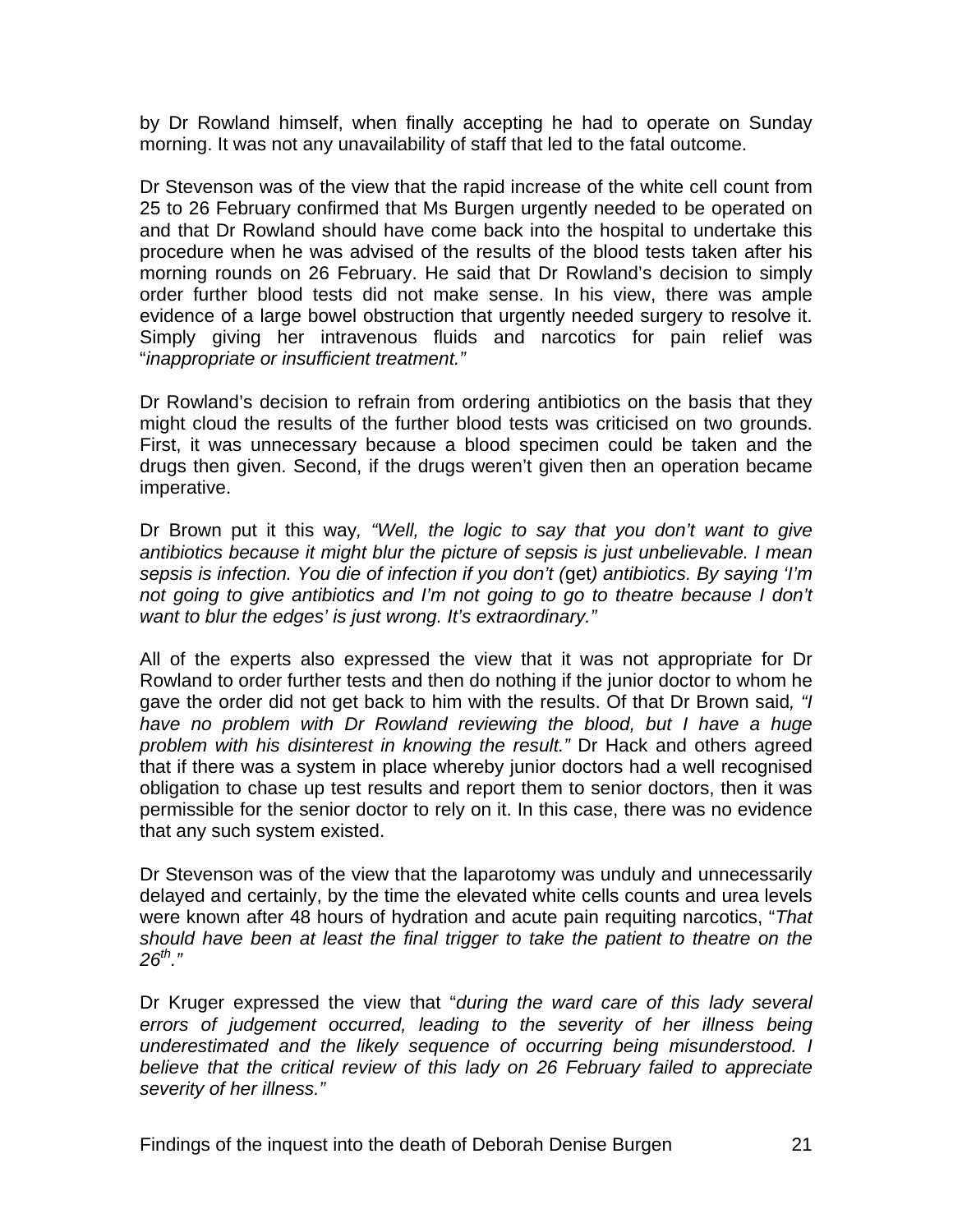by Dr Rowland himself, when finally accepting he had to operate on Sunday morning. It was not any unavailability of staff that led to the fatal outcome.

Dr Stevenson was of the view that the rapid increase of the white cell count from 25 to 26 February confirmed that Ms Burgen urgently needed to be operated on and that Dr Rowland should have come back into the hospital to undertake this procedure when he was advised of the results of the blood tests taken after his morning rounds on 26 February. He said that Dr Rowland's decision to simply order further blood tests did not make sense. In his view, there was ample evidence of a large bowel obstruction that urgently needed surgery to resolve it. Simply giving her intravenous fluids and narcotics for pain relief was "*inappropriate or insufficient treatment."*

Dr Rowland's decision to refrain from ordering antibiotics on the basis that they might cloud the results of the further blood tests was criticised on two grounds. First, it was unnecessary because a blood specimen could be taken and the drugs then given. Second, if the drugs weren't given then an operation became imperative.

Dr Brown put it this way*, "Well, the logic to say that you don't want to give antibiotics because it might blur the picture of sepsis is just unbelievable. I mean sepsis is infection. You die of infection if you don't (*get*) antibiotics. By saying 'I'm not going to give antibiotics and I'm not going to go to theatre because I don't want to blur the edges' is just wrong. It's extraordinary."*

All of the experts also expressed the view that it was not appropriate for Dr Rowland to order further tests and then do nothing if the junior doctor to whom he gave the order did not get back to him with the results. Of that Dr Brown said*, "I have no problem with Dr Rowland reviewing the blood, but I have a huge problem with his disinterest in knowing the result."* Dr Hack and others agreed that if there was a system in place whereby junior doctors had a well recognised obligation to chase up test results and report them to senior doctors, then it was permissible for the senior doctor to rely on it. In this case, there was no evidence that any such system existed.

Dr Stevenson was of the view that the laparotomy was unduly and unnecessarily delayed and certainly, by the time the elevated white cells counts and urea levels were known after 48 hours of hydration and acute pain requiting narcotics, "*That should have been at least the final trigger to take the patient to theatre on the 26th."*

Dr Kruger expressed the view that "*during the ward care of this lady several errors of judgement occurred, leading to the severity of her illness being underestimated and the likely sequence of occurring being misunderstood. I believe that the critical review of this lady on 26 February failed to appreciate severity of her illness."*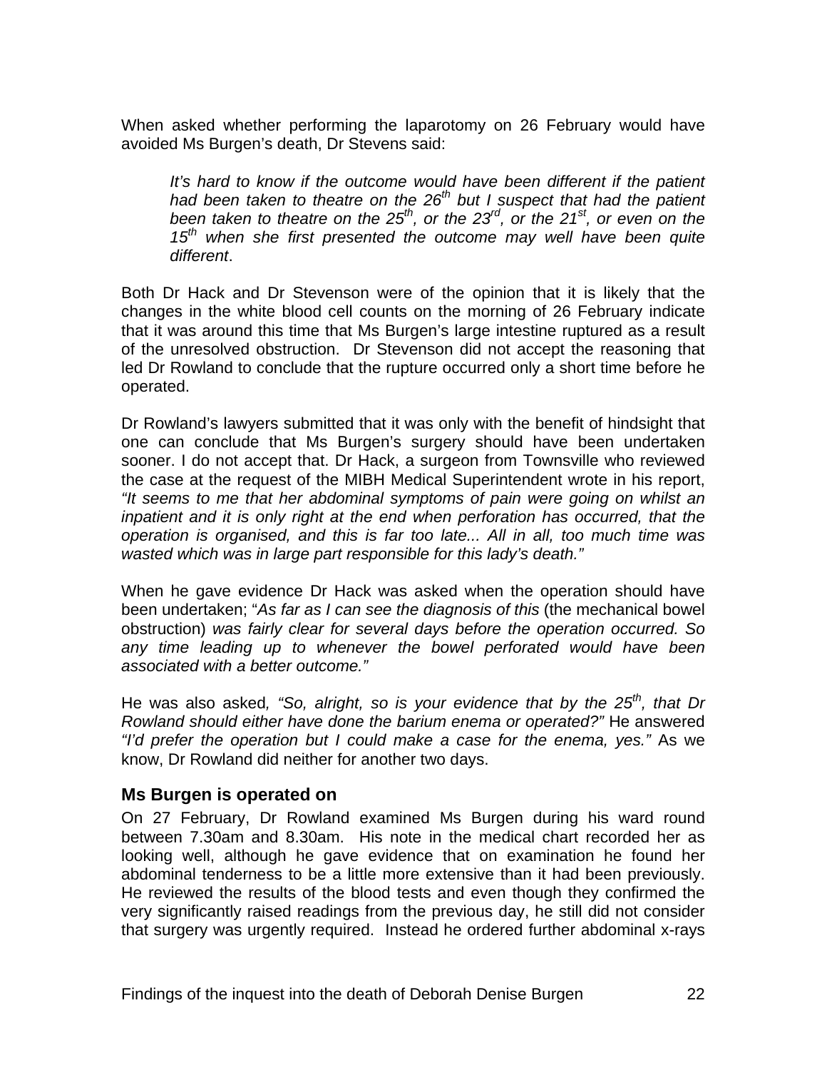When asked whether performing the laparotomy on 26 February would have avoided Ms Burgen's death, Dr Stevens said:

> *It's hard to know if the outcome would have been different if the patient had been taken to theatre on the 26th but I suspect that had the patient been taken to theatre on the 25th, or the 23rd, or the 21st, or even on the 15th when she first presented the outcome may well have been quite different*.

Both Dr Hack and Dr Stevenson were of the opinion that it is likely that the changes in the white blood cell counts on the morning of 26 February indicate that it was around this time that Ms Burgen's large intestine ruptured as a result of the unresolved obstruction. Dr Stevenson did not accept the reasoning that led Dr Rowland to conclude that the rupture occurred only a short time before he operated.

Dr Rowland's lawyers submitted that it was only with the benefit of hindsight that one can conclude that Ms Burgen's surgery should have been undertaken sooner. I do not accept that. Dr Hack, a surgeon from Townsville who reviewed the case at the request of the MIBH Medical Superintendent wrote in his report, *"It seems to me that her abdominal symptoms of pain were going on whilst an inpatient and it is only right at the end when perforation has occurred, that the operation is organised, and this is far too late... All in all, too much time was wasted which was in large part responsible for this lady's death."*

When he gave evidence Dr Hack was asked when the operation should have been undertaken; "*As far as I can see the diagnosis of this* (the mechanical bowel obstruction) *was fairly clear for several days before the operation occurred. So any time leading up to whenever the bowel perforated would have been associated with a better outcome."*

He was also asked*, "So, alright, so is your evidence that by the 25th, that Dr Rowland should either have done the barium enema or operated?"* He answered *"I'd prefer the operation but I could make a case for the enema, yes."* As we know, Dr Rowland did neither for another two days.

### Ms Burgen is operated on

On 27 February, Dr Rowland examined Ms Burgen during his ward round between 7.30am and 8.30am. His note in the medical chart recorded her as looking well, although he gave evidence that on examination he found her abdominal tenderness to be a little more extensive than it had been previously. He reviewed the results of the blood tests and even though they confirmed the very significantly raised readings from the previous day, he still did not consider that surgery was urgently required. Instead he ordered further abdominal x-rays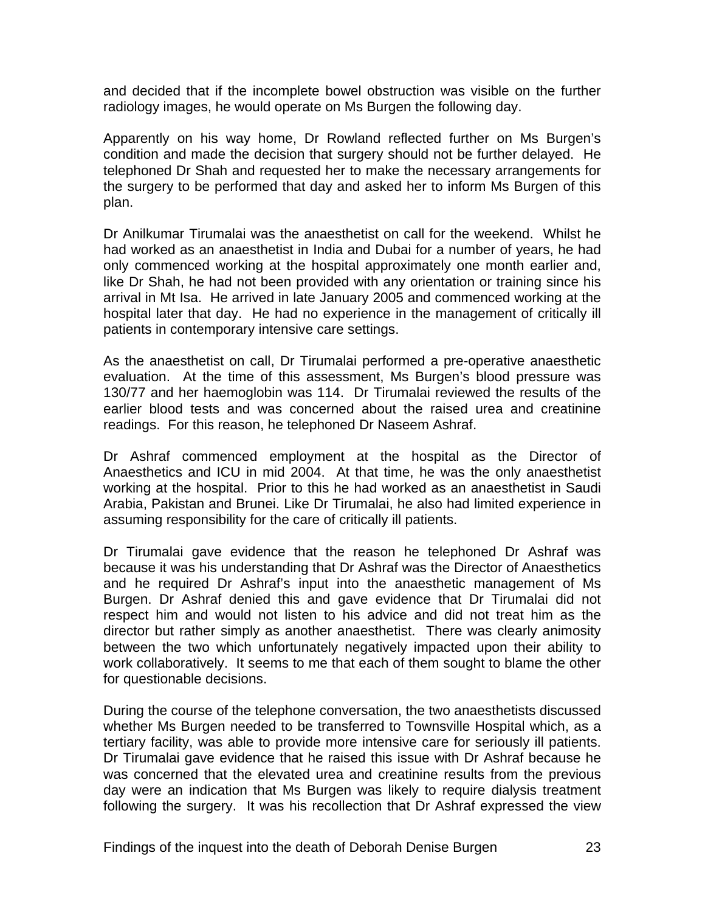and decided that if the incomplete bowel obstruction was visible on the further radiology images, he would operate on Ms Burgen the following day.

Apparently on his way home, Dr Rowland reflected further on Ms Burgen's condition and made the decision that surgery should not be further delayed. He telephoned Dr Shah and requested her to make the necessary arrangements for the surgery to be performed that day and asked her to inform Ms Burgen of this plan.

Dr Anilkumar Tirumalai was the anaesthetist on call for the weekend. Whilst he had worked as an anaesthetist in India and Dubai for a number of years, he had only commenced working at the hospital approximately one month earlier and, like Dr Shah, he had not been provided with any orientation or training since his arrival in Mt Isa. He arrived in late January 2005 and commenced working at the hospital later that day. He had no experience in the management of critically ill patients in contemporary intensive care settings.

As the anaesthetist on call, Dr Tirumalai performed a pre-operative anaesthetic evaluation. At the time of this assessment, Ms Burgen's blood pressure was 130/77 and her haemoglobin was 114. Dr Tirumalai reviewed the results of the earlier blood tests and was concerned about the raised urea and creatinine readings. For this reason, he telephoned Dr Naseem Ashraf.

Dr Ashraf commenced employment at the hospital as the Director of Anaesthetics and ICU in mid 2004. At that time, he was the only anaesthetist working at the hospital. Prior to this he had worked as an anaesthetist in Saudi Arabia, Pakistan and Brunei. Like Dr Tirumalai, he also had limited experience in assuming responsibility for the care of critically ill patients.

Dr Tirumalai gave evidence that the reason he telephoned Dr Ashraf was because it was his understanding that Dr Ashraf was the Director of Anaesthetics and he required Dr Ashraf's input into the anaesthetic management of Ms Burgen. Dr Ashraf denied this and gave evidence that Dr Tirumalai did not respect him and would not listen to his advice and did not treat him as the director but rather simply as another anaesthetist. There was clearly animosity between the two which unfortunately negatively impacted upon their ability to work collaboratively. It seems to me that each of them sought to blame the other for questionable decisions.

During the course of the telephone conversation, the two anaesthetists discussed whether Ms Burgen needed to be transferred to Townsville Hospital which, as a tertiary facility, was able to provide more intensive care for seriously ill patients. Dr Tirumalai gave evidence that he raised this issue with Dr Ashraf because he was concerned that the elevated urea and creatinine results from the previous day were an indication that Ms Burgen was likely to require dialysis treatment following the surgery. It was his recollection that Dr Ashraf expressed the view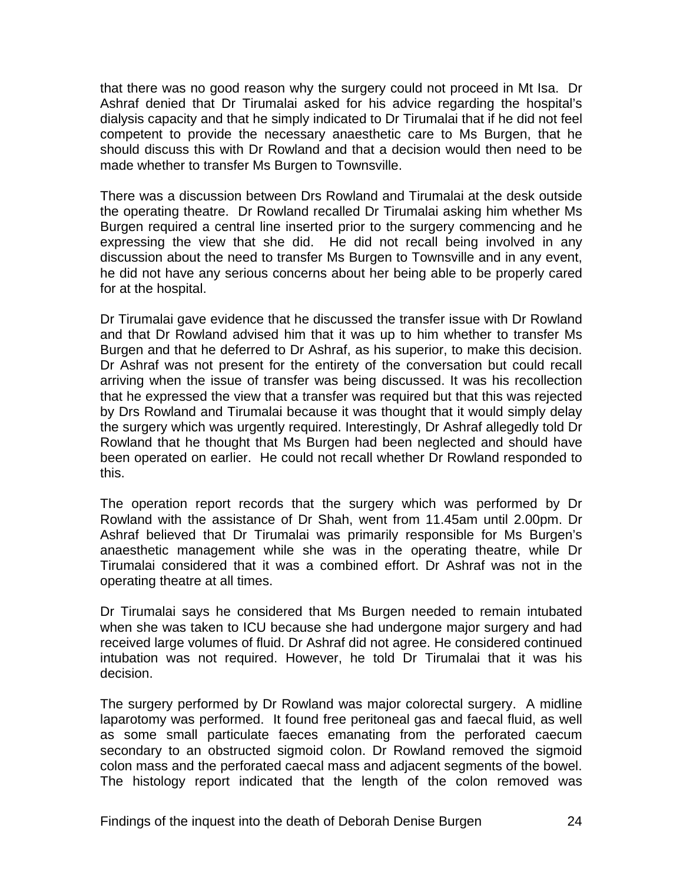that there was no good reason why the surgery could not proceed in Mt Isa. Dr Ashraf denied that Dr Tirumalai asked for his advice regarding the hospital's dialysis capacity and that he simply indicated to Dr Tirumalai that if he did not feel competent to provide the necessary anaesthetic care to Ms Burgen, that he should discuss this with Dr Rowland and that a decision would then need to be made whether to transfer Ms Burgen to Townsville.

There was a discussion between Drs Rowland and Tirumalai at the desk outside the operating theatre. Dr Rowland recalled Dr Tirumalai asking him whether Ms Burgen required a central line inserted prior to the surgery commencing and he expressing the view that she did. He did not recall being involved in any discussion about the need to transfer Ms Burgen to Townsville and in any event, he did not have any serious concerns about her being able to be properly cared for at the hospital.

Dr Tirumalai gave evidence that he discussed the transfer issue with Dr Rowland and that Dr Rowland advised him that it was up to him whether to transfer Ms Burgen and that he deferred to Dr Ashraf, as his superior, to make this decision. Dr Ashraf was not present for the entirety of the conversation but could recall arriving when the issue of transfer was being discussed. It was his recollection that he expressed the view that a transfer was required but that this was rejected by Drs Rowland and Tirumalai because it was thought that it would simply delay the surgery which was urgently required. Interestingly, Dr Ashraf allegedly told Dr Rowland that he thought that Ms Burgen had been neglected and should have been operated on earlier. He could not recall whether Dr Rowland responded to this.

The operation report records that the surgery which was performed by Dr Rowland with the assistance of Dr Shah, went from 11.45am until 2.00pm. Dr Ashraf believed that Dr Tirumalai was primarily responsible for Ms Burgen's anaesthetic management while she was in the operating theatre, while Dr Tirumalai considered that it was a combined effort. Dr Ashraf was not in the operating theatre at all times.

Dr Tirumalai says he considered that Ms Burgen needed to remain intubated when she was taken to ICU because she had undergone major surgery and had received large volumes of fluid. Dr Ashraf did not agree. He considered continued intubation was not required. However, he told Dr Tirumalai that it was his decision.

The surgery performed by Dr Rowland was major colorectal surgery. A midline laparotomy was performed. It found free peritoneal gas and faecal fluid, as well as some small particulate faeces emanating from the perforated caecum secondary to an obstructed sigmoid colon. Dr Rowland removed the sigmoid colon mass and the perforated caecal mass and adjacent segments of the bowel. The histology report indicated that the length of the colon removed was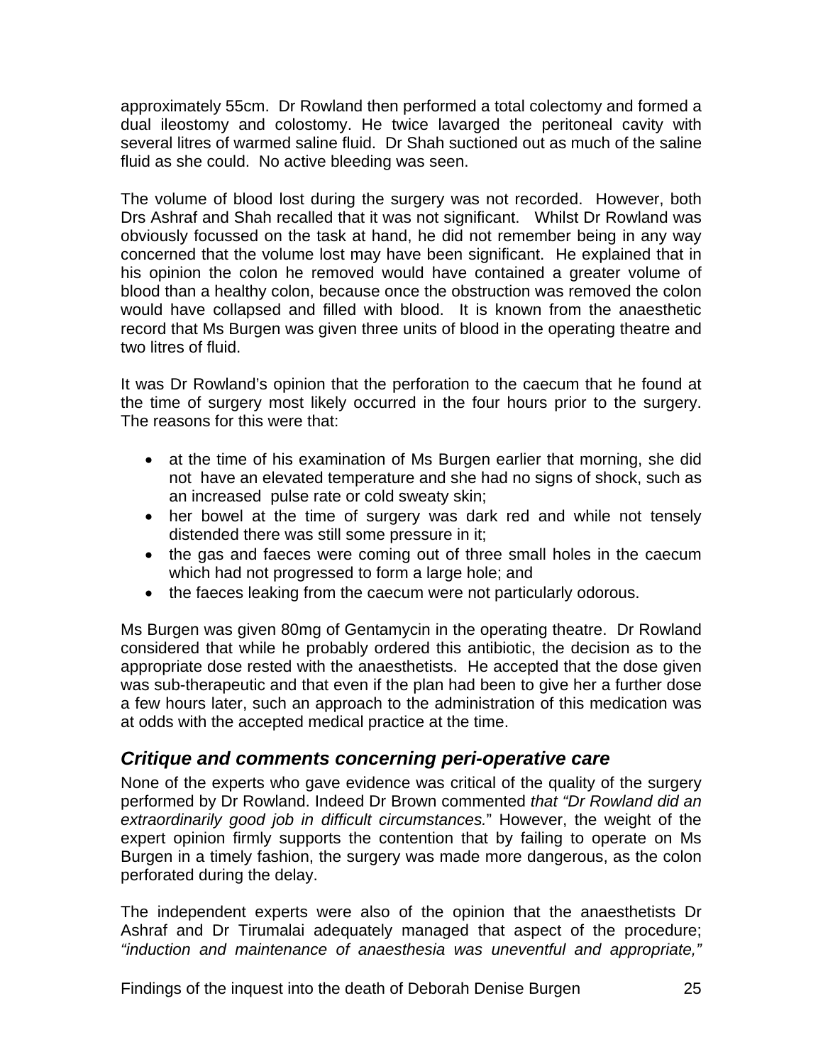approximately 55cm. Dr Rowland then performed a total colectomy and formed a dual ileostomy and colostomy. He twice lavarged the peritoneal cavity with several litres of warmed saline fluid. Dr Shah suctioned out as much of the saline fluid as she could. No active bleeding was seen.

The volume of blood lost during the surgery was not recorded. However, both Drs Ashraf and Shah recalled that it was not significant. Whilst Dr Rowland was obviously focussed on the task at hand, he did not remember being in any way concerned that the volume lost may have been significant. He explained that in his opinion the colon he removed would have contained a greater volume of blood than a healthy colon, because once the obstruction was removed the colon would have collapsed and filled with blood. It is known from the anaesthetic record that Ms Burgen was given three units of blood in the operating theatre and two litres of fluid.

It was Dr Rowland's opinion that the perforation to the caecum that he found at the time of surgery most likely occurred in the four hours prior to the surgery. The reasons for this were that:

- at the time of his examination of Ms Burgen earlier that morning, she did not have an elevated temperature and she had no signs of shock, such as an increased pulse rate or cold sweaty skin;
- her bowel at the time of surgery was dark red and while not tensely distended there was still some pressure in it;
- the gas and faeces were coming out of three small holes in the caecum which had not progressed to form a large hole; and
- the faeces leaking from the caecum were not particularly odorous.

Ms Burgen was given 80mg of Gentamycin in the operating theatre. Dr Rowland considered that while he probably ordered this antibiotic, the decision as to the appropriate dose rested with the anaesthetists. He accepted that the dose given was sub-therapeutic and that even if the plan had been to give her a further dose a few hours later, such an approach to the administration of this medication was at odds with the accepted medical practice at the time.

### *Critique and comments concerning peri-operative care*

None of the experts who gave evidence was critical of the quality of the surgery performed by Dr Rowland. Indeed Dr Brown commented *that "Dr Rowland did an extraordinarily good job in difficult circumstances.*" However, the weight of the expert opinion firmly supports the contention that by failing to operate on Ms Burgen in a timely fashion, the surgery was made more dangerous, as the colon perforated during the delay.

The independent experts were also of the opinion that the anaesthetists Dr Ashraf and Dr Tirumalai adequately managed that aspect of the procedure; *"induction and maintenance of anaesthesia was uneventful and appropriate,"*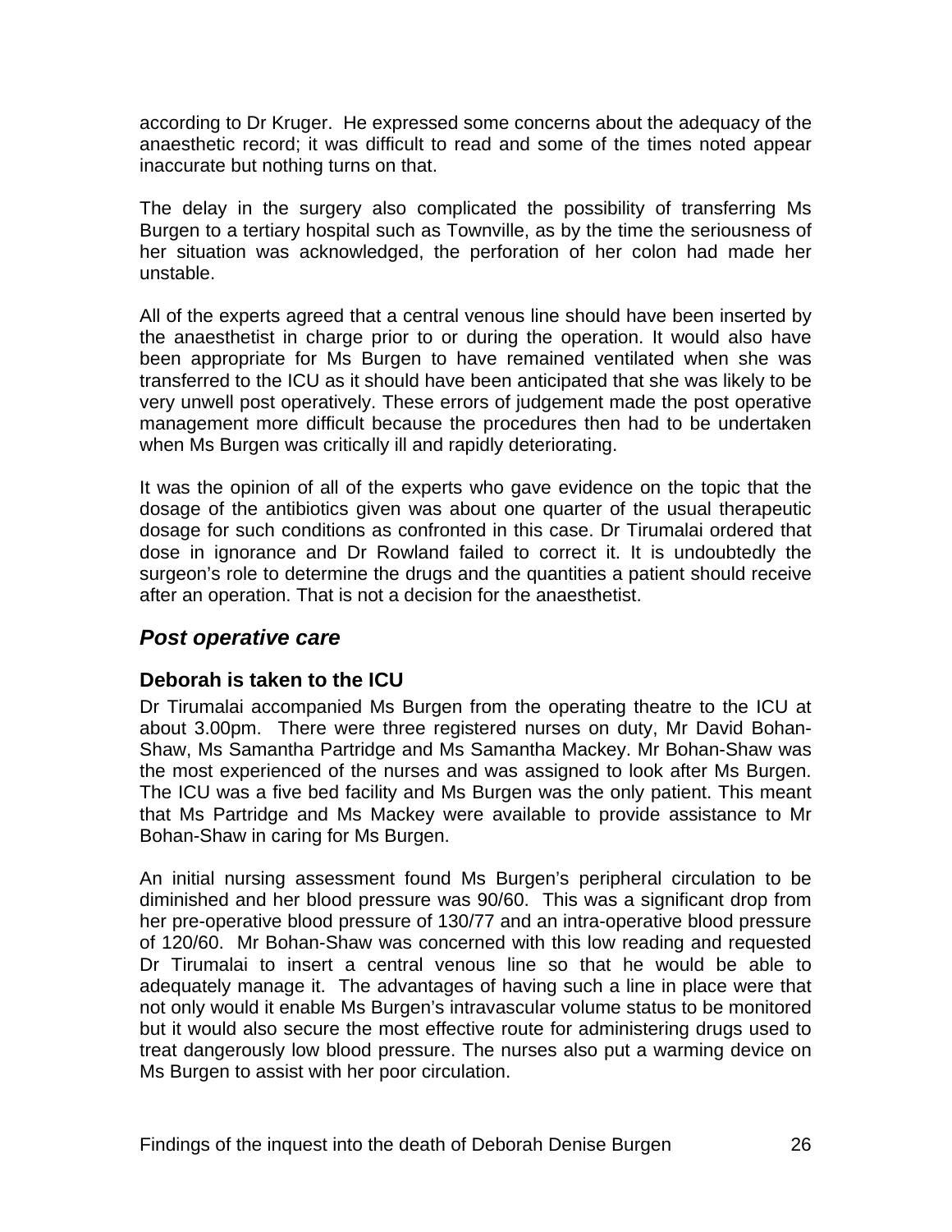according to Dr Kruger. He expressed some concerns about the adequacy of the anaesthetic record; it was difficult to read and some of the times noted appear inaccurate but nothing turns on that.

The delay in the surgery also complicated the possibility of transferring Ms Burgen to a tertiary hospital such as Townville, as by the time the seriousness of her situation was acknowledged, the perforation of her colon had made her unstable.

All of the experts agreed that a central venous line should have been inserted by the anaesthetist in charge prior to or during the operation. It would also have been appropriate for Ms Burgen to have remained ventilated when she was transferred to the ICU as it should have been anticipated that she was likely to be very unwell post operatively. These errors of judgement made the post operative management more difficult because the procedures then had to be undertaken when Ms Burgen was critically ill and rapidly deteriorating.

It was the opinion of all of the experts who gave evidence on the topic that the dosage of the antibiotics given was about one quarter of the usual therapeutic dosage for such conditions as confronted in this case. Dr Tirumalai ordered that dose in ignorance and Dr Rowland failed to correct it. It is undoubtedly the surgeon's role to determine the drugs and the quantities a patient should receive after an operation. That is not a decision for the anaesthetist.

## *Post operative care*

### Deborah is taken to the ICU

Dr Tirumalai accompanied Ms Burgen from the operating theatre to the ICU at about 3.00pm. There were three registered nurses on duty, Mr David Bohan-Shaw, Ms Samantha Partridge and Ms Samantha Mackey. Mr Bohan-Shaw was the most experienced of the nurses and was assigned to look after Ms Burgen. The ICU was a five bed facility and Ms Burgen was the only patient. This meant that Ms Partridge and Ms Mackey were available to provide assistance to Mr Bohan-Shaw in caring for Ms Burgen.

An initial nursing assessment found Ms Burgen's peripheral circulation to be diminished and her blood pressure was 90/60. This was a significant drop from her pre-operative blood pressure of 130/77 and an intra-operative blood pressure of 120/60. Mr Bohan-Shaw was concerned with this low reading and requested Dr Tirumalai to insert a central venous line so that he would be able to adequately manage it. The advantages of having such a line in place were that not only would it enable Ms Burgen's intravascular volume status to be monitored but it would also secure the most effective route for administering drugs used to treat dangerously low blood pressure. The nurses also put a warming device on Ms Burgen to assist with her poor circulation.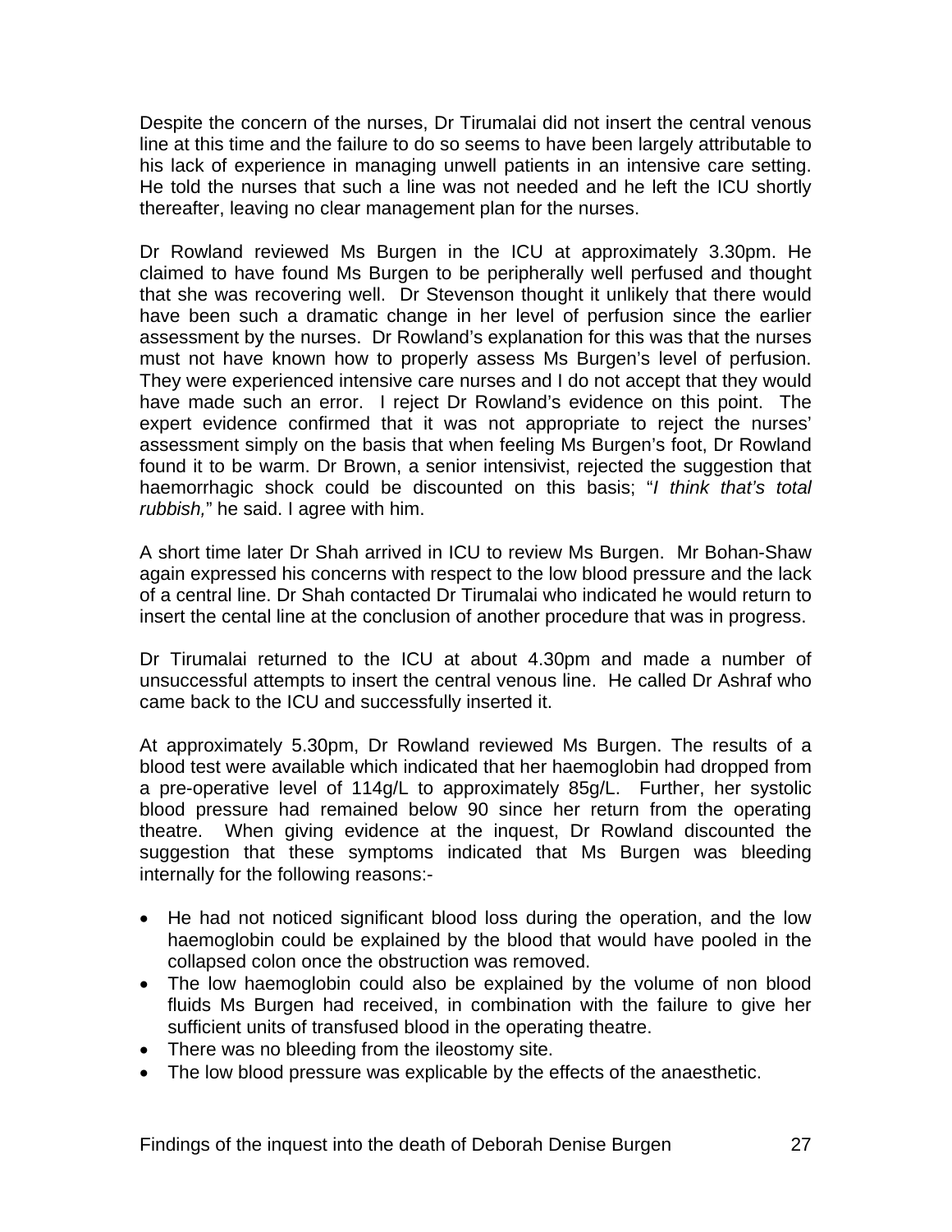Despite the concern of the nurses, Dr Tirumalai did not insert the central venous line at this time and the failure to do so seems to have been largely attributable to his lack of experience in managing unwell patients in an intensive care setting. He told the nurses that such a line was not needed and he left the ICU shortly thereafter, leaving no clear management plan for the nurses.

Dr Rowland reviewed Ms Burgen in the ICU at approximately 3.30pm. He claimed to have found Ms Burgen to be peripherally well perfused and thought that she was recovering well. Dr Stevenson thought it unlikely that there would have been such a dramatic change in her level of perfusion since the earlier assessment by the nurses. Dr Rowland's explanation for this was that the nurses must not have known how to properly assess Ms Burgen's level of perfusion. They were experienced intensive care nurses and I do not accept that they would have made such an error. I reject Dr Rowland's evidence on this point. The expert evidence confirmed that it was not appropriate to reject the nurses' assessment simply on the basis that when feeling Ms Burgen's foot, Dr Rowland found it to be warm. Dr Brown, a senior intensivist, rejected the suggestion that haemorrhagic shock could be discounted on this basis; "*I think that's total rubbish,*" he said. I agree with him.

A short time later Dr Shah arrived in ICU to review Ms Burgen. Mr Bohan-Shaw again expressed his concerns with respect to the low blood pressure and the lack of a central line. Dr Shah contacted Dr Tirumalai who indicated he would return to insert the cental line at the conclusion of another procedure that was in progress.

Dr Tirumalai returned to the ICU at about 4.30pm and made a number of unsuccessful attempts to insert the central venous line. He called Dr Ashraf who came back to the ICU and successfully inserted it.

At approximately 5.30pm, Dr Rowland reviewed Ms Burgen. The results of a blood test were available which indicated that her haemoglobin had dropped from a pre-operative level of 114g/L to approximately 85g/L. Further, her systolic blood pressure had remained below 90 since her return from the operating theatre. When giving evidence at the inquest, Dr Rowland discounted the suggestion that these symptoms indicated that Ms Burgen was bleeding internally for the following reasons:-

- He had not noticed significant blood loss during the operation, and the low haemoglobin could be explained by the blood that would have pooled in the collapsed colon once the obstruction was removed.
- The low haemoglobin could also be explained by the volume of non blood fluids Ms Burgen had received, in combination with the failure to give her sufficient units of transfused blood in the operating theatre.
- There was no bleeding from the ileostomy site.
- The low blood pressure was explicable by the effects of the anaesthetic.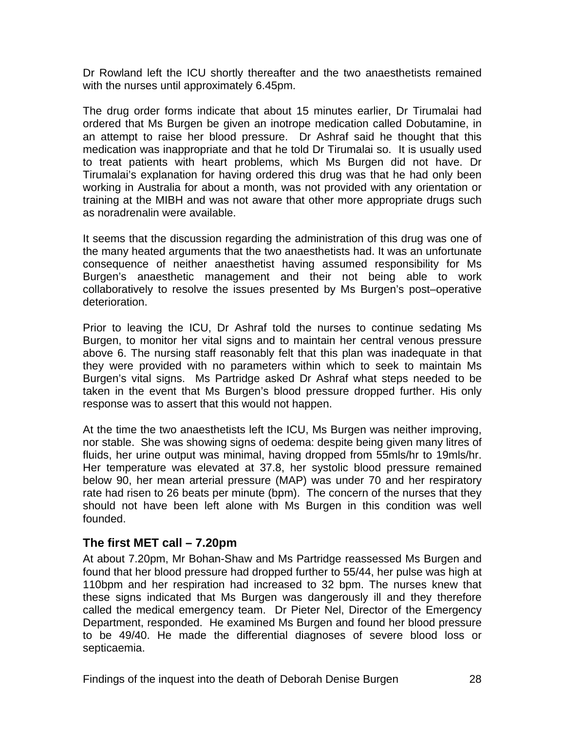Dr Rowland left the ICU shortly thereafter and the two anaesthetists remained with the nurses until approximately 6.45pm.

The drug order forms indicate that about 15 minutes earlier, Dr Tirumalai had ordered that Ms Burgen be given an inotrope medication called Dobutamine, in an attempt to raise her blood pressure. Dr Ashraf said he thought that this medication was inappropriate and that he told Dr Tirumalai so. It is usually used to treat patients with heart problems, which Ms Burgen did not have. Dr Tirumalai's explanation for having ordered this drug was that he had only been working in Australia for about a month, was not provided with any orientation or training at the MIBH and was not aware that other more appropriate drugs such as noradrenalin were available.

It seems that the discussion regarding the administration of this drug was one of the many heated arguments that the two anaesthetists had. It was an unfortunate consequence of neither anaesthetist having assumed responsibility for Ms Burgen's anaesthetic management and their not being able to work collaboratively to resolve the issues presented by Ms Burgen's post–operative deterioration.

Prior to leaving the ICU, Dr Ashraf told the nurses to continue sedating Ms Burgen, to monitor her vital signs and to maintain her central venous pressure above 6. The nursing staff reasonably felt that this plan was inadequate in that they were provided with no parameters within which to seek to maintain Ms Burgen's vital signs. Ms Partridge asked Dr Ashraf what steps needed to be taken in the event that Ms Burgen's blood pressure dropped further. His only response was to assert that this would not happen.

At the time the two anaesthetists left the ICU, Ms Burgen was neither improving, nor stable. She was showing signs of oedema: despite being given many litres of fluids, her urine output was minimal, having dropped from 55mls/hr to 19mls/hr. Her temperature was elevated at 37.8, her systolic blood pressure remained below 90, her mean arterial pressure (MAP) was under 70 and her respiratory rate had risen to 26 beats per minute (bpm). The concern of the nurses that they should not have been left alone with Ms Burgen in this condition was well founded.

### The first MET call – 7.20pm

At about 7.20pm, Mr Bohan-Shaw and Ms Partridge reassessed Ms Burgen and found that her blood pressure had dropped further to 55/44, her pulse was high at 110bpm and her respiration had increased to 32 bpm. The nurses knew that these signs indicated that Ms Burgen was dangerously ill and they therefore called the medical emergency team. Dr Pieter Nel, Director of the Emergency Department, responded. He examined Ms Burgen and found her blood pressure to be 49/40. He made the differential diagnoses of severe blood loss or septicaemia.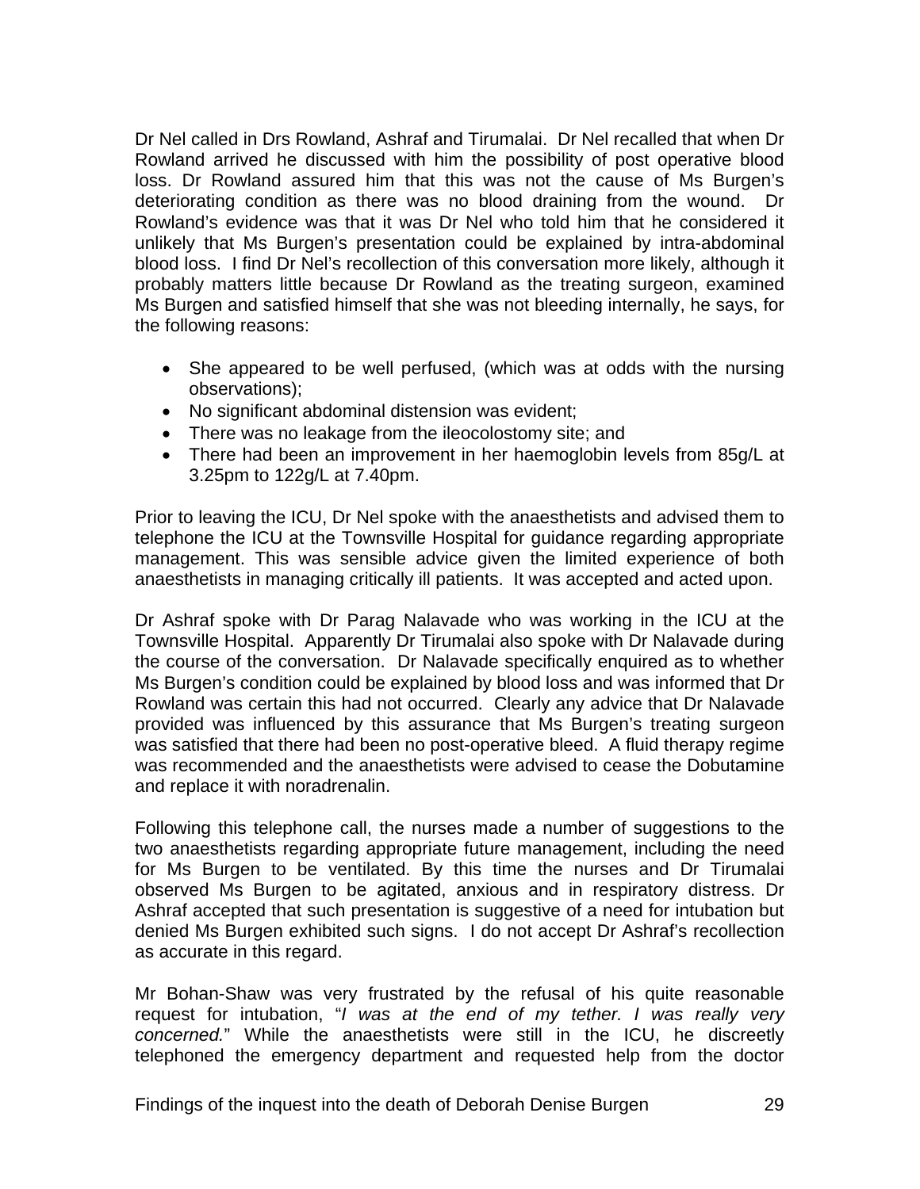Dr Nel called in Drs Rowland, Ashraf and Tirumalai. Dr Nel recalled that when Dr Rowland arrived he discussed with him the possibility of post operative blood loss. Dr Rowland assured him that this was not the cause of Ms Burgen's deteriorating condition as there was no blood draining from the wound. Dr Rowland's evidence was that it was Dr Nel who told him that he considered it unlikely that Ms Burgen's presentation could be explained by intra-abdominal blood loss. I find Dr Nel's recollection of this conversation more likely, although it probably matters little because Dr Rowland as the treating surgeon, examined Ms Burgen and satisfied himself that she was not bleeding internally, he says, for the following reasons:

- She appeared to be well perfused, (which was at odds with the nursing observations);
- No significant abdominal distension was evident;
- There was no leakage from the ileocolostomy site; and
- There had been an improvement in her haemoglobin levels from 85g/L at 3.25pm to 122g/L at 7.40pm.

Prior to leaving the ICU, Dr Nel spoke with the anaesthetists and advised them to telephone the ICU at the Townsville Hospital for guidance regarding appropriate management. This was sensible advice given the limited experience of both anaesthetists in managing critically ill patients. It was accepted and acted upon.

Dr Ashraf spoke with Dr Parag Nalavade who was working in the ICU at the Townsville Hospital. Apparently Dr Tirumalai also spoke with Dr Nalavade during the course of the conversation. Dr Nalavade specifically enquired as to whether Ms Burgen's condition could be explained by blood loss and was informed that Dr Rowland was certain this had not occurred. Clearly any advice that Dr Nalavade provided was influenced by this assurance that Ms Burgen's treating surgeon was satisfied that there had been no post-operative bleed. A fluid therapy regime was recommended and the anaesthetists were advised to cease the Dobutamine and replace it with noradrenalin.

Following this telephone call, the nurses made a number of suggestions to the two anaesthetists regarding appropriate future management, including the need for Ms Burgen to be ventilated. By this time the nurses and Dr Tirumalai observed Ms Burgen to be agitated, anxious and in respiratory distress. Dr Ashraf accepted that such presentation is suggestive of a need for intubation but denied Ms Burgen exhibited such signs. I do not accept Dr Ashraf's recollection as accurate in this regard.

Mr Bohan-Shaw was very frustrated by the refusal of his quite reasonable request for intubation, "*I was at the end of my tether. I was really very concerned.*" While the anaesthetists were still in the ICU, he discreetly telephoned the emergency department and requested help from the doctor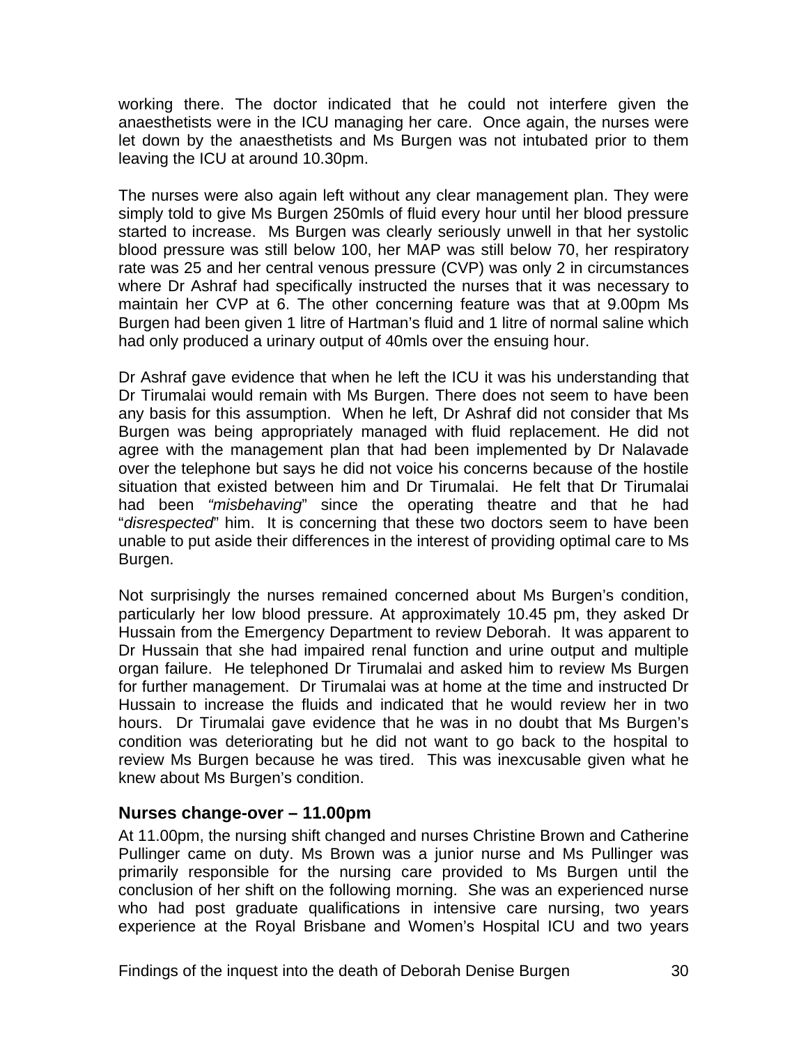working there. The doctor indicated that he could not interfere given the anaesthetists were in the ICU managing her care. Once again, the nurses were let down by the anaesthetists and Ms Burgen was not intubated prior to them leaving the ICU at around 10.30pm.

The nurses were also again left without any clear management plan. They were simply told to give Ms Burgen 250mls of fluid every hour until her blood pressure started to increase. Ms Burgen was clearly seriously unwell in that her systolic blood pressure was still below 100, her MAP was still below 70, her respiratory rate was 25 and her central venous pressure (CVP) was only 2 in circumstances where Dr Ashraf had specifically instructed the nurses that it was necessary to maintain her CVP at 6. The other concerning feature was that at 9.00pm Ms Burgen had been given 1 litre of Hartman's fluid and 1 litre of normal saline which had only produced a urinary output of 40mls over the ensuing hour.

Dr Ashraf gave evidence that when he left the ICU it was his understanding that Dr Tirumalai would remain with Ms Burgen. There does not seem to have been any basis for this assumption. When he left, Dr Ashraf did not consider that Ms Burgen was being appropriately managed with fluid replacement. He did not agree with the management plan that had been implemented by Dr Nalavade over the telephone but says he did not voice his concerns because of the hostile situation that existed between him and Dr Tirumalai. He felt that Dr Tirumalai had been "*misbehaving*" since the operating theatre and that he had "*disrespected*" him. It is concerning that these two doctors seem to have been unable to put aside their differences in the interest of providing optimal care to Ms Burgen.

Not surprisingly the nurses remained concerned about Ms Burgen's condition, particularly her low blood pressure. At approximately 10.45 pm, they asked Dr Hussain from the Emergency Department to review Deborah. It was apparent to Dr Hussain that she had impaired renal function and urine output and multiple organ failure. He telephoned Dr Tirumalai and asked him to review Ms Burgen for further management. Dr Tirumalai was at home at the time and instructed Dr Hussain to increase the fluids and indicated that he would review her in two hours. Dr Tirumalai gave evidence that he was in no doubt that Ms Burgen's condition was deteriorating but he did not want to go back to the hospital to review Ms Burgen because he was tired. This was inexcusable given what he knew about Ms Burgen's condition.

### Nurses change-over – 11.00pm

At 11.00pm, the nursing shift changed and nurses Christine Brown and Catherine Pullinger came on duty. Ms Brown was a junior nurse and Ms Pullinger was primarily responsible for the nursing care provided to Ms Burgen until the conclusion of her shift on the following morning. She was an experienced nurse who had post graduate qualifications in intensive care nursing, two years experience at the Royal Brisbane and Women's Hospital ICU and two years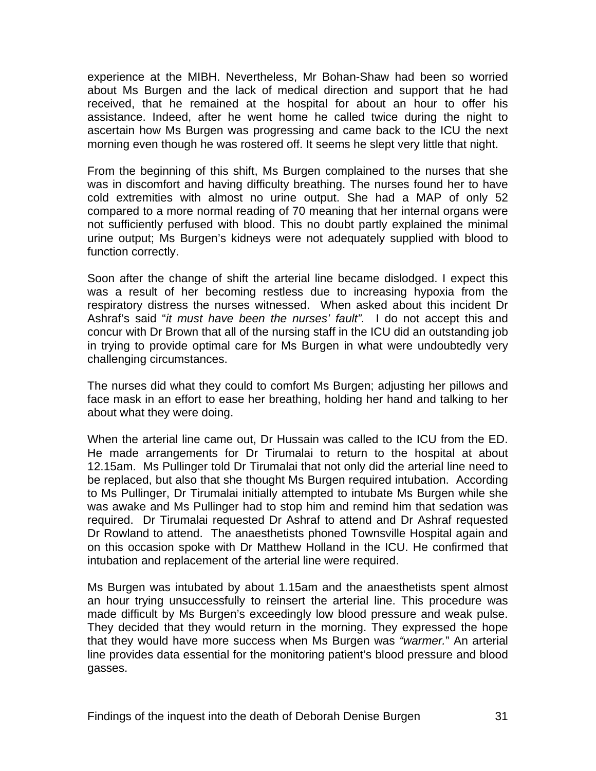experience at the MIBH. Nevertheless, Mr Bohan-Shaw had been so worried about Ms Burgen and the lack of medical direction and support that he had received, that he remained at the hospital for about an hour to offer his assistance. Indeed, after he went home he called twice during the night to ascertain how Ms Burgen was progressing and came back to the ICU the next morning even though he was rostered off. It seems he slept very little that night.

From the beginning of this shift, Ms Burgen complained to the nurses that she was in discomfort and having difficulty breathing. The nurses found her to have cold extremities with almost no urine output. She had a MAP of only 52 compared to a more normal reading of 70 meaning that her internal organs were not sufficiently perfused with blood. This no doubt partly explained the minimal urine output; Ms Burgen's kidneys were not adequately supplied with blood to function correctly.

Soon after the change of shift the arterial line became dislodged. I expect this was a result of her becoming restless due to increasing hypoxia from the respiratory distress the nurses witnessed. When asked about this incident Dr Ashraf's said "*it must have been the nurses' fault".* I do not accept this and concur with Dr Brown that all of the nursing staff in the ICU did an outstanding job in trying to provide optimal care for Ms Burgen in what were undoubtedly very challenging circumstances.

The nurses did what they could to comfort Ms Burgen; adjusting her pillows and face mask in an effort to ease her breathing, holding her hand and talking to her about what they were doing.

When the arterial line came out, Dr Hussain was called to the ICU from the ED. He made arrangements for Dr Tirumalai to return to the hospital at about 12.15am. Ms Pullinger told Dr Tirumalai that not only did the arterial line need to be replaced, but also that she thought Ms Burgen required intubation. According to Ms Pullinger, Dr Tirumalai initially attempted to intubate Ms Burgen while she was awake and Ms Pullinger had to stop him and remind him that sedation was required. Dr Tirumalai requested Dr Ashraf to attend and Dr Ashraf requested Dr Rowland to attend. The anaesthetists phoned Townsville Hospital again and on this occasion spoke with Dr Matthew Holland in the ICU. He confirmed that intubation and replacement of the arterial line were required.

Ms Burgen was intubated by about 1.15am and the anaesthetists spent almost an hour trying unsuccessfully to reinsert the arterial line. This procedure was made difficult by Ms Burgen's exceedingly low blood pressure and weak pulse. They decided that they would return in the morning. They expressed the hope that they would have more success when Ms Burgen was *"warmer."* An arterial line provides data essential for the monitoring patient's blood pressure and blood gasses.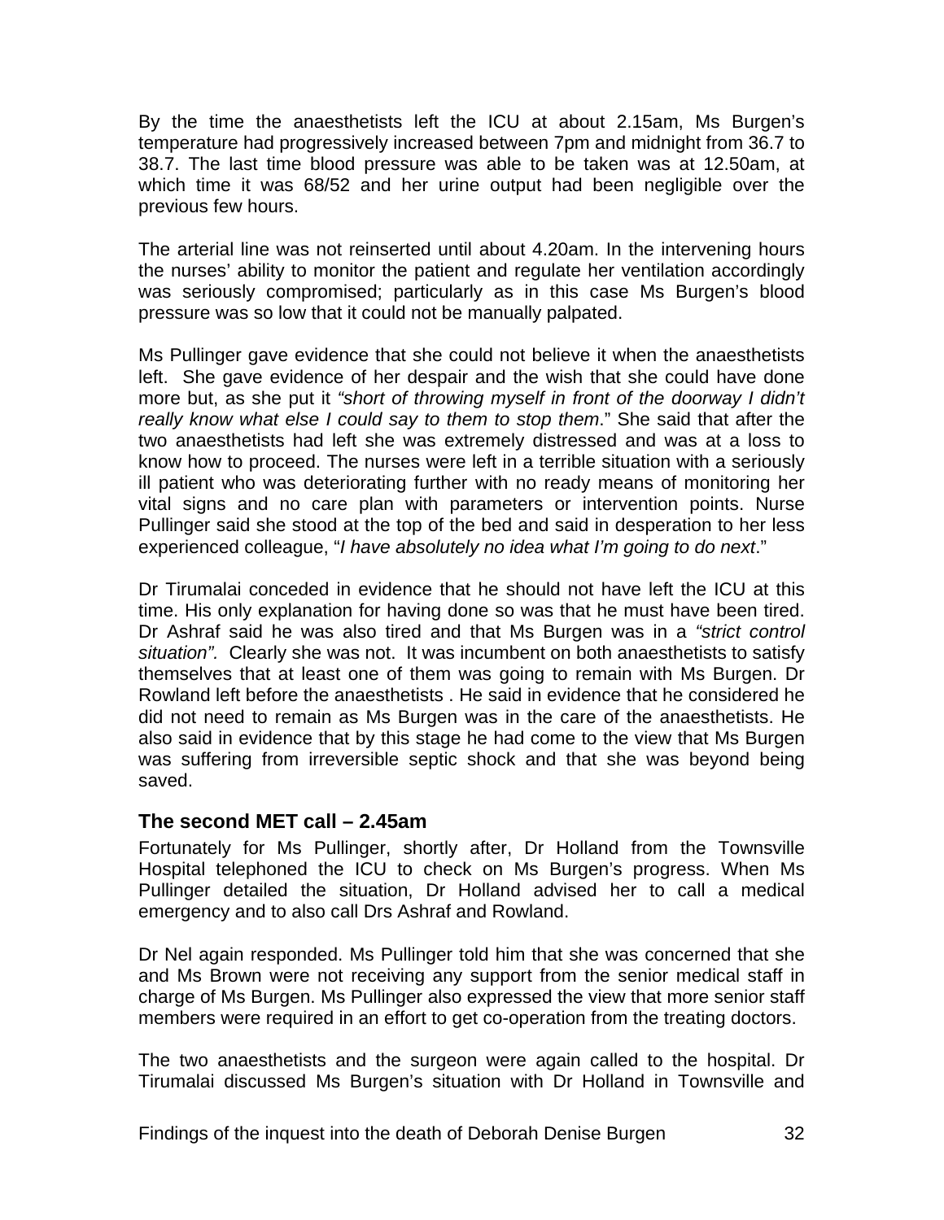By the time the anaesthetists left the ICU at about 2.15am, Ms Burgen's temperature had progressively increased between 7pm and midnight from 36.7 to 38.7. The last time blood pressure was able to be taken was at 12.50am, at which time it was 68/52 and her urine output had been negligible over the previous few hours.

The arterial line was not reinserted until about 4.20am. In the intervening hours the nurses' ability to monitor the patient and regulate her ventilation accordingly was seriously compromised; particularly as in this case Ms Burgen's blood pressure was so low that it could not be manually palpated.

Ms Pullinger gave evidence that she could not believe it when the anaesthetists left. She gave evidence of her despair and the wish that she could have done more but, as she put it *"short of throwing myself in front of the doorway I didn't really know what else I could say to them to stop them*." She said that after the two anaesthetists had left she was extremely distressed and was at a loss to know how to proceed. The nurses were left in a terrible situation with a seriously ill patient who was deteriorating further with no ready means of monitoring her vital signs and no care plan with parameters or intervention points. Nurse Pullinger said she stood at the top of the bed and said in desperation to her less experienced colleague, "*I have absolutely no idea what I'm going to do next*."

Dr Tirumalai conceded in evidence that he should not have left the ICU at this time. His only explanation for having done so was that he must have been tired. Dr Ashraf said he was also tired and that Ms Burgen was in a *"strict control situation".* Clearly she was not. It was incumbent on both anaesthetists to satisfy themselves that at least one of them was going to remain with Ms Burgen. Dr Rowland left before the anaesthetists . He said in evidence that he considered he did not need to remain as Ms Burgen was in the care of the anaesthetists. He also said in evidence that by this stage he had come to the view that Ms Burgen was suffering from irreversible septic shock and that she was beyond being saved.

### The second MET call – 2.45am

Fortunately for Ms Pullinger, shortly after, Dr Holland from the Townsville Hospital telephoned the ICU to check on Ms Burgen's progress. When Ms Pullinger detailed the situation, Dr Holland advised her to call a medical emergency and to also call Drs Ashraf and Rowland.

Dr Nel again responded. Ms Pullinger told him that she was concerned that she and Ms Brown were not receiving any support from the senior medical staff in charge of Ms Burgen. Ms Pullinger also expressed the view that more senior staff members were required in an effort to get co-operation from the treating doctors.

The two anaesthetists and the surgeon were again called to the hospital. Dr Tirumalai discussed Ms Burgen's situation with Dr Holland in Townsville and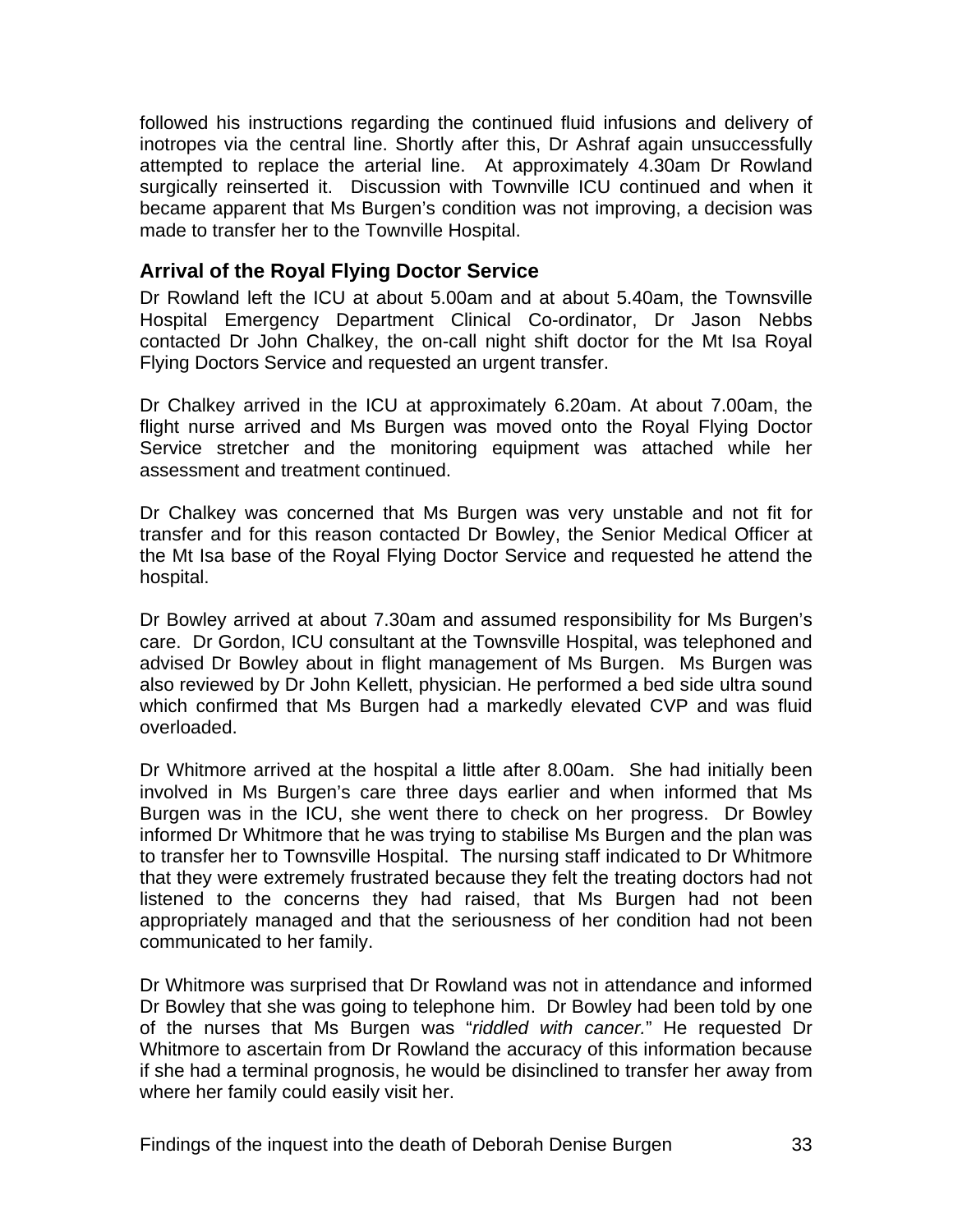followed his instructions regarding the continued fluid infusions and delivery of inotropes via the central line. Shortly after this, Dr Ashraf again unsuccessfully attempted to replace the arterial line. At approximately 4.30am Dr Rowland surgically reinserted it. Discussion with Townville ICU continued and when it became apparent that Ms Burgen's condition was not improving, a decision was made to transfer her to the Townville Hospital.

### Arrival of the Royal Flying Doctor Service

Dr Rowland left the ICU at about 5.00am and at about 5.40am, the Townsville Hospital Emergency Department Clinical Co-ordinator, Dr Jason Nebbs contacted Dr John Chalkey, the on-call night shift doctor for the Mt Isa Royal Flying Doctors Service and requested an urgent transfer.

Dr Chalkey arrived in the ICU at approximately 6.20am. At about 7.00am, the flight nurse arrived and Ms Burgen was moved onto the Royal Flying Doctor Service stretcher and the monitoring equipment was attached while her assessment and treatment continued.

Dr Chalkey was concerned that Ms Burgen was very unstable and not fit for transfer and for this reason contacted Dr Bowley, the Senior Medical Officer at the Mt Isa base of the Royal Flying Doctor Service and requested he attend the hospital.

Dr Bowley arrived at about 7.30am and assumed responsibility for Ms Burgen's care. Dr Gordon, ICU consultant at the Townsville Hospital, was telephoned and advised Dr Bowley about in flight management of Ms Burgen. Ms Burgen was also reviewed by Dr John Kellett, physician. He performed a bed side ultra sound which confirmed that Ms Burgen had a markedly elevated CVP and was fluid overloaded.

Dr Whitmore arrived at the hospital a little after 8.00am. She had initially been involved in Ms Burgen's care three days earlier and when informed that Ms Burgen was in the ICU, she went there to check on her progress. Dr Bowley informed Dr Whitmore that he was trying to stabilise Ms Burgen and the plan was to transfer her to Townsville Hospital. The nursing staff indicated to Dr Whitmore that they were extremely frustrated because they felt the treating doctors had not listened to the concerns they had raised, that Ms Burgen had not been appropriately managed and that the seriousness of her condition had not been communicated to her family.

Dr Whitmore was surprised that Dr Rowland was not in attendance and informed Dr Bowley that she was going to telephone him. Dr Bowley had been told by one of the nurses that Ms Burgen was "*riddled with cancer.*" He requested Dr Whitmore to ascertain from Dr Rowland the accuracy of this information because if she had a terminal prognosis, he would be disinclined to transfer her away from where her family could easily visit her.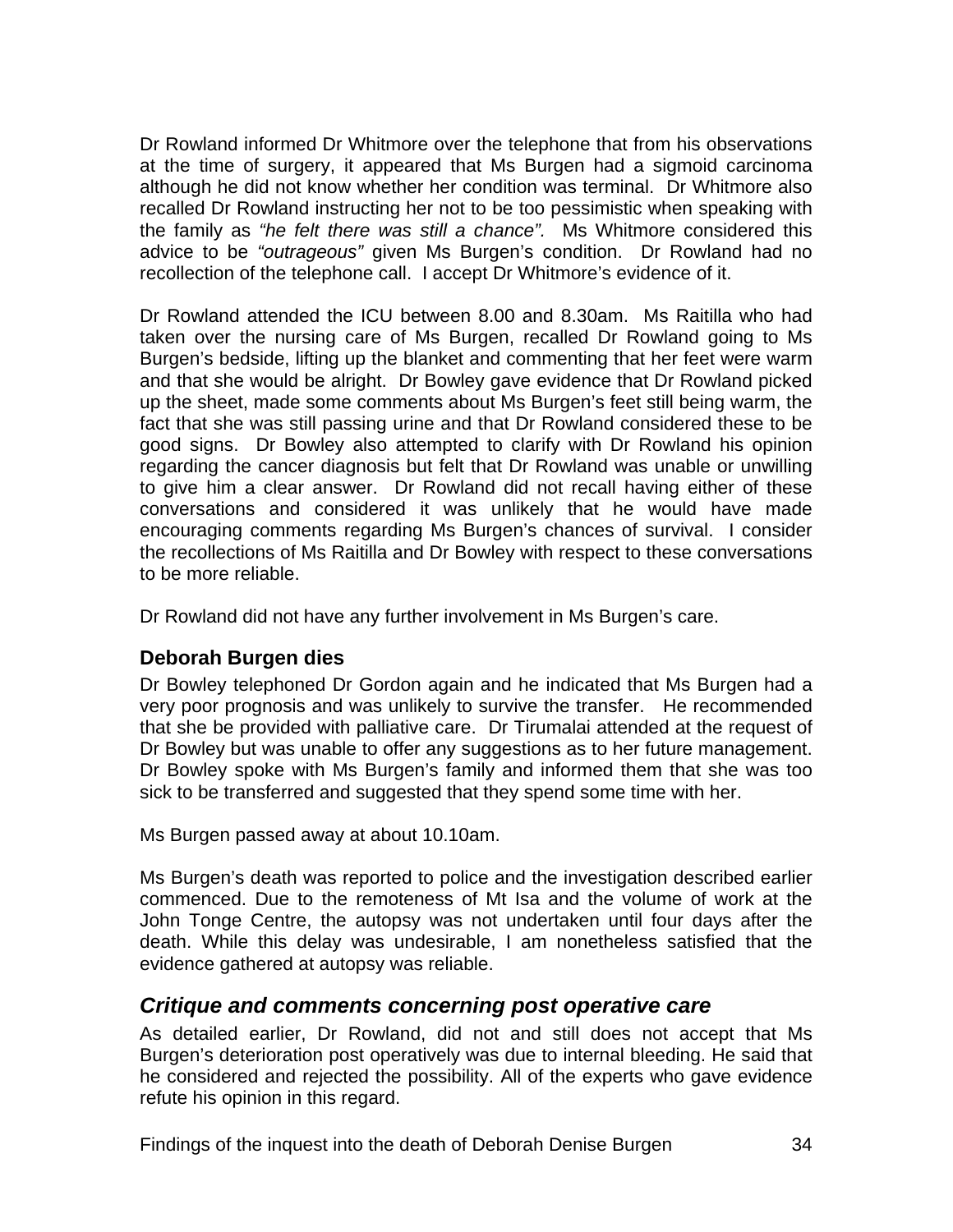Dr Rowland informed Dr Whitmore over the telephone that from his observations at the time of surgery, it appeared that Ms Burgen had a sigmoid carcinoma although he did not know whether her condition was terminal. Dr Whitmore also recalled Dr Rowland instructing her not to be too pessimistic when speaking with the family as *"he felt there was still a chance".* Ms Whitmore considered this advice to be *"outrageous"* given Ms Burgen's condition. Dr Rowland had no recollection of the telephone call. I accept Dr Whitmore's evidence of it.

Dr Rowland attended the ICU between 8.00 and 8.30am. Ms Raitilla who had taken over the nursing care of Ms Burgen, recalled Dr Rowland going to Ms Burgen's bedside, lifting up the blanket and commenting that her feet were warm and that she would be alright. Dr Bowley gave evidence that Dr Rowland picked up the sheet, made some comments about Ms Burgen's feet still being warm, the fact that she was still passing urine and that Dr Rowland considered these to be good signs. Dr Bowley also attempted to clarify with Dr Rowland his opinion regarding the cancer diagnosis but felt that Dr Rowland was unable or unwilling to give him a clear answer. Dr Rowland did not recall having either of these conversations and considered it was unlikely that he would have made encouraging comments regarding Ms Burgen's chances of survival. I consider the recollections of Ms Raitilla and Dr Bowley with respect to these conversations to be more reliable.

Dr Rowland did not have any further involvement in Ms Burgen's care.

### Deborah Burgen dies

Dr Bowley telephoned Dr Gordon again and he indicated that Ms Burgen had a very poor prognosis and was unlikely to survive the transfer. He recommended that she be provided with palliative care. Dr Tirumalai attended at the request of Dr Bowley but was unable to offer any suggestions as to her future management. Dr Bowley spoke with Ms Burgen's family and informed them that she was too sick to be transferred and suggested that they spend some time with her.

Ms Burgen passed away at about 10.10am.

Ms Burgen's death was reported to police and the investigation described earlier commenced. Due to the remoteness of Mt Isa and the volume of work at the John Tonge Centre, the autopsy was not undertaken until four days after the death. While this delay was undesirable, I am nonetheless satisfied that the evidence gathered at autopsy was reliable.

### *Critique and comments concerning post operative care*

As detailed earlier, Dr Rowland, did not and still does not accept that Ms Burgen's deterioration post operatively was due to internal bleeding. He said that he considered and rejected the possibility. All of the experts who gave evidence refute his opinion in this regard.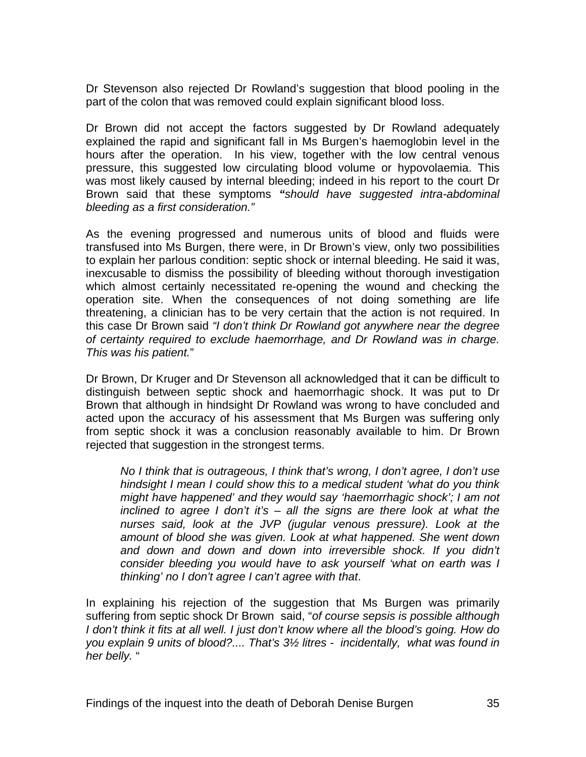Dr Stevenson also rejected Dr Rowland's suggestion that blood pooling in the part of the colon that was removed could explain significant blood loss.

Dr Brown did not accept the factors suggested by Dr Rowland adequately explained the rapid and significant fall in Ms Burgen's haemoglobin level in the hours after the operation. In his view, together with the low central venous pressure, this suggested low circulating blood volume or hypovolaemia. This was most likely caused by internal bleeding; indeed in his report to the court Dr Brown said that these symptoms ***"****should have suggested intra-abdominal bleeding as a first consideration."*

As the evening progressed and numerous units of blood and fluids were transfused into Ms Burgen, there were, in Dr Brown's view, only two possibilities to explain her parlous condition: septic shock or internal bleeding. He said it was, inexcusable to dismiss the possibility of bleeding without thorough investigation which almost certainly necessitated re-opening the wound and checking the operation site. When the consequences of not doing something are life threatening, a clinician has to be very certain that the action is not required. In this case Dr Brown said *"I don't think Dr Rowland got anywhere near the degree of certainty required to exclude haemorrhage, and Dr Rowland was in charge. This was his patient.*"

Dr Brown, Dr Kruger and Dr Stevenson all acknowledged that it can be difficult to distinguish between septic shock and haemorrhagic shock. It was put to Dr Brown that although in hindsight Dr Rowland was wrong to have concluded and acted upon the accuracy of his assessment that Ms Burgen was suffering only from septic shock it was a conclusion reasonably available to him. Dr Brown rejected that suggestion in the strongest terms.

> *No I think that is outrageous, I think that's wrong, I don't agree, I don't use hindsight I mean I could show this to a medical student 'what do you think might have happened' and they would say 'haemorrhagic shock'; I am not inclined to agree I don't it's – all the signs are there look at what the nurses said, look at the JVP (jugular venous pressure). Look at the amount of blood she was given. Look at what happened. She went down and down and down and down into irreversible shock. If you didn't consider bleeding you would have to ask yourself 'what on earth was I thinking' no I don't agree I can't agree with that*.

In explaining his rejection of the suggestion that Ms Burgen was primarily suffering from septic shock Dr Brown said, "*of course sepsis is possible although I don't think it fits at all well. I just don't know where all the blood's going. How do you explain 9 units of blood?.... That's 3½ litres - incidentally, what was found in her belly.* "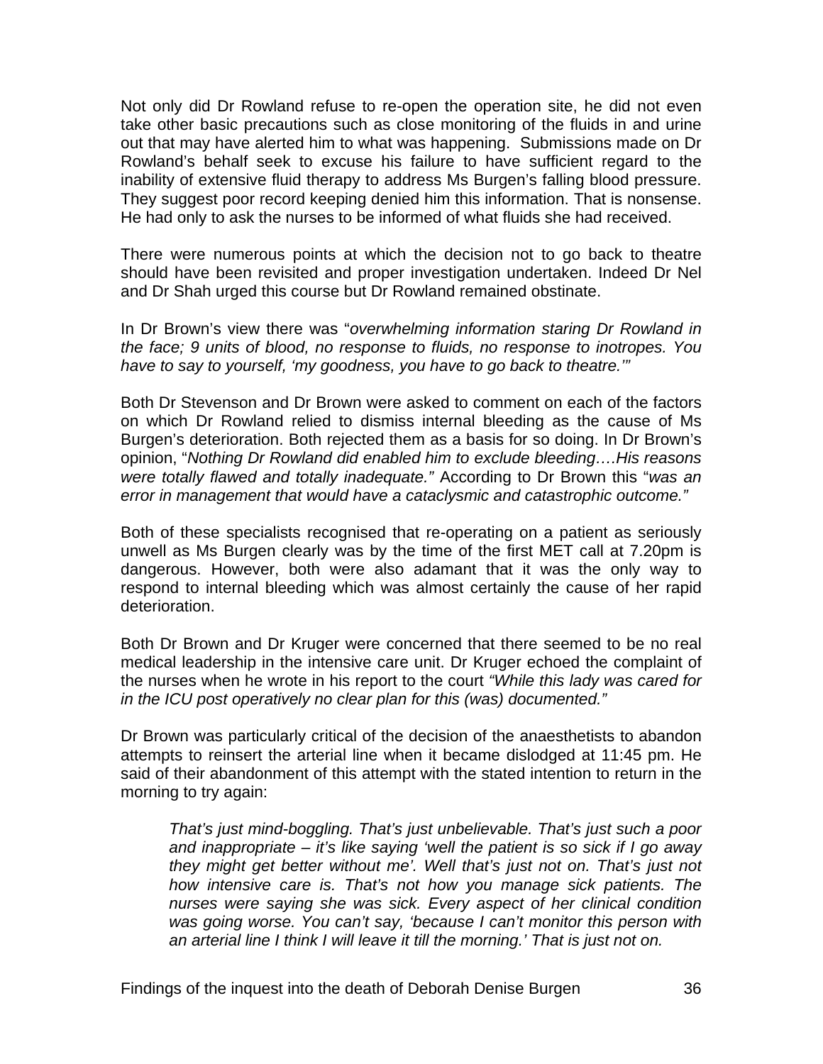Not only did Dr Rowland refuse to re-open the operation site, he did not even take other basic precautions such as close monitoring of the fluids in and urine out that may have alerted him to what was happening. Submissions made on Dr Rowland's behalf seek to excuse his failure to have sufficient regard to the inability of extensive fluid therapy to address Ms Burgen's falling blood pressure. They suggest poor record keeping denied him this information. That is nonsense. He had only to ask the nurses to be informed of what fluids she had received.

There were numerous points at which the decision not to go back to theatre should have been revisited and proper investigation undertaken. Indeed Dr Nel and Dr Shah urged this course but Dr Rowland remained obstinate.

In Dr Brown's view there was "*overwhelming information staring Dr Rowland in the face; 9 units of blood, no response to fluids, no response to inotropes. You have to say to yourself, 'my goodness, you have to go back to theatre.'*"

Both Dr Stevenson and Dr Brown were asked to comment on each of the factors on which Dr Rowland relied to dismiss internal bleeding as the cause of Ms Burgen's deterioration. Both rejected them as a basis for so doing. In Dr Brown's opinion, "*Nothing Dr Rowland did enabled him to exclude bleeding….His reasons were totally flawed and totally inadequate.*" According to Dr Brown this "*was an error in management that would have a cataclysmic and catastrophic outcome.*"

Both of these specialists recognised that re-operating on a patient as seriously unwell as Ms Burgen clearly was by the time of the first MET call at 7.20pm is dangerous. However, both were also adamant that it was the only way to respond to internal bleeding which was almost certainly the cause of her rapid deterioration.

Both Dr Brown and Dr Kruger were concerned that there seemed to be no real medical leadership in the intensive care unit. Dr Kruger echoed the complaint of the nurses when he wrote in his report to the court *"While this lady was cared for in the ICU post operatively no clear plan for this (was) documented."*

Dr Brown was particularly critical of the decision of the anaesthetists to abandon attempts to reinsert the arterial line when it became dislodged at 11:45 pm. He said of their abandonment of this attempt with the stated intention to return in the morning to try again:

> *That's just mind-boggling. That's just unbelievable. That's just such a poor and inappropriate – it's like saying 'well the patient is so sick if I go away they might get better without me'. Well that's just not on. That's just not how intensive care is. That's not how you manage sick patients. The nurses were saying she was sick. Every aspect of her clinical condition was going worse. You can't say, 'because I can't monitor this person with an arterial line I think I will leave it till the morning.' That is just not on.*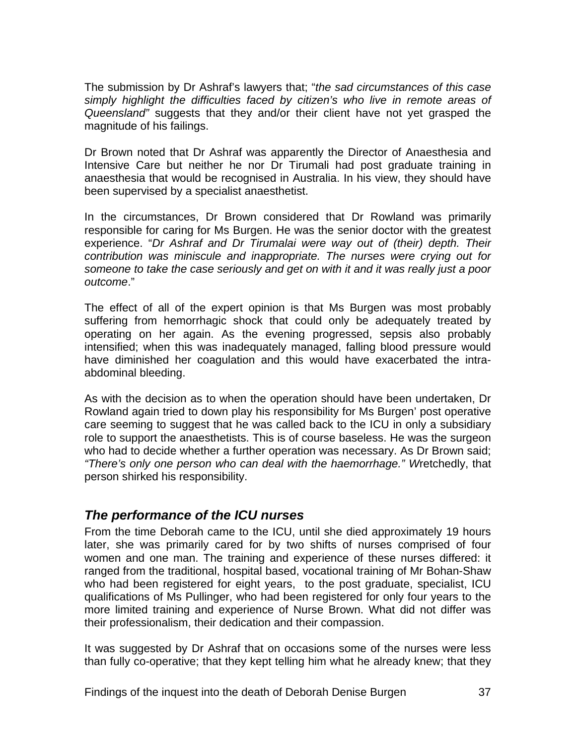The submission by Dr Ashraf's lawyers that; "*the sad circumstances of this case simply highlight the difficulties faced by citizen's who live in remote areas of Queensland"* suggests that they and/or their client have not yet grasped the magnitude of his failings.

Dr Brown noted that Dr Ashraf was apparently the Director of Anaesthesia and Intensive Care but neither he nor Dr Tirumali had post graduate training in anaesthesia that would be recognised in Australia. In his view, they should have been supervised by a specialist anaesthetist.

In the circumstances, Dr Brown considered that Dr Rowland was primarily responsible for caring for Ms Burgen. He was the senior doctor with the greatest experience. "*Dr Ashraf and Dr Tirumalai were way out of (their) depth. Their contribution was miniscule and inappropriate. The nurses were crying out for someone to take the case seriously and get on with it and it was really just a poor outcome*."

The effect of all of the expert opinion is that Ms Burgen was most probably suffering from hemorrhagic shock that could only be adequately treated by operating on her again. As the evening progressed, sepsis also probably intensified; when this was inadequately managed, falling blood pressure would have diminished her coagulation and this would have exacerbated the intra-abdominal bleeding.

As with the decision as to when the operation should have been undertaken, Dr Rowland again tried to down play his responsibility for Ms Burgen' post operative care seeming to suggest that he was called back to the ICU in only a subsidiary role to support the anaesthetists. This is of course baseless. He was the surgeon who had to decide whether a further operation was necessary. As Dr Brown said; *"There's only one person who can deal with the haemorrhage." W*retchedly, that person shirked his responsibility.

### *The performance of the ICU nurses*

From the time Deborah came to the ICU, until she died approximately 19 hours later, she was primarily cared for by two shifts of nurses comprised of four women and one man. The training and experience of these nurses differed: it ranged from the traditional, hospital based, vocational training of Mr Bohan-Shaw who had been registered for eight years, to the post graduate, specialist, ICU qualifications of Ms Pullinger, who had been registered for only four years to the more limited training and experience of Nurse Brown. What did not differ was their professionalism, their dedication and their compassion.

It was suggested by Dr Ashraf that on occasions some of the nurses were less than fully co-operative; that they kept telling him what he already knew; that they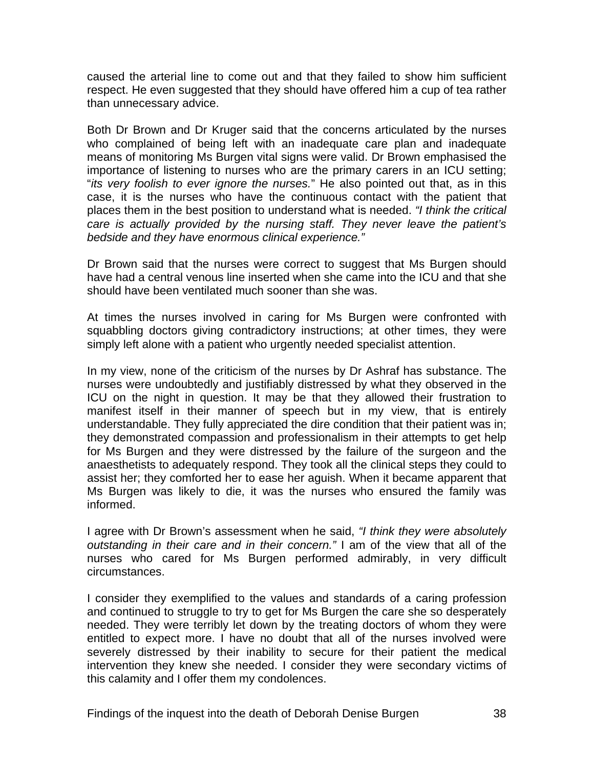caused the arterial line to come out and that they failed to show him sufficient respect. He even suggested that they should have offered him a cup of tea rather than unnecessary advice.

Both Dr Brown and Dr Kruger said that the concerns articulated by the nurses who complained of being left with an inadequate care plan and inadequate means of monitoring Ms Burgen vital signs were valid. Dr Brown emphasised the importance of listening to nurses who are the primary carers in an ICU setting; "*its very foolish to ever ignore the nurses.*" He also pointed out that, as in this case, it is the nurses who have the continuous contact with the patient that places them in the best position to understand what is needed. *"I think the critical care is actually provided by the nursing staff. They never leave the patient's bedside and they have enormous clinical experience."*

Dr Brown said that the nurses were correct to suggest that Ms Burgen should have had a central venous line inserted when she came into the ICU and that she should have been ventilated much sooner than she was.

At times the nurses involved in caring for Ms Burgen were confronted with squabbling doctors giving contradictory instructions; at other times, they were simply left alone with a patient who urgently needed specialist attention.

In my view, none of the criticism of the nurses by Dr Ashraf has substance. The nurses were undoubtedly and justifiably distressed by what they observed in the ICU on the night in question. It may be that they allowed their frustration to manifest itself in their manner of speech but in my view, that is entirely understandable. They fully appreciated the dire condition that their patient was in; they demonstrated compassion and professionalism in their attempts to get help for Ms Burgen and they were distressed by the failure of the surgeon and the anaesthetists to adequately respond. They took all the clinical steps they could to assist her; they comforted her to ease her aguish. When it became apparent that Ms Burgen was likely to die, it was the nurses who ensured the family was informed.

I agree with Dr Brown's assessment when he said, *"I think they were absolutely outstanding in their care and in their concern."* I am of the view that all of the nurses who cared for Ms Burgen performed admirably, in very difficult circumstances.

I consider they exemplified to the values and standards of a caring profession and continued to struggle to try to get for Ms Burgen the care she so desperately needed. They were terribly let down by the treating doctors of whom they were entitled to expect more. I have no doubt that all of the nurses involved were severely distressed by their inability to secure for their patient the medical intervention they knew she needed. I consider they were secondary victims of this calamity and I offer them my condolences.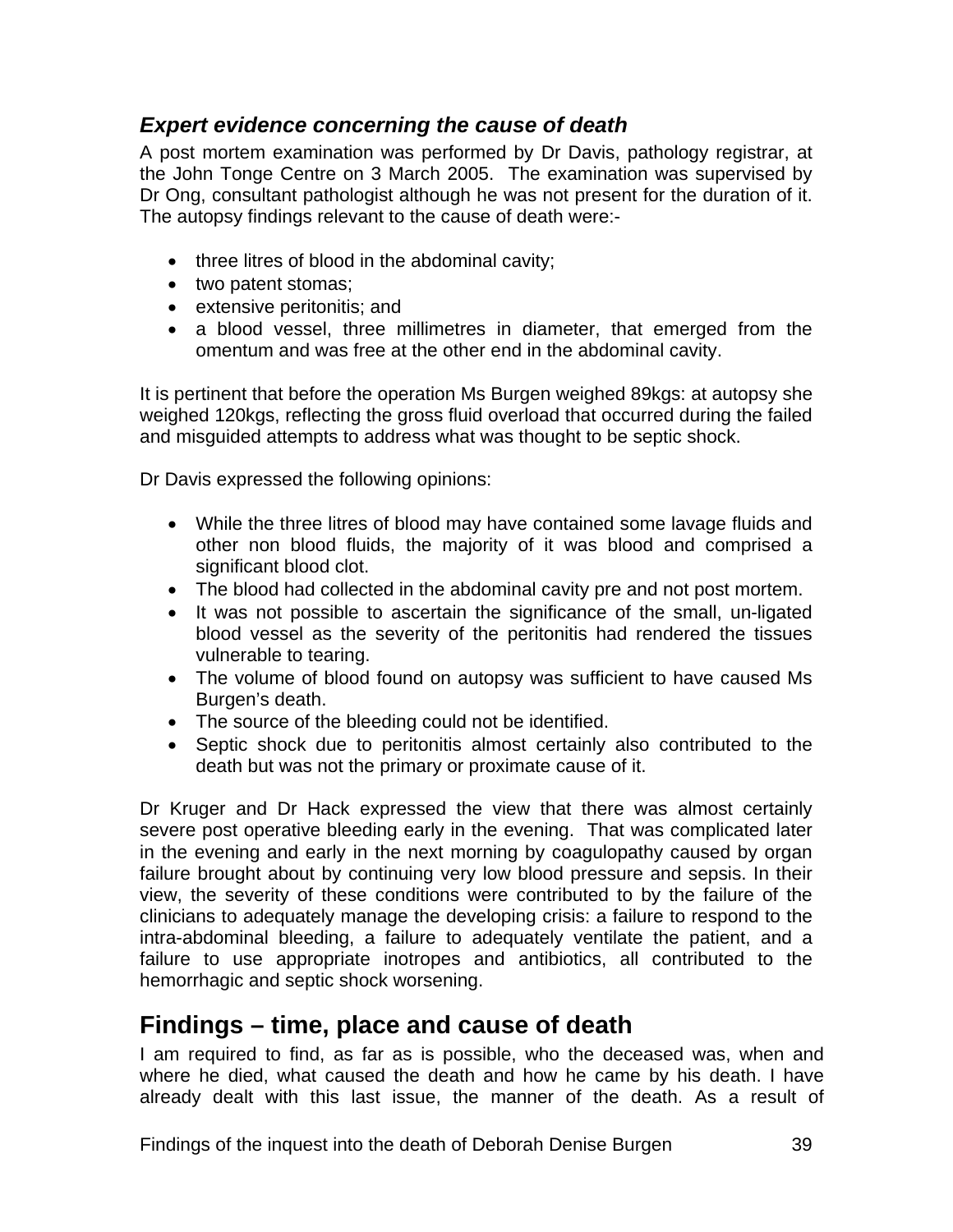### *Expert evidence concerning the cause of death*

A post mortem examination was performed by Dr Davis, pathology registrar, at the John Tonge Centre on 3 March 2005. The examination was supervised by Dr Ong, consultant pathologist although he was not present for the duration of it. The autopsy findings relevant to the cause of death were:-

- three litres of blood in the abdominal cavity;
- two patent stomas;
- extensive peritonitis; and
- a blood vessel, three millimetres in diameter, that emerged from the omentum and was free at the other end in the abdominal cavity.

It is pertinent that before the operation Ms Burgen weighed 89kgs: at autopsy she weighed 120kgs, reflecting the gross fluid overload that occurred during the failed and misguided attempts to address what was thought to be septic shock.

Dr Davis expressed the following opinions:

- While the three litres of blood may have contained some lavage fluids and other non blood fluids, the majority of it was blood and comprised a significant blood clot.
- The blood had collected in the abdominal cavity pre and not post mortem.
- It was not possible to ascertain the significance of the small, un-ligated blood vessel as the severity of the peritonitis had rendered the tissues vulnerable to tearing.
- The volume of blood found on autopsy was sufficient to have caused Ms Burgen's death.
- The source of the bleeding could not be identified.
- Septic shock due to peritonitis almost certainly also contributed to the death but was not the primary or proximate cause of it.

Dr Kruger and Dr Hack expressed the view that there was almost certainly severe post operative bleeding early in the evening. That was complicated later in the evening and early in the next morning by coagulopathy caused by organ failure brought about by continuing very low blood pressure and sepsis. In their view, the severity of these conditions were contributed to by the failure of the clinicians to adequately manage the developing crisis: a failure to respond to the intra-abdominal bleeding, a failure to adequately ventilate the patient, and a failure to use appropriate inotropes and antibiotics, all contributed to the hemorrhagic and septic shock worsening.

## Findings – time, place and cause of death

I am required to find, as far as is possible, who the deceased was, when and where he died, what caused the death and how he came by his death. I have already dealt with this last issue, the manner of the death. As a result of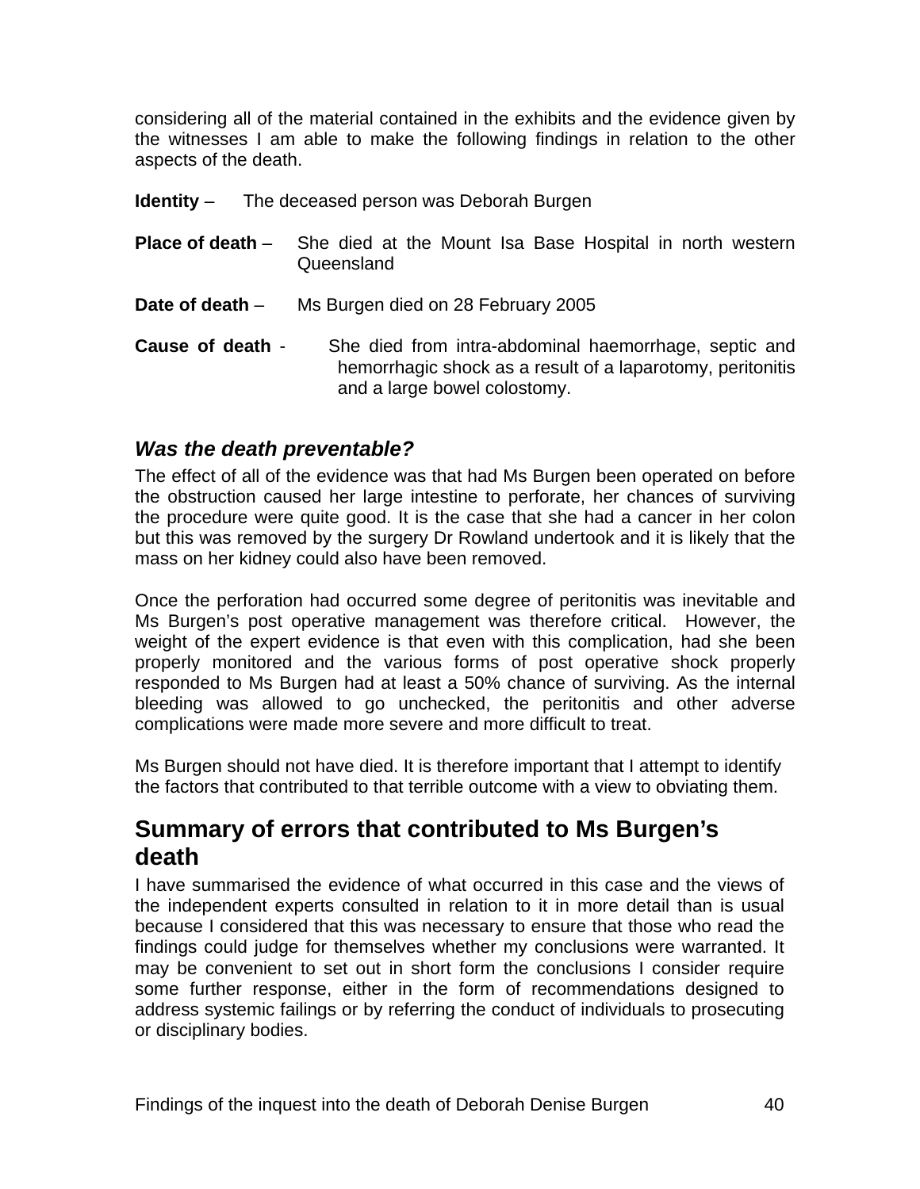considering all of the material contained in the exhibits and the evidence given by the witnesses I am able to make the following findings in relation to the other aspects of the death.

**Identity** – The deceased person was Deborah Burgen

**Place of death** – She died at the Mount Isa Base Hospital in north western Queensland

**Date of death** – Ms Burgen died on 28 February 2005

**Cause of death** - She died from intra-abdominal haemorrhage, septic and hemorrhagic shock as a result of a laparotomy, peritonitis and a large bowel colostomy.

### *Was the death preventable?*

The effect of all of the evidence was that had Ms Burgen been operated on before the obstruction caused her large intestine to perforate, her chances of surviving the procedure were quite good. It is the case that she had a cancer in her colon but this was removed by the surgery Dr Rowland undertook and it is likely that the mass on her kidney could also have been removed.

Once the perforation had occurred some degree of peritonitis was inevitable and Ms Burgen's post operative management was therefore critical. However, the weight of the expert evidence is that even with this complication, had she been properly monitored and the various forms of post operative shock properly responded to Ms Burgen had at least a 50% chance of surviving. As the internal bleeding was allowed to go unchecked, the peritonitis and other adverse complications were made more severe and more difficult to treat.

Ms Burgen should not have died. It is therefore important that I attempt to identify the factors that contributed to that terrible outcome with a view to obviating them.

## Summary of errors that contributed to Ms Burgen's death

I have summarised the evidence of what occurred in this case and the views of the independent experts consulted in relation to it in more detail than is usual because I considered that this was necessary to ensure that those who read the findings could judge for themselves whether my conclusions were warranted. It may be convenient to set out in short form the conclusions I consider require some further response, either in the form of recommendations designed to address systemic failings or by referring the conduct of individuals to prosecuting or disciplinary bodies.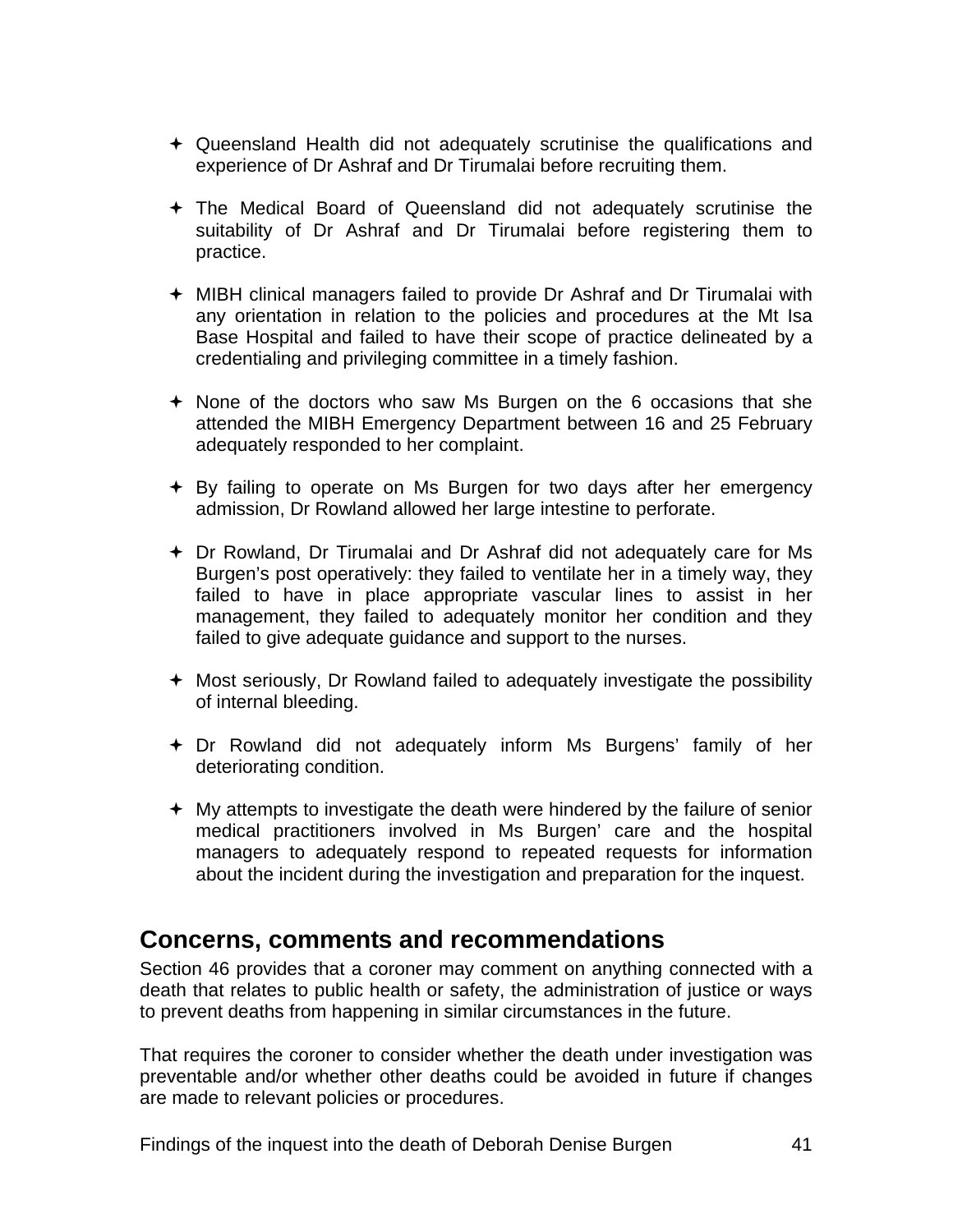- Queensland Health did not adequately scrutinise the qualifications and experience of Dr Ashraf and Dr Tirumalai before recruiting them.

- The Medical Board of Queensland did not adequately scrutinise the suitability of Dr Ashraf and Dr Tirumalai before registering them to practice.

- MIBH clinical managers failed to provide Dr Ashraf and Dr Tirumalai with any orientation in relation to the policies and procedures at the Mt Isa Base Hospital and failed to have their scope of practice delineated by a credentialing and privileging committee in a timely fashion.

- None of the doctors who saw Ms Burgen on the 6 occasions that she attended the MIBH Emergency Department between 16 and 25 February adequately responded to her complaint.

- By failing to operate on Ms Burgen for two days after her emergency admission, Dr Rowland allowed her large intestine to perforate.

- Dr Rowland, Dr Tirumalai and Dr Ashraf did not adequately care for Ms Burgen's post operatively: they failed to ventilate her in a timely way, they failed to have in place appropriate vascular lines to assist in her management, they failed to adequately monitor her condition and they failed to give adequate guidance and support to the nurses.

- Most seriously, Dr Rowland failed to adequately investigate the possibility of internal bleeding.

- Dr Rowland did not adequately inform Ms Burgens' family of her deteriorating condition.

- My attempts to investigate the death were hindered by the failure of senior medical practitioners involved in Ms Burgen' care and the hospital managers to adequately respond to repeated requests for information about the incident during the investigation and preparation for the inquest.

## Concerns, comments and recommendations

Section 46 provides that a coroner may comment on anything connected with a death that relates to public health or safety, the administration of justice or ways to prevent deaths from happening in similar circumstances in the future.

That requires the coroner to consider whether the death under investigation was preventable and/or whether other deaths could be avoided in future if changes are made to relevant policies or procedures.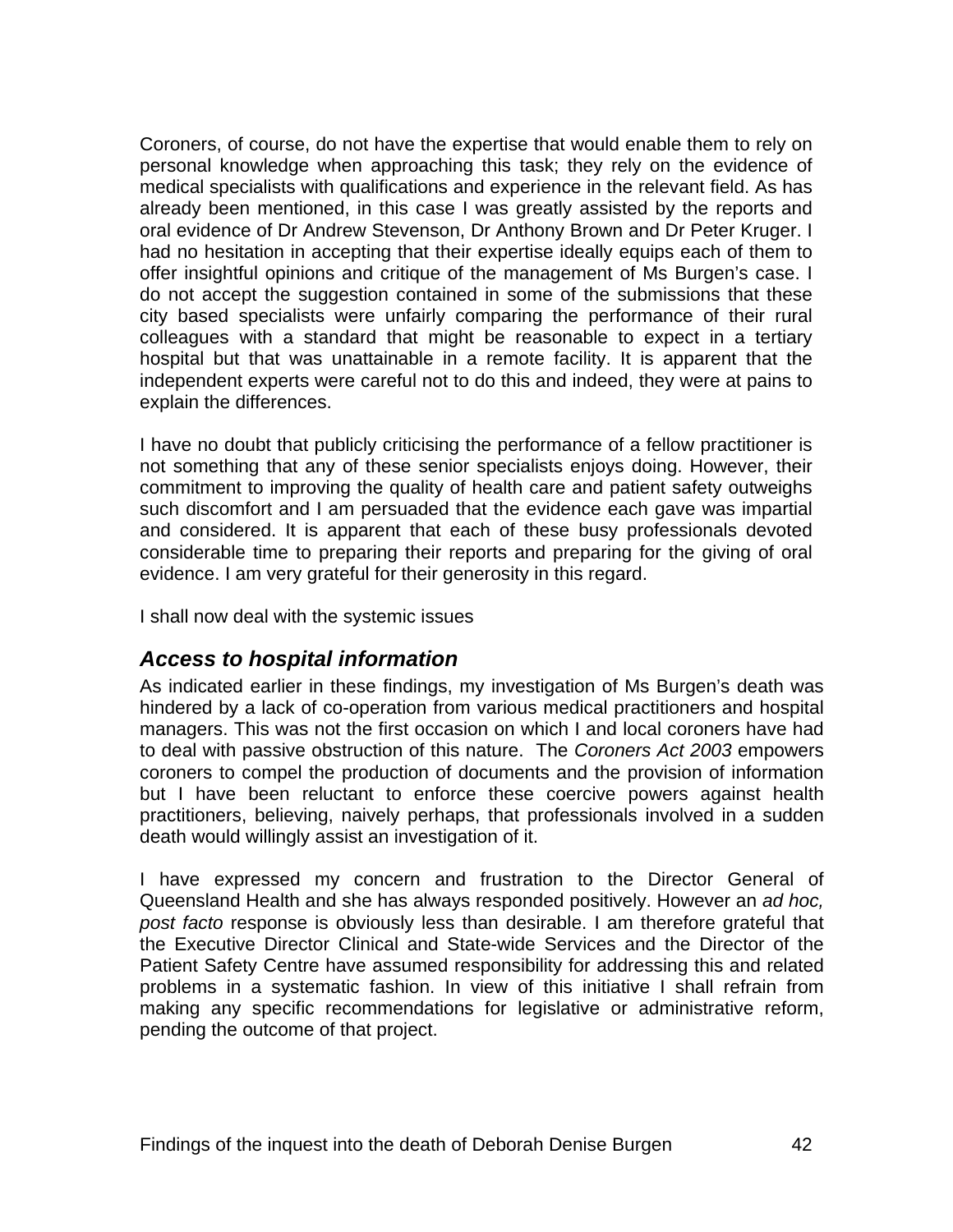Coroners, of course, do not have the expertise that would enable them to rely on personal knowledge when approaching this task; they rely on the evidence of medical specialists with qualifications and experience in the relevant field. As has already been mentioned, in this case I was greatly assisted by the reports and oral evidence of Dr Andrew Stevenson, Dr Anthony Brown and Dr Peter Kruger. I had no hesitation in accepting that their expertise ideally equips each of them to offer insightful opinions and critique of the management of Ms Burgen's case. I do not accept the suggestion contained in some of the submissions that these city based specialists were unfairly comparing the performance of their rural colleagues with a standard that might be reasonable to expect in a tertiary hospital but that was unattainable in a remote facility. It is apparent that the independent experts were careful not to do this and indeed, they were at pains to explain the differences.

I have no doubt that publicly criticising the performance of a fellow practitioner is not something that any of these senior specialists enjoys doing. However, their commitment to improving the quality of health care and patient safety outweighs such discomfort and I am persuaded that the evidence each gave was impartial and considered. It is apparent that each of these busy professionals devoted considerable time to preparing their reports and preparing for the giving of oral evidence. I am very grateful for their generosity in this regard.

I shall now deal with the systemic issues

### *Access to hospital information*

As indicated earlier in these findings, my investigation of Ms Burgen's death was hindered by a lack of co-operation from various medical practitioners and hospital managers. This was not the first occasion on which I and local coroners have had to deal with passive obstruction of this nature. The *Coroners Act 2003* empowers coroners to compel the production of documents and the provision of information but I have been reluctant to enforce these coercive powers against health practitioners, believing, naively perhaps, that professionals involved in a sudden death would willingly assist an investigation of it.

I have expressed my concern and frustration to the Director General of Queensland Health and she has always responded positively. However an *ad hoc, post facto* response is obviously less than desirable. I am therefore grateful that the Executive Director Clinical and State-wide Services and the Director of the Patient Safety Centre have assumed responsibility for addressing this and related problems in a systematic fashion. In view of this initiative I shall refrain from making any specific recommendations for legislative or administrative reform, pending the outcome of that project.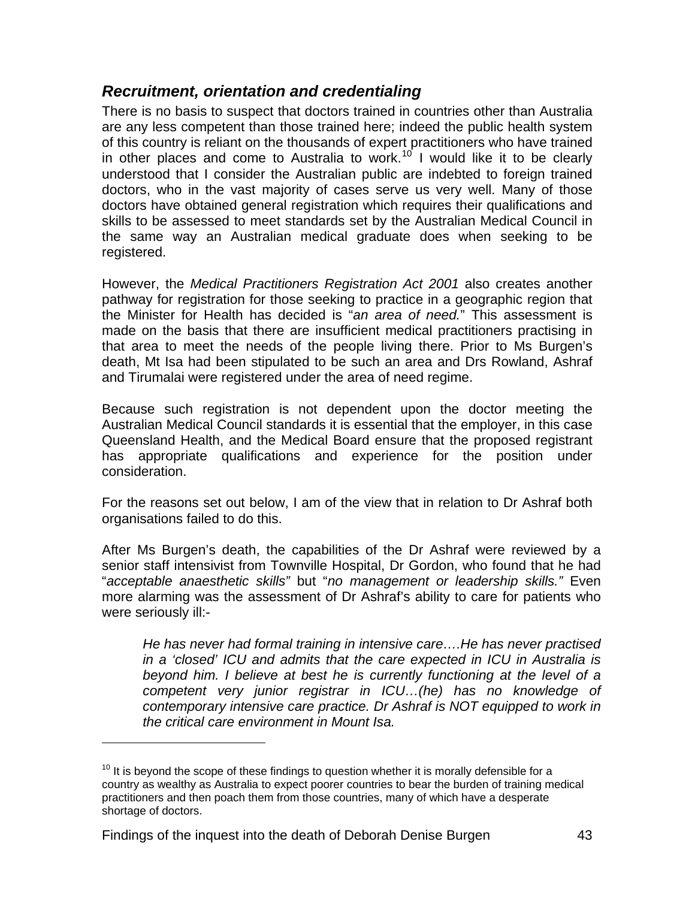### *Recruitment, orientation and credentialing*

There is no basis to suspect that doctors trained in countries other than Australia are any less competent than those trained here; indeed the public health system of this country is reliant on the thousands of expert practitioners who have trained in other places and come to Australia to work.[10] I would like it to be clearly understood that I consider the Australian public are indebted to foreign trained doctors, who in the vast majority of cases serve us very well. Many of those doctors have obtained general registration which requires their qualifications and skills to be assessed to meet standards set by the Australian Medical Council in the same way an Australian medical graduate does when seeking to be registered.

However, the *Medical Practitioners Registration Act 2001* also creates another pathway for registration for those seeking to practice in a geographic region that the Minister for Health has decided is "*an area of need.*" This assessment is made on the basis that there are insufficient medical practitioners practising in that area to meet the needs of the people living there. Prior to Ms Burgen's death, Mt Isa had been stipulated to be such an area and Drs Rowland, Ashraf and Tirumalai were registered under the area of need regime.

Because such registration is not dependent upon the doctor meeting the Australian Medical Council standards it is essential that the employer, in this case Queensland Health, and the Medical Board ensure that the proposed registrant has appropriate qualifications and experience for the position under consideration.

For the reasons set out below, I am of the view that in relation to Dr Ashraf both organisations failed to do this.

After Ms Burgen's death, the capabilities of the Dr Ashraf were reviewed by a senior staff intensivist from Townville Hospital, Dr Gordon, who found that he had "*acceptable anaesthetic skills*" but "*no management or leadership skills.*" Even more alarming was the assessment of Dr Ashraf's ability to care for patients who were seriously ill:-

> *He has never had formal training in intensive care….He has never practised in a 'closed' ICU and admits that the care expected in ICU in Australia is beyond him. I believe at best he is currently functioning at the level of a competent very junior registrar in ICU…(he) has no knowledge of contemporary intensive care practice. Dr Ashraf is NOT equipped to work in the critical care environment in Mount Isa.*

---

[10] It is beyond the scope of these findings to question whether it is morally defensible for a country as wealthy as Australia to expect poorer countries to bear the burden of training medical practitioners and then poach them from those countries, many of which have a desperate shortage of doctors.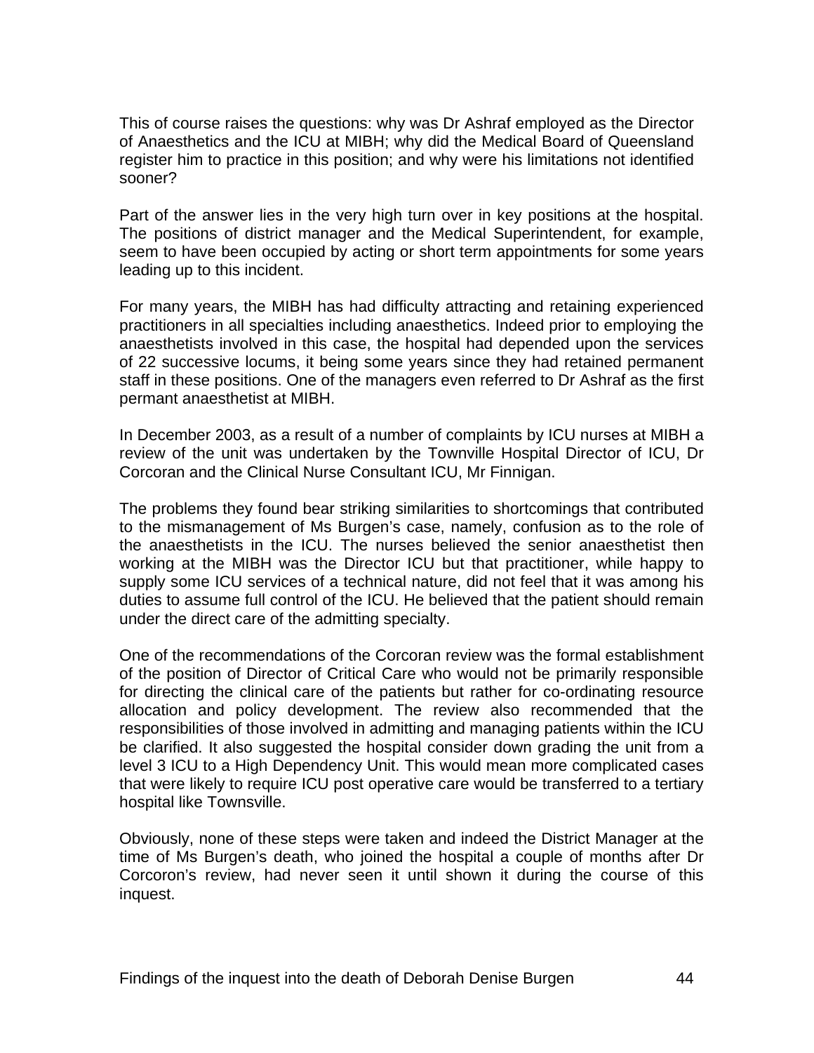This of course raises the questions: why was Dr Ashraf employed as the Director of Anaesthetics and the ICU at MIBH; why did the Medical Board of Queensland register him to practice in this position; and why were his limitations not identified sooner?

Part of the answer lies in the very high turn over in key positions at the hospital. The positions of district manager and the Medical Superintendent, for example, seem to have been occupied by acting or short term appointments for some years leading up to this incident.

For many years, the MIBH has had difficulty attracting and retaining experienced practitioners in all specialties including anaesthetics. Indeed prior to employing the anaesthetists involved in this case, the hospital had depended upon the services of 22 successive locums, it being some years since they had retained permanent staff in these positions. One of the managers even referred to Dr Ashraf as the first permant anaesthetist at MIBH.

In December 2003, as a result of a number of complaints by ICU nurses at MIBH a review of the unit was undertaken by the Townville Hospital Director of ICU, Dr Corcoran and the Clinical Nurse Consultant ICU, Mr Finnigan.

The problems they found bear striking similarities to shortcomings that contributed to the mismanagement of Ms Burgen's case, namely, confusion as to the role of the anaesthetists in the ICU. The nurses believed the senior anaesthetist then working at the MIBH was the Director ICU but that practitioner, while happy to supply some ICU services of a technical nature, did not feel that it was among his duties to assume full control of the ICU. He believed that the patient should remain under the direct care of the admitting specialty.

One of the recommendations of the Corcoran review was the formal establishment of the position of Director of Critical Care who would not be primarily responsible for directing the clinical care of the patients but rather for co-ordinating resource allocation and policy development. The review also recommended that the responsibilities of those involved in admitting and managing patients within the ICU be clarified. It also suggested the hospital consider down grading the unit from a level 3 ICU to a High Dependency Unit. This would mean more complicated cases that were likely to require ICU post operative care would be transferred to a tertiary hospital like Townsville.

Obviously, none of these steps were taken and indeed the District Manager at the time of Ms Burgen's death, who joined the hospital a couple of months after Dr Corcoron's review, had never seen it until shown it during the course of this inquest.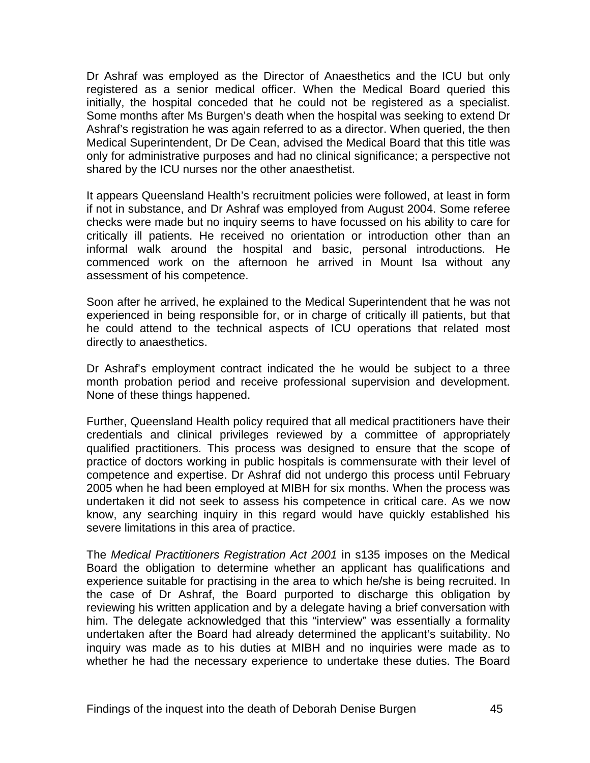Dr Ashraf was employed as the Director of Anaesthetics and the ICU but only registered as a senior medical officer. When the Medical Board queried this initially, the hospital conceded that he could not be registered as a specialist. Some months after Ms Burgen's death when the hospital was seeking to extend Dr Ashraf's registration he was again referred to as a director. When queried, the then Medical Superintendent, Dr De Cean, advised the Medical Board that this title was only for administrative purposes and had no clinical significance; a perspective not shared by the ICU nurses nor the other anaesthetist.

It appears Queensland Health's recruitment policies were followed, at least in form if not in substance, and Dr Ashraf was employed from August 2004. Some referee checks were made but no inquiry seems to have focussed on his ability to care for critically ill patients. He received no orientation or introduction other than an informal walk around the hospital and basic, personal introductions. He commenced work on the afternoon he arrived in Mount Isa without any assessment of his competence.

Soon after he arrived, he explained to the Medical Superintendent that he was not experienced in being responsible for, or in charge of critically ill patients, but that he could attend to the technical aspects of ICU operations that related most directly to anaesthetics.

Dr Ashraf's employment contract indicated the he would be subject to a three month probation period and receive professional supervision and development. None of these things happened.

Further, Queensland Health policy required that all medical practitioners have their credentials and clinical privileges reviewed by a committee of appropriately qualified practitioners. This process was designed to ensure that the scope of practice of doctors working in public hospitals is commensurate with their level of competence and expertise. Dr Ashraf did not undergo this process until February 2005 when he had been employed at MIBH for six months. When the process was undertaken it did not seek to assess his competence in critical care. As we now know, any searching inquiry in this regard would have quickly established his severe limitations in this area of practice.

The *Medical Practitioners Registration Act 2001* in s135 imposes on the Medical Board the obligation to determine whether an applicant has qualifications and experience suitable for practising in the area to which he/she is being recruited. In the case of Dr Ashraf, the Board purported to discharge this obligation by reviewing his written application and by a delegate having a brief conversation with him. The delegate acknowledged that this "interview" was essentially a formality undertaken after the Board had already determined the applicant's suitability. No inquiry was made as to his duties at MIBH and no inquiries were made as to whether he had the necessary experience to undertake these duties. The Board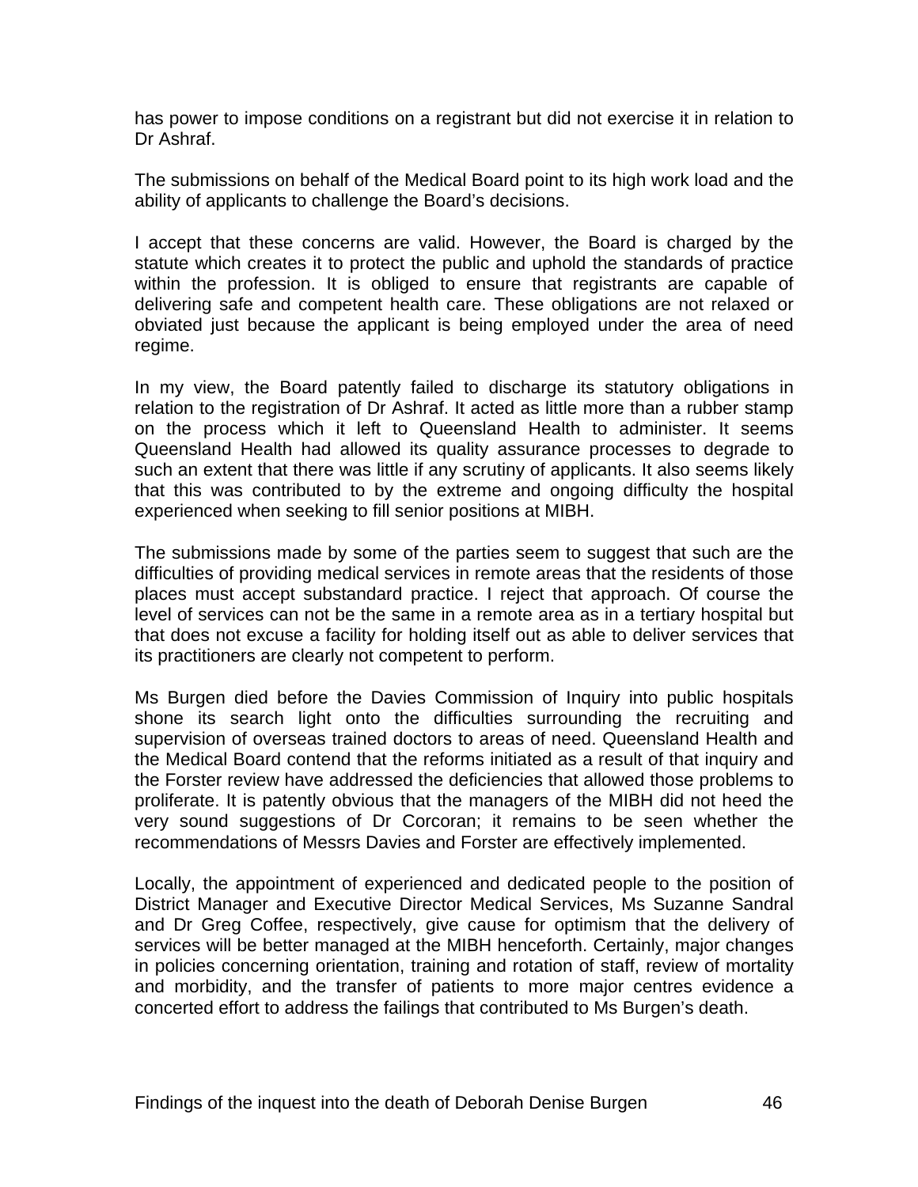has power to impose conditions on a registrant but did not exercise it in relation to Dr Ashraf.

The submissions on behalf of the Medical Board point to its high work load and the ability of applicants to challenge the Board's decisions.

I accept that these concerns are valid. However, the Board is charged by the statute which creates it to protect the public and uphold the standards of practice within the profession. It is obliged to ensure that registrants are capable of delivering safe and competent health care. These obligations are not relaxed or obviated just because the applicant is being employed under the area of need regime.

In my view, the Board patently failed to discharge its statutory obligations in relation to the registration of Dr Ashraf. It acted as little more than a rubber stamp on the process which it left to Queensland Health to administer. It seems Queensland Health had allowed its quality assurance processes to degrade to such an extent that there was little if any scrutiny of applicants. It also seems likely that this was contributed to by the extreme and ongoing difficulty the hospital experienced when seeking to fill senior positions at MIBH.

The submissions made by some of the parties seem to suggest that such are the difficulties of providing medical services in remote areas that the residents of those places must accept substandard practice. I reject that approach. Of course the level of services can not be the same in a remote area as in a tertiary hospital but that does not excuse a facility for holding itself out as able to deliver services that its practitioners are clearly not competent to perform.

Ms Burgen died before the Davies Commission of Inquiry into public hospitals shone its search light onto the difficulties surrounding the recruiting and supervision of overseas trained doctors to areas of need. Queensland Health and the Medical Board contend that the reforms initiated as a result of that inquiry and the Forster review have addressed the deficiencies that allowed those problems to proliferate. It is patently obvious that the managers of the MIBH did not heed the very sound suggestions of Dr Corcoran; it remains to be seen whether the recommendations of Messrs Davies and Forster are effectively implemented.

Locally, the appointment of experienced and dedicated people to the position of District Manager and Executive Director Medical Services, Ms Suzanne Sandral and Dr Greg Coffee, respectively, give cause for optimism that the delivery of services will be better managed at the MIBH henceforth. Certainly, major changes in policies concerning orientation, training and rotation of staff, review of mortality and morbidity, and the transfer of patients to more major centres evidence a concerted effort to address the failings that contributed to Ms Burgen's death.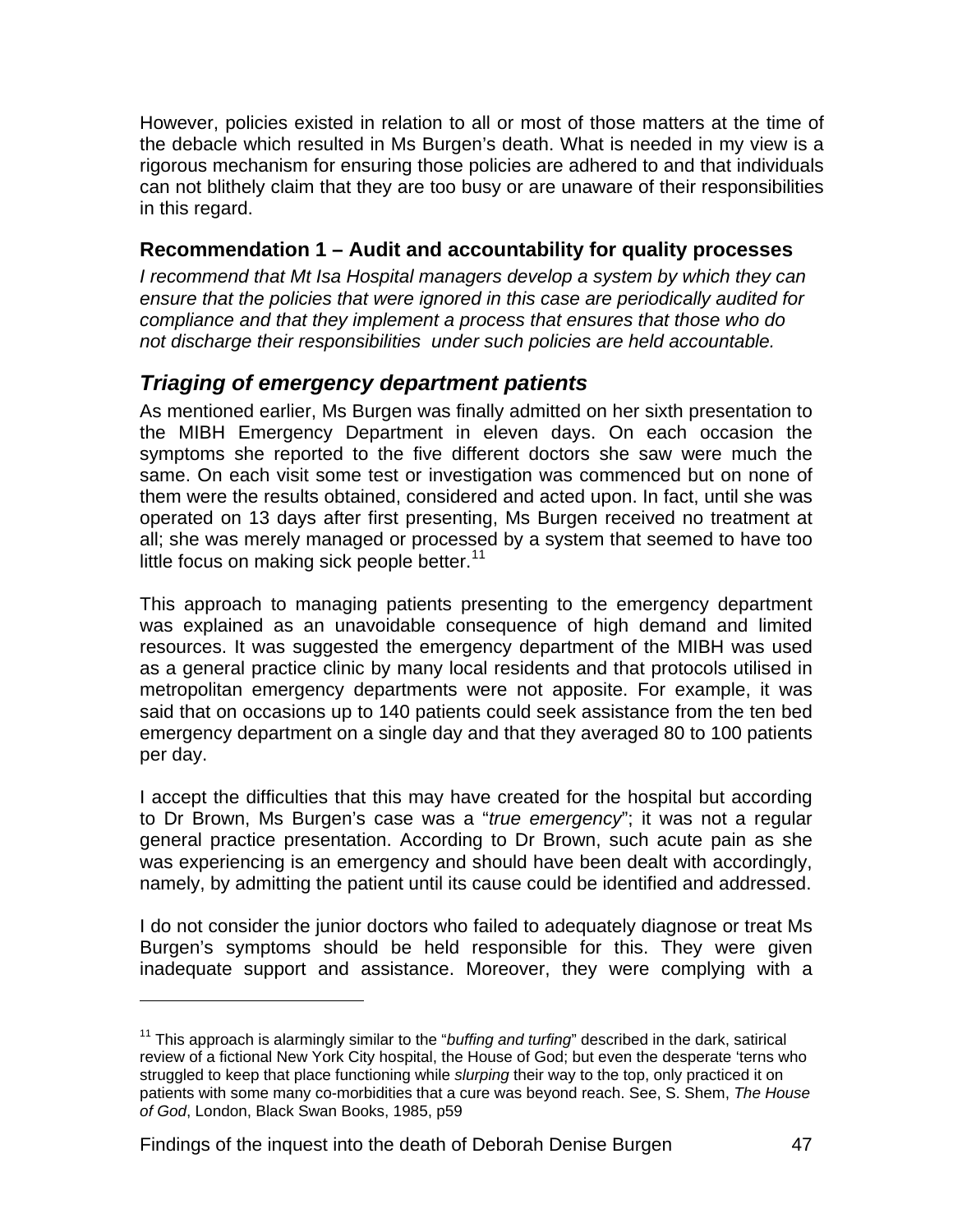However, policies existed in relation to all or most of those matters at the time of the debacle which resulted in Ms Burgen's death. What is needed in my view is a rigorous mechanism for ensuring those policies are adhered to and that individuals can not blithely claim that they are too busy or are unaware of their responsibilities in this regard.

### Recommendation 1 – Audit and accountability for quality processes

*I recommend that Mt Isa Hospital managers develop a system by which they can ensure that the policies that were ignored in this case are periodically audited for compliance and that they implement a process that ensures that those who do not discharge their responsibilities under such policies are held accountable.*

## *Triaging of emergency department patients*

As mentioned earlier, Ms Burgen was finally admitted on her sixth presentation to the MIBH Emergency Department in eleven days. On each occasion the symptoms she reported to the five different doctors she saw were much the same. On each visit some test or investigation was commenced but on none of them were the results obtained, considered and acted upon. In fact, until she was operated on 13 days after first presenting, Ms Burgen received no treatment at all; she was merely managed or processed by a system that seemed to have too little focus on making sick people better.[11]

This approach to managing patients presenting to the emergency department was explained as an unavoidable consequence of high demand and limited resources. It was suggested the emergency department of the MIBH was used as a general practice clinic by many local residents and that protocols utilised in metropolitan emergency departments were not apposite. For example, it was said that on occasions up to 140 patients could seek assistance from the ten bed emergency department on a single day and that they averaged 80 to 100 patients per day.

I accept the difficulties that this may have created for the hospital but according to Dr Brown, Ms Burgen's case was a "*true emergency*"; it was not a regular general practice presentation. According to Dr Brown, such acute pain as she was experiencing is an emergency and should have been dealt with accordingly, namely, by admitting the patient until its cause could be identified and addressed.

I do not consider the junior doctors who failed to adequately diagnose or treat Ms Burgen's symptoms should be held responsible for this. They were given inadequate support and assistance. Moreover, they were complying with a

---

[11] This approach is alarmingly similar to the "*buffing and turfing*" described in the dark, satirical review of a fictional New York City hospital, the House of God; but even the desperate 'terns who struggled to keep that place functioning while *slurping* their way to the top, only practiced it on patients with some many co-morbidities that a cure was beyond reach. See, S. Shem, *The House of God*, London, Black Swan Books, 1985, p59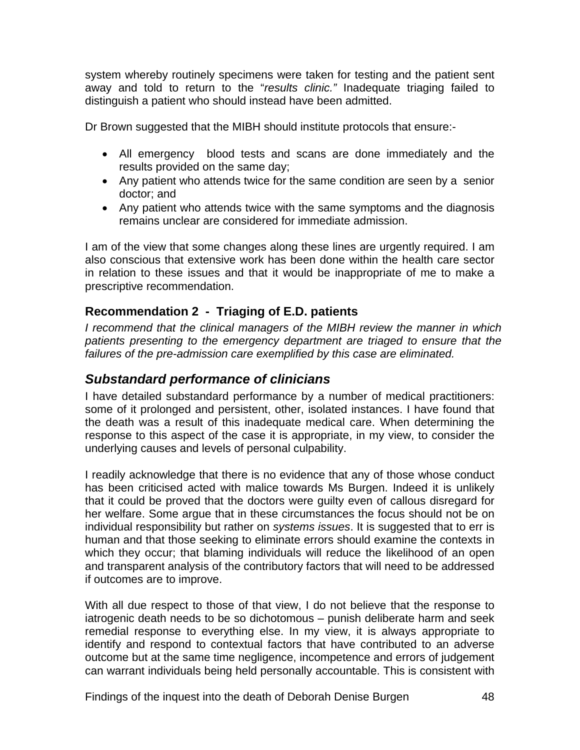system whereby routinely specimens were taken for testing and the patient sent away and told to return to the "*results clinic.*" Inadequate triaging failed to distinguish a patient who should instead have been admitted.

Dr Brown suggested that the MIBH should institute protocols that ensure:-

- All emergency blood tests and scans are done immediately and the results provided on the same day;
- Any patient who attends twice for the same condition are seen by a senior doctor; and
- Any patient who attends twice with the same symptoms and the diagnosis remains unclear are considered for immediate admission.

I am of the view that some changes along these lines are urgently required. I am also conscious that extensive work has been done within the health care sector in relation to these issues and that it would be inappropriate of me to make a prescriptive recommendation.

### Recommendation 2 - Triaging of E.D. patients

*I recommend that the clinical managers of the MIBH review the manner in which patients presenting to the emergency department are triaged to ensure that the failures of the pre-admission care exemplified by this case are eliminated.*

## *Substandard performance of clinicians*

I have detailed substandard performance by a number of medical practitioners: some of it prolonged and persistent, other, isolated instances. I have found that the death was a result of this inadequate medical care. When determining the response to this aspect of the case it is appropriate, in my view, to consider the underlying causes and levels of personal culpability.

I readily acknowledge that there is no evidence that any of those whose conduct has been criticised acted with malice towards Ms Burgen. Indeed it is unlikely that it could be proved that the doctors were guilty even of callous disregard for her welfare. Some argue that in these circumstances the focus should not be on individual responsibility but rather on *systems issues*. It is suggested that to err is human and that those seeking to eliminate errors should examine the contexts in which they occur; that blaming individuals will reduce the likelihood of an open and transparent analysis of the contributory factors that will need to be addressed if outcomes are to improve.

With all due respect to those of that view, I do not believe that the response to iatrogenic death needs to be so dichotomous – punish deliberate harm and seek remedial response to everything else. In my view, it is always appropriate to identify and respond to contextual factors that have contributed to an adverse outcome but at the same time negligence, incompetence and errors of judgement can warrant individuals being held personally accountable. This is consistent with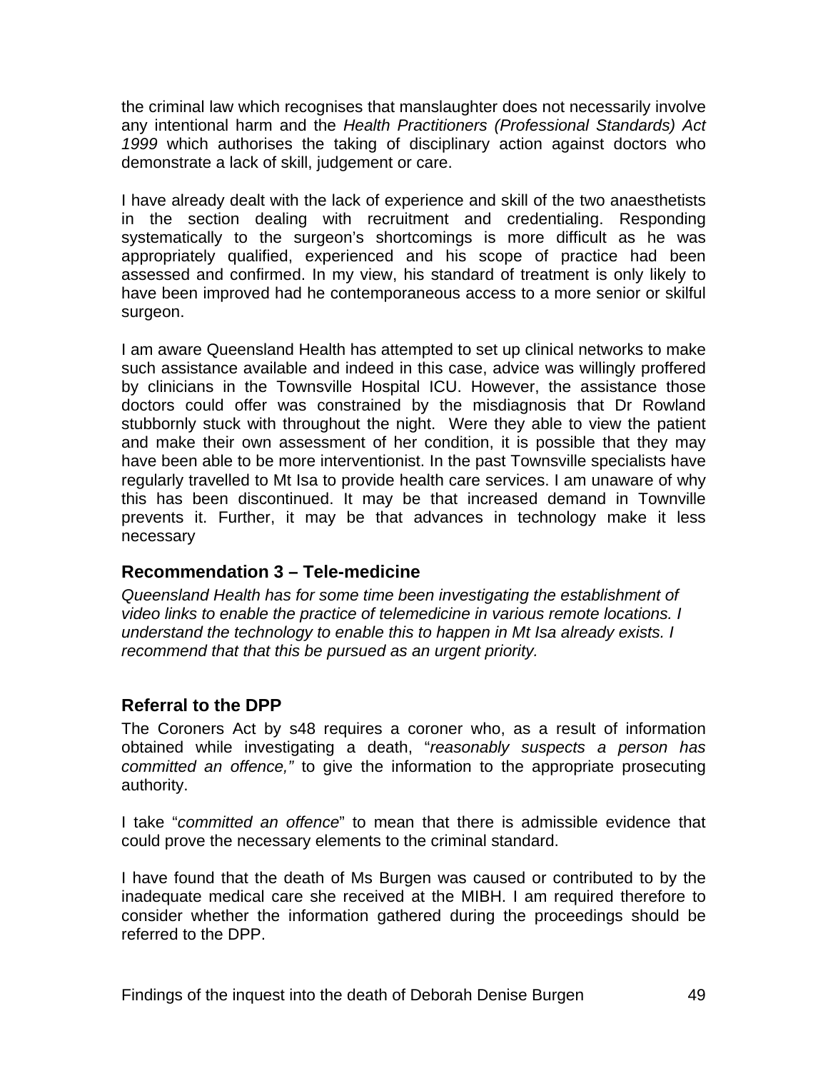the criminal law which recognises that manslaughter does not necessarily involve any intentional harm and the *Health Practitioners (Professional Standards) Act 1999* which authorises the taking of disciplinary action against doctors who demonstrate a lack of skill, judgement or care.

I have already dealt with the lack of experience and skill of the two anaesthetists in the section dealing with recruitment and credentialing. Responding systematically to the surgeon's shortcomings is more difficult as he was appropriately qualified, experienced and his scope of practice had been assessed and confirmed. In my view, his standard of treatment is only likely to have been improved had he contemporaneous access to a more senior or skilful surgeon.

I am aware Queensland Health has attempted to set up clinical networks to make such assistance available and indeed in this case, advice was willingly proffered by clinicians in the Townsville Hospital ICU. However, the assistance those doctors could offer was constrained by the misdiagnosis that Dr Rowland stubbornly stuck with throughout the night. Were they able to view the patient and make their own assessment of her condition, it is possible that they may have been able to be more interventionist. In the past Townsville specialists have regularly travelled to Mt Isa to provide health care services. I am unaware of why this has been discontinued. It may be that increased demand in Townville prevents it. Further, it may be that advances in technology make it less necessary

### Recommendation 3 – Tele-medicine

*Queensland Health has for some time been investigating the establishment of video links to enable the practice of telemedicine in various remote locations. I understand the technology to enable this to happen in Mt Isa already exists. I recommend that that this be pursued as an urgent priority.*

### Referral to the DPP

The Coroners Act by s48 requires a coroner who, as a result of information obtained while investigating a death, "*reasonably suspects a person has committed an offence,"* to give the information to the appropriate prosecuting authority.

I take "*committed an offence*" to mean that there is admissible evidence that could prove the necessary elements to the criminal standard.

I have found that the death of Ms Burgen was caused or contributed to by the inadequate medical care she received at the MIBH. I am required therefore to consider whether the information gathered during the proceedings should be referred to the DPP.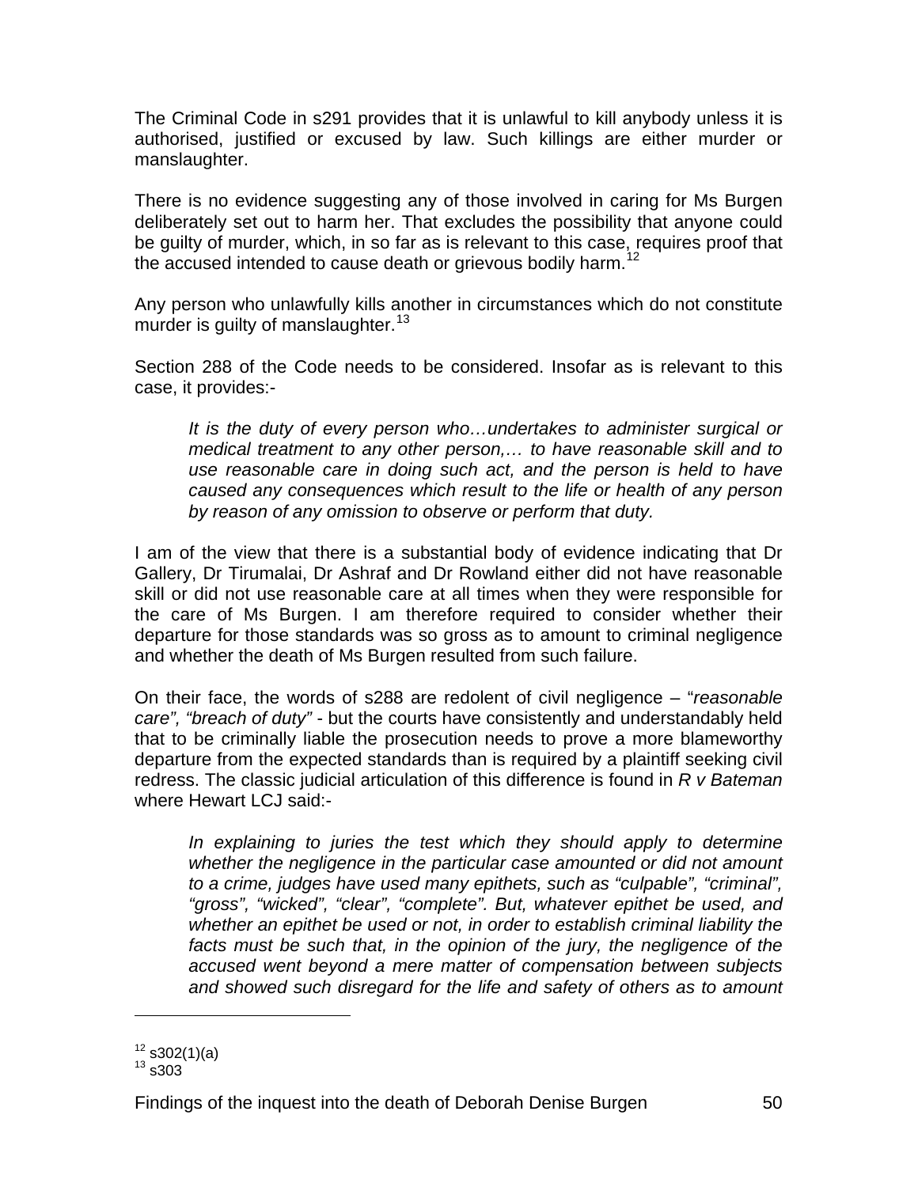The Criminal Code in s291 provides that it is unlawful to kill anybody unless it is authorised, justified or excused by law. Such killings are either murder or manslaughter.

There is no evidence suggesting any of those involved in caring for Ms Burgen deliberately set out to harm her. That excludes the possibility that anyone could be guilty of murder, which, in so far as is relevant to this case, requires proof that the accused intended to cause death or grievous bodily harm.[12]

Any person who unlawfully kills another in circumstances which do not constitute murder is guilty of manslaughter.[13]

Section 288 of the Code needs to be considered. Insofar as is relevant to this case, it provides:-

> *It is the duty of every person who…undertakes to administer surgical or medical treatment to any other person,… to have reasonable skill and to use reasonable care in doing such act, and the person is held to have caused any consequences which result to the life or health of any person by reason of any omission to observe or perform that duty.*

I am of the view that there is a substantial body of evidence indicating that Dr Gallery, Dr Tirumalai, Dr Ashraf and Dr Rowland either did not have reasonable skill or did not use reasonable care at all times when they were responsible for the care of Ms Burgen. I am therefore required to consider whether their departure for those standards was so gross as to amount to criminal negligence and whether the death of Ms Burgen resulted from such failure.

On their face, the words of s288 are redolent of civil negligence – "*reasonable care", "breach of duty"* - but the courts have consistently and understandably held that to be criminally liable the prosecution needs to prove a more blameworthy departure from the expected standards than is required by a plaintiff seeking civil redress. The classic judicial articulation of this difference is found in *R v Bateman* where Hewart LCJ said:-

> *In explaining to juries the test which they should apply to determine whether the negligence in the particular case amounted or did not amount to a crime, judges have used many epithets, such as "culpable", "criminal", "gross", "wicked", "clear", "complete". But, whatever epithet be used, and whether an epithet be used or not, in order to establish criminal liability the facts must be such that, in the opinion of the jury, the negligence of the accused went beyond a mere matter of compensation between subjects and showed such disregard for the life and safety of others as to amount*

---

[12] s302(1)(a)

[13] s303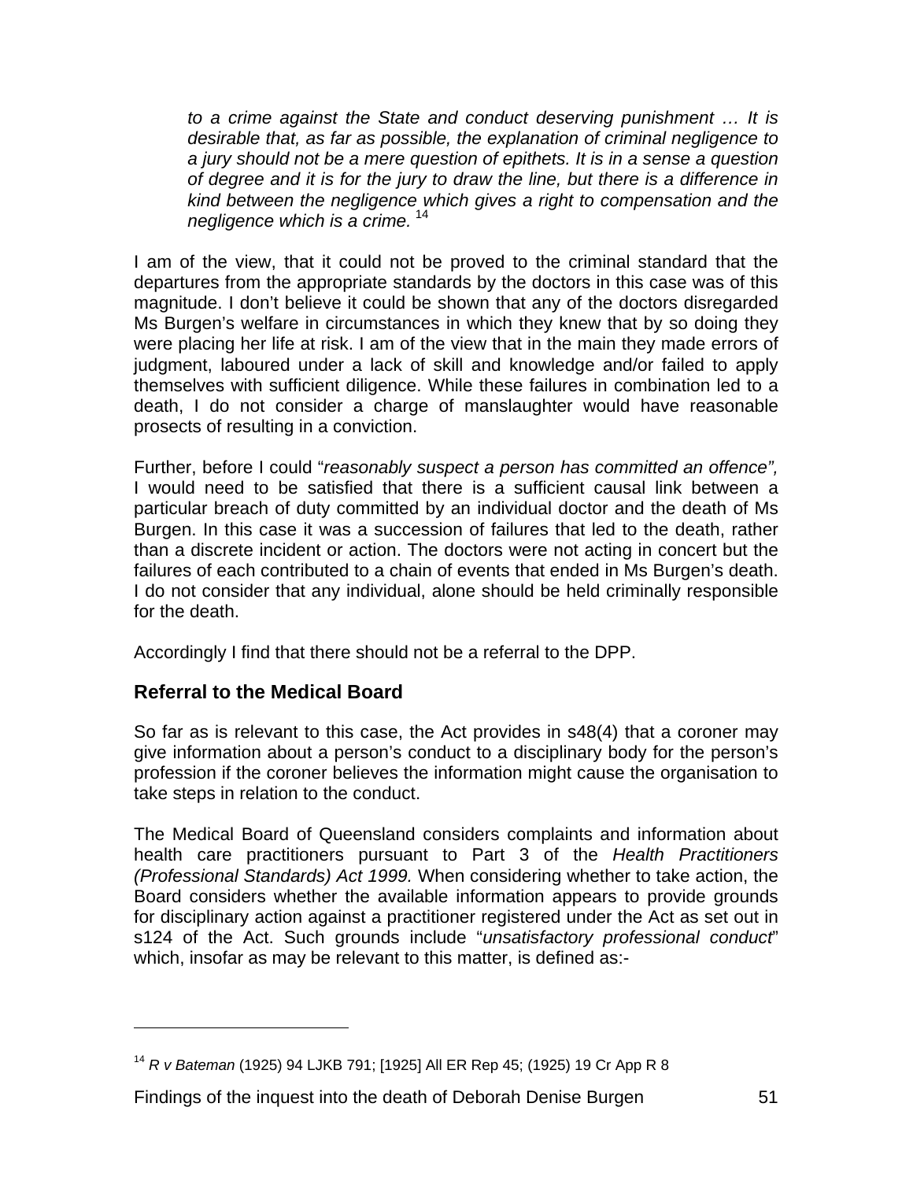> *to a crime against the State and conduct deserving punishment … It is desirable that, as far as possible, the explanation of criminal negligence to a jury should not be a mere question of epithets. It is in a sense a question of degree and it is for the jury to draw the line, but there is a difference in kind between the negligence which gives a right to compensation and the negligence which is a crime.* [14]

I am of the view, that it could not be proved to the criminal standard that the departures from the appropriate standards by the doctors in this case was of this magnitude. I don't believe it could be shown that any of the doctors disregarded Ms Burgen's welfare in circumstances in which they knew that by so doing they were placing her life at risk. I am of the view that in the main they made errors of judgment, laboured under a lack of skill and knowledge and/or failed to apply themselves with sufficient diligence. While these failures in combination led to a death, I do not consider a charge of manslaughter would have reasonable prosects of resulting in a conviction.

Further, before I could "*reasonably suspect a person has committed an offence",* I would need to be satisfied that there is a sufficient causal link between a particular breach of duty committed by an individual doctor and the death of Ms Burgen. In this case it was a succession of failures that led to the death, rather than a discrete incident or action. The doctors were not acting in concert but the failures of each contributed to a chain of events that ended in Ms Burgen's death. I do not consider that any individual, alone should be held criminally responsible for the death.

Accordingly I find that there should not be a referral to the DPP.

## Referral to the Medical Board

So far as is relevant to this case, the Act provides in s48(4) that a coroner may give information about a person's conduct to a disciplinary body for the person's profession if the coroner believes the information might cause the organisation to take steps in relation to the conduct.

The Medical Board of Queensland considers complaints and information about health care practitioners pursuant to Part 3 of the *Health Practitioners (Professional Standards) Act 1999.* When considering whether to take action, the Board considers whether the available information appears to provide grounds for disciplinary action against a practitioner registered under the Act as set out in s124 of the Act. Such grounds include "*unsatisfactory professional conduct*" which, insofar as may be relevant to this matter, is defined as:-

---

[14] *R v Bateman* (1925) 94 LJKB 791; [1925] All ER Rep 45; (1925) 19 Cr App R 8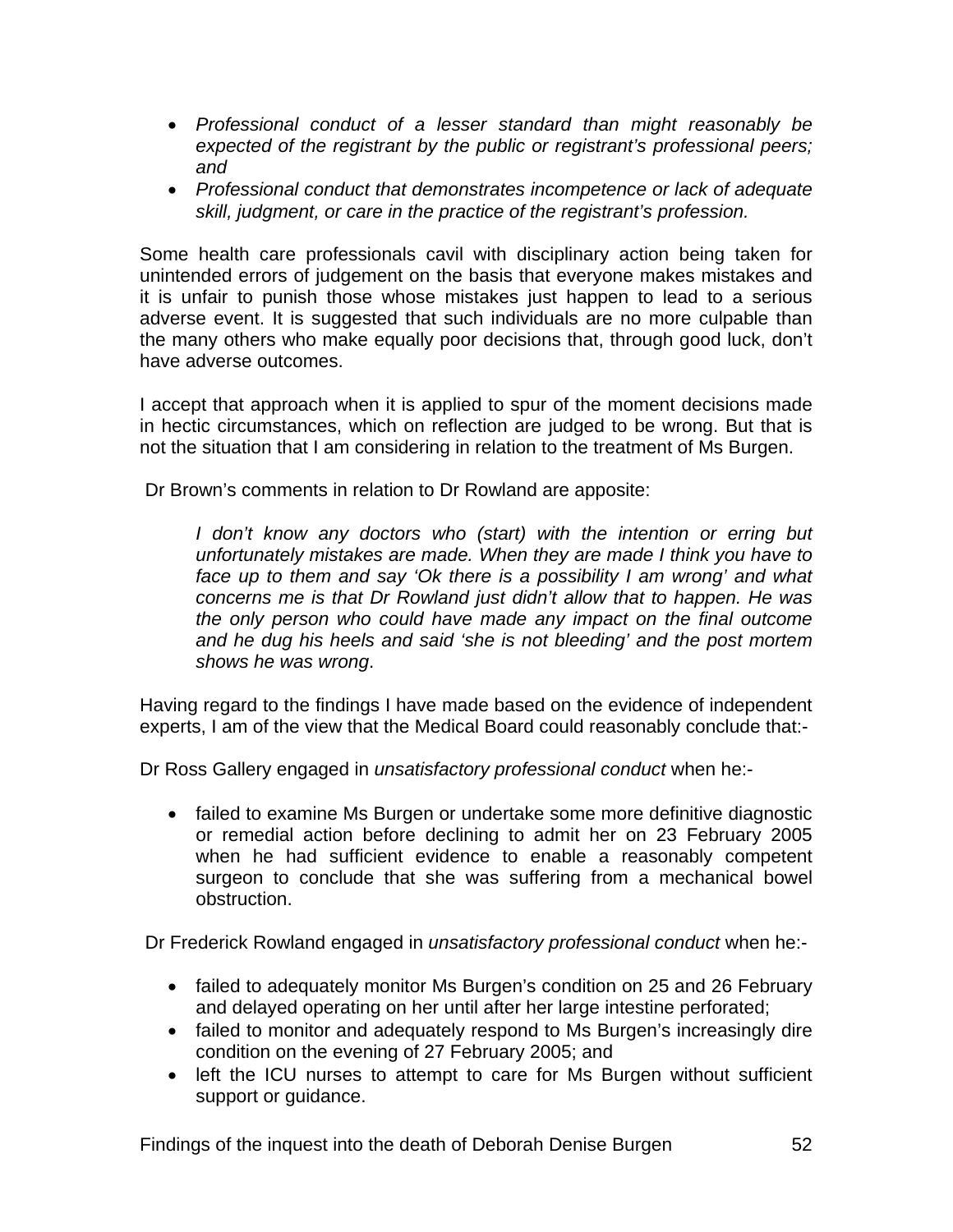- *Professional conduct of a lesser standard than might reasonably be expected of the registrant by the public or registrant's professional peers; and*
- *Professional conduct that demonstrates incompetence or lack of adequate skill, judgment, or care in the practice of the registrant's profession.*

Some health care professionals cavil with disciplinary action being taken for unintended errors of judgement on the basis that everyone makes mistakes and it is unfair to punish those whose mistakes just happen to lead to a serious adverse event. It is suggested that such individuals are no more culpable than the many others who make equally poor decisions that, through good luck, don't have adverse outcomes.

I accept that approach when it is applied to spur of the moment decisions made in hectic circumstances, which on reflection are judged to be wrong. But that is not the situation that I am considering in relation to the treatment of Ms Burgen.

Dr Brown's comments in relation to Dr Rowland are apposite:

> *I don't know any doctors who (start) with the intention or erring but unfortunately mistakes are made. When they are made I think you have to face up to them and say 'Ok there is a possibility I am wrong' and what concerns me is that Dr Rowland just didn't allow that to happen. He was the only person who could have made any impact on the final outcome and he dug his heels and said 'she is not bleeding' and the post mortem shows he was wrong*.

Having regard to the findings I have made based on the evidence of independent experts, I am of the view that the Medical Board could reasonably conclude that:-

Dr Ross Gallery engaged in *unsatisfactory professional conduct* when he:-

- failed to examine Ms Burgen or undertake some more definitive diagnostic or remedial action before declining to admit her on 23 February 2005 when he had sufficient evidence to enable a reasonably competent surgeon to conclude that she was suffering from a mechanical bowel obstruction.

Dr Frederick Rowland engaged in *unsatisfactory professional conduct* when he:-

- failed to adequately monitor Ms Burgen's condition on 25 and 26 February and delayed operating on her until after her large intestine perforated;
- failed to monitor and adequately respond to Ms Burgen's increasingly dire condition on the evening of 27 February 2005; and
- left the ICU nurses to attempt to care for Ms Burgen without sufficient support or guidance.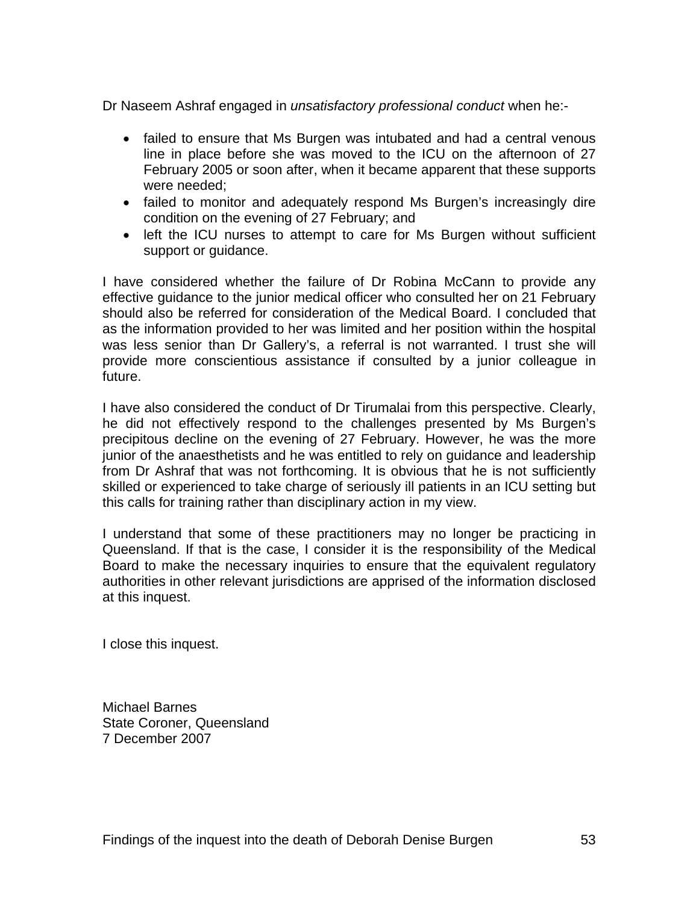Dr Naseem Ashraf engaged in *unsatisfactory professional conduct* when he:-

- failed to ensure that Ms Burgen was intubated and had a central venous line in place before she was moved to the ICU on the afternoon of 27 February 2005 or soon after, when it became apparent that these supports were needed;
- failed to monitor and adequately respond Ms Burgen's increasingly dire condition on the evening of 27 February; and
- left the ICU nurses to attempt to care for Ms Burgen without sufficient support or guidance.

I have considered whether the failure of Dr Robina McCann to provide any effective guidance to the junior medical officer who consulted her on 21 February should also be referred for consideration of the Medical Board. I concluded that as the information provided to her was limited and her position within the hospital was less senior than Dr Gallery's, a referral is not warranted. I trust she will provide more conscientious assistance if consulted by a junior colleague in future.

I have also considered the conduct of Dr Tirumalai from this perspective. Clearly, he did not effectively respond to the challenges presented by Ms Burgen's precipitous decline on the evening of 27 February. However, he was the more junior of the anaesthetists and he was entitled to rely on guidance and leadership from Dr Ashraf that was not forthcoming. It is obvious that he is not sufficiently skilled or experienced to take charge of seriously ill patients in an ICU setting but this calls for training rather than disciplinary action in my view.

I understand that some of these practitioners may no longer be practicing in Queensland. If that is the case, I consider it is the responsibility of the Medical Board to make the necessary inquiries to ensure that the equivalent regulatory authorities in other relevant jurisdictions are apprised of the information disclosed at this inquest.

I close this inquest.

Michael Barnes
State Coroner, Queensland
7 December 2007